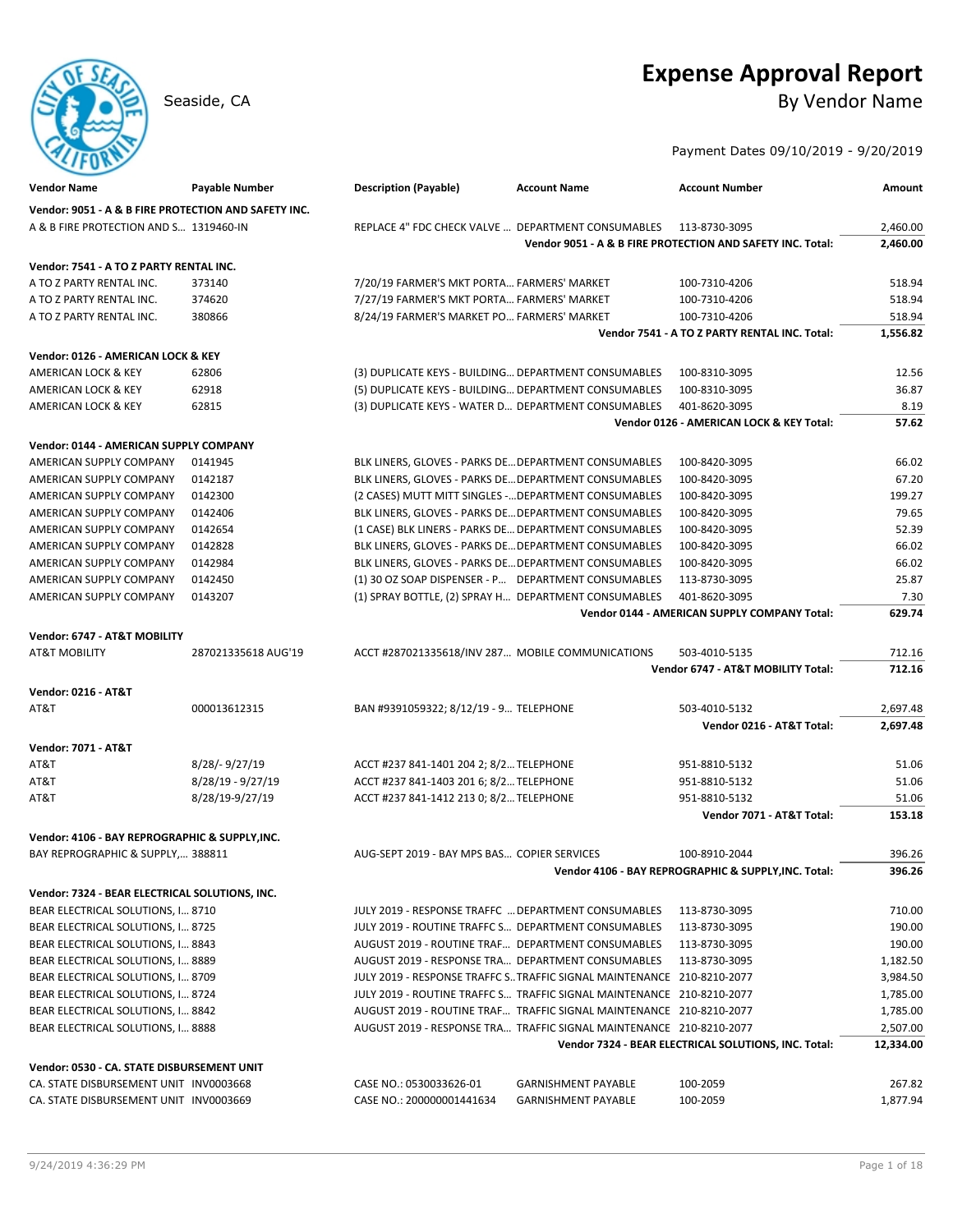# Expense Approval Report

Seaside, CA

By Vendor Name

Payment Dates 09/10/2019 - 9/20/2019

| Vendor Name | Payable Number | Description (Payable) | Account Name | Account Number | Amount |
|---|---|---|---|---|---|
| **Vendor: 9051 - A & B FIRE PROTECTION AND SAFETY INC.** | | | | | |
| A & B FIRE PROTECTION AND S... | 1319460-IN | REPLACE 4" FDC CHECK VALVE ... | DEPARTMENT CONSUMABLES | 113-8730-3095 | 2,460.00 |
| | | | **Vendor 9051 - A & B FIRE PROTECTION AND SAFETY INC. Total:** | | **2,460.00** |
| **Vendor: 7541 - A TO Z PARTY RENTAL INC.** | | | | | |
| A TO Z PARTY RENTAL INC. | 373140 | 7/20/19 FARMER'S MKT PORTA... | FARMERS' MARKET | 100-7310-4206 | 518.94 |
| A TO Z PARTY RENTAL INC. | 374620 | 7/27/19 FARMER'S MKT PORTA... | FARMERS' MARKET | 100-7310-4206 | 518.94 |
| A TO Z PARTY RENTAL INC. | 380866 | 8/24/19 FARMER'S MARKET PO... | FARMERS' MARKET | 100-7310-4206 | 518.94 |
| | | | **Vendor 7541 - A TO Z PARTY RENTAL INC. Total:** | | **1,556.82** |
| **Vendor: 0126 - AMERICAN LOCK & KEY** | | | | | |
| AMERICAN LOCK & KEY | 62806 | (3) DUPLICATE KEYS - BUILDING... | DEPARTMENT CONSUMABLES | 100-8310-3095 | 12.56 |
| AMERICAN LOCK & KEY | 62918 | (5) DUPLICATE KEYS - BUILDING... | DEPARTMENT CONSUMABLES | 100-8310-3095 | 36.87 |
| AMERICAN LOCK & KEY | 62815 | (3) DUPLICATE KEYS - WATER D... | DEPARTMENT CONSUMABLES | 401-8620-3095 | 8.19 |
| | | | **Vendor 0126 - AMERICAN LOCK & KEY Total:** | | **57.62** |
| **Vendor: 0144 - AMERICAN SUPPLY COMPANY** | | | | | |
| AMERICAN SUPPLY COMPANY | 0141945 | BLK LINERS, GLOVES - PARKS DE... | DEPARTMENT CONSUMABLES | 100-8420-3095 | 66.02 |
| AMERICAN SUPPLY COMPANY | 0142187 | BLK LINERS, GLOVES - PARKS DE... | DEPARTMENT CONSUMABLES | 100-8420-3095 | 67.20 |
| AMERICAN SUPPLY COMPANY | 0142300 | (2 CASES) MUTT MITT SINGLES -... | DEPARTMENT CONSUMABLES | 100-8420-3095 | 199.27 |
| AMERICAN SUPPLY COMPANY | 0142406 | BLK LINERS, GLOVES - PARKS DE... | DEPARTMENT CONSUMABLES | 100-8420-3095 | 79.65 |
| AMERICAN SUPPLY COMPANY | 0142654 | (1 CASE) BLK LINERS - PARKS DE... | DEPARTMENT CONSUMABLES | 100-8420-3095 | 52.39 |
| AMERICAN SUPPLY COMPANY | 0142828 | BLK LINERS, GLOVES - PARKS DE... | DEPARTMENT CONSUMABLES | 100-8420-3095 | 66.02 |
| AMERICAN SUPPLY COMPANY | 0142984 | BLK LINERS, GLOVES - PARKS DE... | DEPARTMENT CONSUMABLES | 100-8420-3095 | 66.02 |
| AMERICAN SUPPLY COMPANY | 0142450 | (1) 30 OZ SOAP DISPENSER - P... | DEPARTMENT CONSUMABLES | 113-8730-3095 | 25.87 |
| AMERICAN SUPPLY COMPANY | 0143207 | (1) SPRAY BOTTLE, (2) SPRAY H... | DEPARTMENT CONSUMABLES | 401-8620-3095 | 7.30 |
| | | | **Vendor 0144 - AMERICAN SUPPLY COMPANY Total:** | | **629.74** |
| **Vendor: 6747 - AT&T MOBILITY** | | | | | |
| AT&T MOBILITY | 287021335618 AUG'19 | ACCT #287021335618/INV 287... | MOBILE COMMUNICATIONS | 503-4010-5135 | 712.16 |
| | | | **Vendor 6747 - AT&T MOBILITY Total:** | | **712.16** |
| **Vendor: 0216 - AT&T** | | | | | |
| AT&T | 000013612315 | BAN #9391059322; 8/12/19 - 9... | TELEPHONE | 503-4010-5132 | 2,697.48 |
| | | | **Vendor 0216 - AT&T Total:** | | **2,697.48** |
| **Vendor: 7071 - AT&T** | | | | | |
| AT&T | 8/28/- 9/27/19 | ACCT #237 841-1401 204 2; 8/2... | TELEPHONE | 951-8810-5132 | 51.06 |
| AT&T | 8/28/19 - 9/27/19 | ACCT #237 841-1403 201 6; 8/2... | TELEPHONE | 951-8810-5132 | 51.06 |
| AT&T | 8/28/19-9/27/19 | ACCT #237 841-1412 213 0; 8/2... | TELEPHONE | 951-8810-5132 | 51.06 |
| | | | **Vendor 7071 - AT&T Total:** | | **153.18** |
| **Vendor: 4106 - BAY REPROGRAPHIC & SUPPLY,INC.** | | | | | |
| BAY REPROGRAPHIC & SUPPLY,... | 388811 | AUG-SEPT 2019 - BAY MPS BAS... | COPIER SERVICES | 100-8910-2044 | 396.26 |
| | | | **Vendor 4106 - BAY REPROGRAPHIC & SUPPLY,INC. Total:** | | **396.26** |
| **Vendor: 7324 - BEAR ELECTRICAL SOLUTIONS, INC.** | | | | | |
| BEAR ELECTRICAL SOLUTIONS, I... | 8710 | JULY 2019 - RESPONSE TRAFFC ... | DEPARTMENT CONSUMABLES | 113-8730-3095 | 710.00 |
| BEAR ELECTRICAL SOLUTIONS, I... | 8725 | JULY 2019 - ROUTINE TRAFFC S... | DEPARTMENT CONSUMABLES | 113-8730-3095 | 190.00 |
| BEAR ELECTRICAL SOLUTIONS, I... | 8843 | AUGUST 2019 - ROUTINE TRAF... | DEPARTMENT CONSUMABLES | 113-8730-3095 | 190.00 |
| BEAR ELECTRICAL SOLUTIONS, I... | 8889 | AUGUST 2019 - RESPONSE TRA... | DEPARTMENT CONSUMABLES | 113-8730-3095 | 1,182.50 |
| BEAR ELECTRICAL SOLUTIONS, I... | 8709 | JULY 2019 - RESPONSE TRAFFC S... | TRAFFIC SIGNAL MAINTENANCE | 210-8210-2077 | 3,984.50 |
| BEAR ELECTRICAL SOLUTIONS, I... | 8724 | JULY 2019 - ROUTINE TRAFFC S... | TRAFFIC SIGNAL MAINTENANCE | 210-8210-2077 | 1,785.00 |
| BEAR ELECTRICAL SOLUTIONS, I... | 8842 | AUGUST 2019 - ROUTINE TRAF... | TRAFFIC SIGNAL MAINTENANCE | 210-8210-2077 | 1,785.00 |
| BEAR ELECTRICAL SOLUTIONS, I... | 8888 | AUGUST 2019 - RESPONSE TRA... | TRAFFIC SIGNAL MAINTENANCE | 210-8210-2077 | 2,507.00 |
| | | | **Vendor 7324 - BEAR ELECTRICAL SOLUTIONS, INC. Total:** | | **12,334.00** |
| **Vendor: 0530 - CA. STATE DISBURSEMENT UNIT** | | | | | |
| CA. STATE DISBURSEMENT UNIT | INV0003668 | CASE NO.: 0530033626-01 | GARNISHMENT PAYABLE | 100-2059 | 267.82 |
| CA. STATE DISBURSEMENT UNIT | INV0003669 | CASE NO.: 200000001441634 | GARNISHMENT PAYABLE | 100-2059 | 1,877.94 |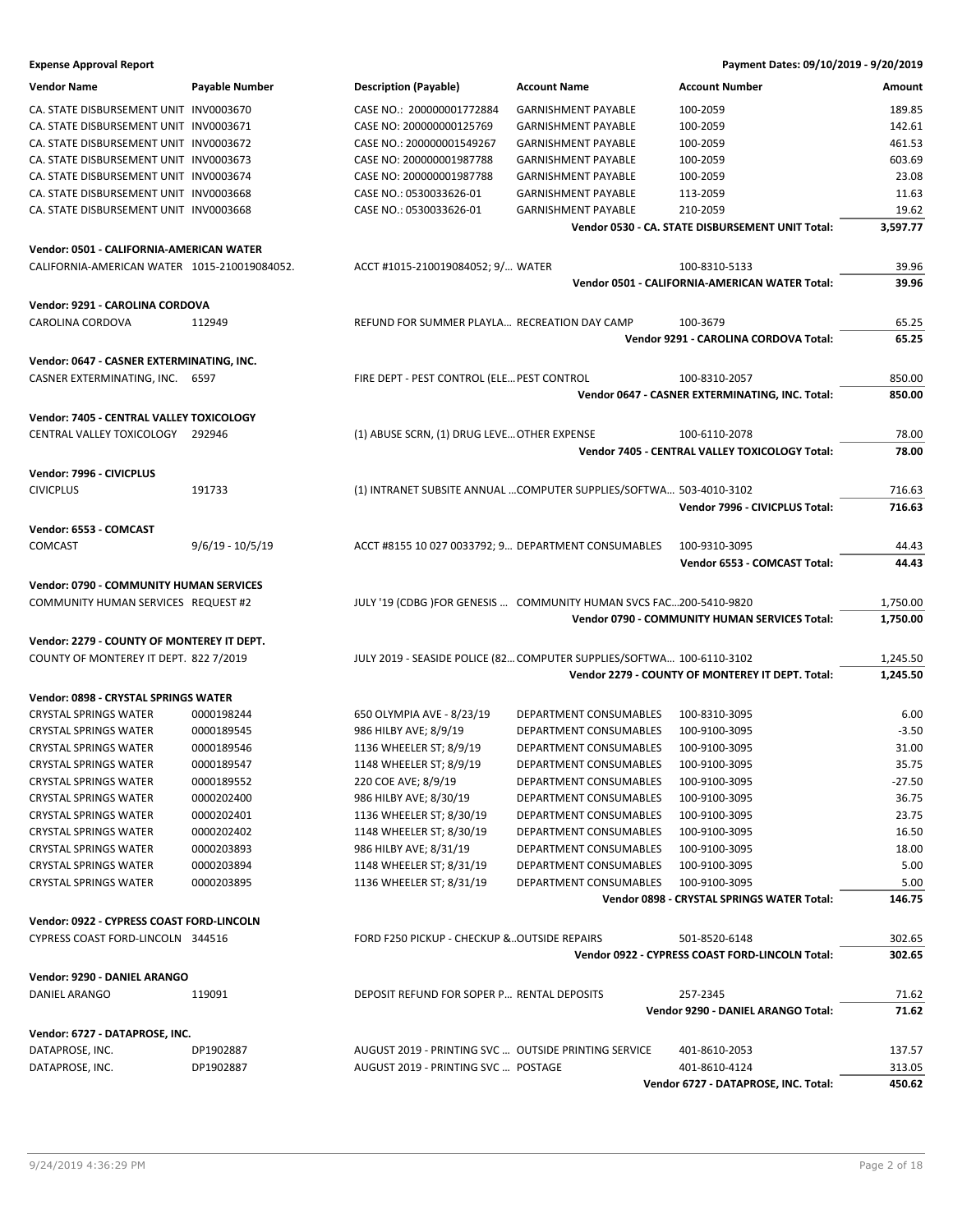**Expense Approval Report** — Payment Dates: 09/10/2019 - 9/20/2019

| Vendor Name | Payable Number | Description (Payable) | Account Name | Account Number | Amount |
|---|---|---|---|---|---|
| CA. STATE DISBURSEMENT UNIT | INV0003670 | CASE NO.: 200000001772884 | GARNISHMENT PAYABLE | 100-2059 | 189.85 |
| CA. STATE DISBURSEMENT UNIT | INV0003671 | CASE NO: 200000000125769 | GARNISHMENT PAYABLE | 100-2059 | 142.61 |
| CA. STATE DISBURSEMENT UNIT | INV0003672 | CASE NO.: 200000001549267 | GARNISHMENT PAYABLE | 100-2059 | 461.53 |
| CA. STATE DISBURSEMENT UNIT | INV0003673 | CASE NO: 200000001987788 | GARNISHMENT PAYABLE | 100-2059 | 603.69 |
| CA. STATE DISBURSEMENT UNIT | INV0003674 | CASE NO: 200000001987788 | GARNISHMENT PAYABLE | 100-2059 | 23.08 |
| CA. STATE DISBURSEMENT UNIT | INV0003668 | CASE NO.: 0530033626-01 | GARNISHMENT PAYABLE | 113-2059 | 11.63 |
| CA. STATE DISBURSEMENT UNIT | INV0003668 | CASE NO.: 0530033626-01 | GARNISHMENT PAYABLE | 210-2059 | 19.62 |
| | | | | **Vendor 0530 - CA. STATE DISBURSEMENT UNIT Total:** | **3,597.77** |
| **Vendor: 0501 - CALIFORNIA-AMERICAN WATER** | | | | | |
| CALIFORNIA-AMERICAN WATER | 1015-210019084052. | ACCT #1015-210019084052; 9/… | WATER | 100-8310-5133 | 39.96 |
| | | | | **Vendor 0501 - CALIFORNIA-AMERICAN WATER Total:** | **39.96** |
| **Vendor: 9291 - CAROLINA CORDOVA** | | | | | |
| CAROLINA CORDOVA | 112949 | REFUND FOR SUMMER PLAYLA… | RECREATION DAY CAMP | 100-3679 | 65.25 |
| | | | | **Vendor 9291 - CAROLINA CORDOVA Total:** | **65.25** |
| **Vendor: 0647 - CASNER EXTERMINATING, INC.** | | | | | |
| CASNER EXTERMINATING, INC. | 6597 | FIRE DEPT - PEST CONTROL (ELE… | PEST CONTROL | 100-8310-2057 | 850.00 |
| | | | | **Vendor 0647 - CASNER EXTERMINATING, INC. Total:** | **850.00** |
| **Vendor: 7405 - CENTRAL VALLEY TOXICOLOGY** | | | | | |
| CENTRAL VALLEY TOXICOLOGY | 292946 | (1) ABUSE SCRN, (1) DRUG LEVE… | OTHER EXPENSE | 100-6110-2078 | 78.00 |
| | | | | **Vendor 7405 - CENTRAL VALLEY TOXICOLOGY Total:** | **78.00** |
| **Vendor: 7996 - CIVICPLUS** | | | | | |
| CIVICPLUS | 191733 | (1) INTRANET SUBSITE ANNUAL … | COMPUTER SUPPLIES/SOFTWA… | 503-4010-3102 | 716.63 |
| | | | | **Vendor 7996 - CIVICPLUS Total:** | **716.63** |
| **Vendor: 6553 - COMCAST** | | | | | |
| COMCAST | 9/6/19 - 10/5/19 | ACCT #8155 10 027 0033792; 9… | DEPARTMENT CONSUMABLES | 100-9310-3095 | 44.43 |
| | | | | **Vendor 6553 - COMCAST Total:** | **44.43** |
| **Vendor: 0790 - COMMUNITY HUMAN SERVICES** | | | | | |
| COMMUNITY HUMAN SERVICES | REQUEST #2 | JULY '19 (CDBG )FOR GENESIS … | COMMUNITY HUMAN SVCS FAC… | 200-5410-9820 | 1,750.00 |
| | | | | **Vendor 0790 - COMMUNITY HUMAN SERVICES Total:** | **1,750.00** |
| **Vendor: 2279 - COUNTY OF MONTEREY IT DEPT.** | | | | | |
| COUNTY OF MONTEREY IT DEPT. | 822 7/2019 | JULY 2019 - SEASIDE POLICE (82… | COMPUTER SUPPLIES/SOFTWA… | 100-6110-3102 | 1,245.50 |
| | | | | **Vendor 2279 - COUNTY OF MONTEREY IT DEPT. Total:** | **1,245.50** |
| **Vendor: 0898 - CRYSTAL SPRINGS WATER** | | | | | |
| CRYSTAL SPRINGS WATER | 0000198244 | 650 OLYMPIA AVE - 8/23/19 | DEPARTMENT CONSUMABLES | 100-8310-3095 | 6.00 |
| CRYSTAL SPRINGS WATER | 0000189545 | 986 HILBY AVE; 8/9/19 | DEPARTMENT CONSUMABLES | 100-9100-3095 | -3.50 |
| CRYSTAL SPRINGS WATER | 0000189546 | 1136 WHEELER ST; 8/9/19 | DEPARTMENT CONSUMABLES | 100-9100-3095 | 31.00 |
| CRYSTAL SPRINGS WATER | 0000189547 | 1148 WHEELER ST; 8/9/19 | DEPARTMENT CONSUMABLES | 100-9100-3095 | 35.75 |
| CRYSTAL SPRINGS WATER | 0000189552 | 220 COE AVE; 8/9/19 | DEPARTMENT CONSUMABLES | 100-9100-3095 | -27.50 |
| CRYSTAL SPRINGS WATER | 0000202400 | 986 HILBY AVE; 8/30/19 | DEPARTMENT CONSUMABLES | 100-9100-3095 | 36.75 |
| CRYSTAL SPRINGS WATER | 0000202401 | 1136 WHEELER ST; 8/30/19 | DEPARTMENT CONSUMABLES | 100-9100-3095 | 23.75 |
| CRYSTAL SPRINGS WATER | 0000202402 | 1148 WHEELER ST; 8/30/19 | DEPARTMENT CONSUMABLES | 100-9100-3095 | 16.50 |
| CRYSTAL SPRINGS WATER | 0000203893 | 986 HILBY AVE; 8/31/19 | DEPARTMENT CONSUMABLES | 100-9100-3095 | 18.00 |
| CRYSTAL SPRINGS WATER | 0000203894 | 1148 WHEELER ST; 8/31/19 | DEPARTMENT CONSUMABLES | 100-9100-3095 | 5.00 |
| CRYSTAL SPRINGS WATER | 0000203895 | 1136 WHEELER ST; 8/31/19 | DEPARTMENT CONSUMABLES | 100-9100-3095 | 5.00 |
| | | | | **Vendor 0898 - CRYSTAL SPRINGS WATER Total:** | **146.75** |
| **Vendor: 0922 - CYPRESS COAST FORD-LINCOLN** | | | | | |
| CYPRESS COAST FORD-LINCOLN | 344516 | FORD F250 PICKUP - CHECKUP &… | OUTSIDE REPAIRS | 501-8520-6148 | 302.65 |
| | | | | **Vendor 0922 - CYPRESS COAST FORD-LINCOLN Total:** | **302.65** |
| **Vendor: 9290 - DANIEL ARANGO** | | | | | |
| DANIEL ARANGO | 119091 | DEPOSIT REFUND FOR SOPER P… | RENTAL DEPOSITS | 257-2345 | 71.62 |
| | | | | **Vendor 9290 - DANIEL ARANGO Total:** | **71.62** |
| **Vendor: 6727 - DATAPROSE, INC.** | | | | | |
| DATAPROSE, INC. | DP1902887 | AUGUST 2019 - PRINTING SVC … | OUTSIDE PRINTING SERVICE | 401-8610-2053 | 137.57 |
| DATAPROSE, INC. | DP1902887 | AUGUST 2019 - PRINTING SVC … | POSTAGE | 401-8610-4124 | 313.05 |
| | | | | **Vendor 6727 - DATAPROSE, INC. Total:** | **450.62** |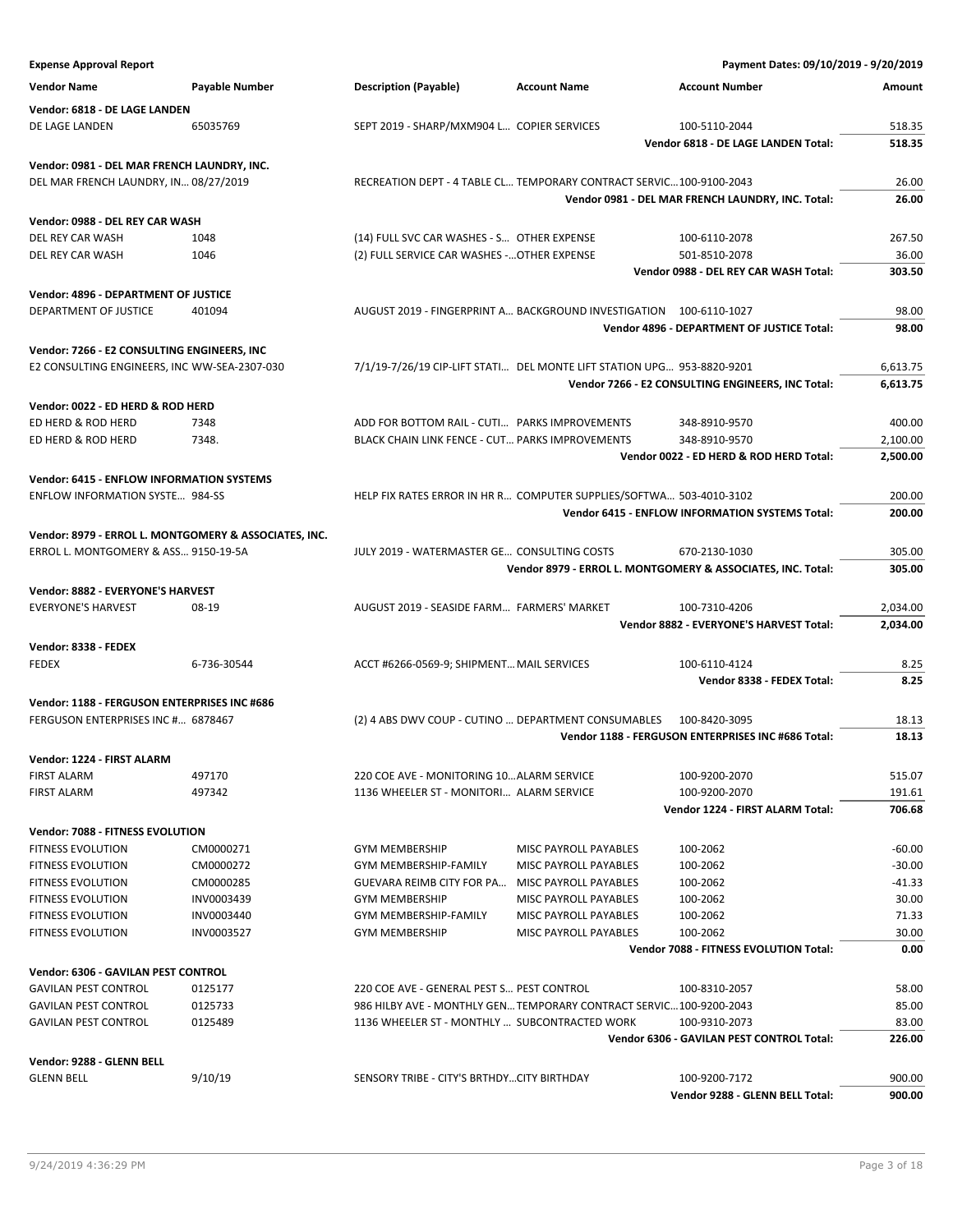**Expense Approval Report** — Payment Dates: 09/10/2019 - 9/20/2019

| Vendor Name | Payable Number | Description (Payable) | Account Name | Account Number | Amount |
|---|---|---|---|---|---|
| **Vendor: 6818 - DE LAGE LANDEN** | | | | | |
| DE LAGE LANDEN | 65035769 | SEPT 2019 - SHARP/MXM904 L… | COPIER SERVICES | 100-5110-2044 | 518.35 |
| | | | | **Vendor 6818 - DE LAGE LANDEN Total:** | **518.35** |
| **Vendor: 0981 - DEL MAR FRENCH LAUNDRY, INC.** | | | | | |
| DEL MAR FRENCH LAUNDRY, IN… | 08/27/2019 | RECREATION DEPT - 4 TABLE CL… | TEMPORARY CONTRACT SERVIC… | 100-9100-2043 | 26.00 |
| | | | | **Vendor 0981 - DEL MAR FRENCH LAUNDRY, INC. Total:** | **26.00** |
| **Vendor: 0988 - DEL REY CAR WASH** | | | | | |
| DEL REY CAR WASH | 1048 | (14) FULL SVC CAR WASHES - S… | OTHER EXPENSE | 100-6110-2078 | 267.50 |
| DEL REY CAR WASH | 1046 | (2) FULL SERVICE CAR WASHES -… | OTHER EXPENSE | 501-8510-2078 | 36.00 |
| | | | | **Vendor 0988 - DEL REY CAR WASH Total:** | **303.50** |
| **Vendor: 4896 - DEPARTMENT OF JUSTICE** | | | | | |
| DEPARTMENT OF JUSTICE | 401094 | AUGUST 2019 - FINGERPRINT A… | BACKGROUND INVESTIGATION | 100-6110-1027 | 98.00 |
| | | | | **Vendor 4896 - DEPARTMENT OF JUSTICE Total:** | **98.00** |
| **Vendor: 7266 - E2 CONSULTING ENGINEERS, INC** | | | | | |
| E2 CONSULTING ENGINEERS, INC | WW-SEA-2307-030 | 7/1/19-7/26/19 CIP-LIFT STATI… | DEL MONTE LIFT STATION UPG… | 953-8820-9201 | 6,613.75 |
| | | | | **Vendor 7266 - E2 CONSULTING ENGINEERS, INC Total:** | **6,613.75** |
| **Vendor: 0022 - ED HERD & ROD HERD** | | | | | |
| ED HERD & ROD HERD | 7348 | ADD FOR BOTTOM RAIL - CUTI… | PARKS IMPROVEMENTS | 348-8910-9570 | 400.00 |
| ED HERD & ROD HERD | 7348. | BLACK CHAIN LINK FENCE - CUT… | PARKS IMPROVEMENTS | 348-8910-9570 | 2,100.00 |
| | | | | **Vendor 0022 - ED HERD & ROD HERD Total:** | **2,500.00** |
| **Vendor: 6415 - ENFLOW INFORMATION SYSTEMS** | | | | | |
| ENFLOW INFORMATION SYSTE… | 984-SS | HELP FIX RATES ERROR IN HR R… | COMPUTER SUPPLIES/SOFTWA… | 503-4010-3102 | 200.00 |
| | | | | **Vendor 6415 - ENFLOW INFORMATION SYSTEMS Total:** | **200.00** |
| **Vendor: 8979 - ERROL L. MONTGOMERY & ASSOCIATES, INC.** | | | | | |
| ERROL L. MONTGOMERY & ASS… | 9150-19-5A | JULY 2019 - WATERMASTER GE… | CONSULTING COSTS | 670-2130-1030 | 305.00 |
| | | | | **Vendor 8979 - ERROL L. MONTGOMERY & ASSOCIATES, INC. Total:** | **305.00** |
| **Vendor: 8882 - EVERYONE'S HARVEST** | | | | | |
| EVERYONE'S HARVEST | 08-19 | AUGUST 2019 - SEASIDE FARM… | FARMERS' MARKET | 100-7310-4206 | 2,034.00 |
| | | | | **Vendor 8882 - EVERYONE'S HARVEST Total:** | **2,034.00** |
| **Vendor: 8338 - FEDEX** | | | | | |
| FEDEX | 6-736-30544 | ACCT #6266-0569-9; SHIPMENT… | MAIL SERVICES | 100-6110-4124 | 8.25 |
| | | | | **Vendor 8338 - FEDEX Total:** | **8.25** |
| **Vendor: 1188 - FERGUSON ENTERPRISES INC #686** | | | | | |
| FERGUSON ENTERPRISES INC #… | 6878467 | (2) 4 ABS DWV COUP - CUTINO … | DEPARTMENT CONSUMABLES | 100-8420-3095 | 18.13 |
| | | | | **Vendor 1188 - FERGUSON ENTERPRISES INC #686 Total:** | **18.13** |
| **Vendor: 1224 - FIRST ALARM** | | | | | |
| FIRST ALARM | 497170 | 220 COE AVE - MONITORING 10… | ALARM SERVICE | 100-9200-2070 | 515.07 |
| FIRST ALARM | 497342 | 1136 WHEELER ST - MONITORI… | ALARM SERVICE | 100-9200-2070 | 191.61 |
| | | | | **Vendor 1224 - FIRST ALARM Total:** | **706.68** |
| **Vendor: 7088 - FITNESS EVOLUTION** | | | | | |
| FITNESS EVOLUTION | CM0000271 | GYM MEMBERSHIP | MISC PAYROLL PAYABLES | 100-2062 | -60.00 |
| FITNESS EVOLUTION | CM0000272 | GYM MEMBERSHIP-FAMILY | MISC PAYROLL PAYABLES | 100-2062 | -30.00 |
| FITNESS EVOLUTION | CM0000285 | GUEVARA REIMB CITY FOR PA… | MISC PAYROLL PAYABLES | 100-2062 | -41.33 |
| FITNESS EVOLUTION | INV0003439 | GYM MEMBERSHIP | MISC PAYROLL PAYABLES | 100-2062 | 30.00 |
| FITNESS EVOLUTION | INV0003440 | GYM MEMBERSHIP-FAMILY | MISC PAYROLL PAYABLES | 100-2062 | 71.33 |
| FITNESS EVOLUTION | INV0003527 | GYM MEMBERSHIP | MISC PAYROLL PAYABLES | 100-2062 | 30.00 |
| | | | | **Vendor 7088 - FITNESS EVOLUTION Total:** | **0.00** |
| **Vendor: 6306 - GAVILAN PEST CONTROL** | | | | | |
| GAVILAN PEST CONTROL | 0125177 | 220 COE AVE - GENERAL PEST S… | PEST CONTROL | 100-8310-2057 | 58.00 |
| GAVILAN PEST CONTROL | 0125733 | 986 HILBY AVE - MONTHLY GEN… | TEMPORARY CONTRACT SERVIC… | 100-9200-2043 | 85.00 |
| GAVILAN PEST CONTROL | 0125489 | 1136 WHEELER ST - MONTHLY … | SUBCONTRACTED WORK | 100-9310-2073 | 83.00 |
| | | | | **Vendor 6306 - GAVILAN PEST CONTROL Total:** | **226.00** |
| **Vendor: 9288 - GLENN BELL** | | | | | |
| GLENN BELL | 9/10/19 | SENSORY TRIBE - CITY'S BRTHDY… | CITY BIRTHDAY | 100-9200-7172 | 900.00 |
| | | | | **Vendor 9288 - GLENN BELL Total:** | **900.00** |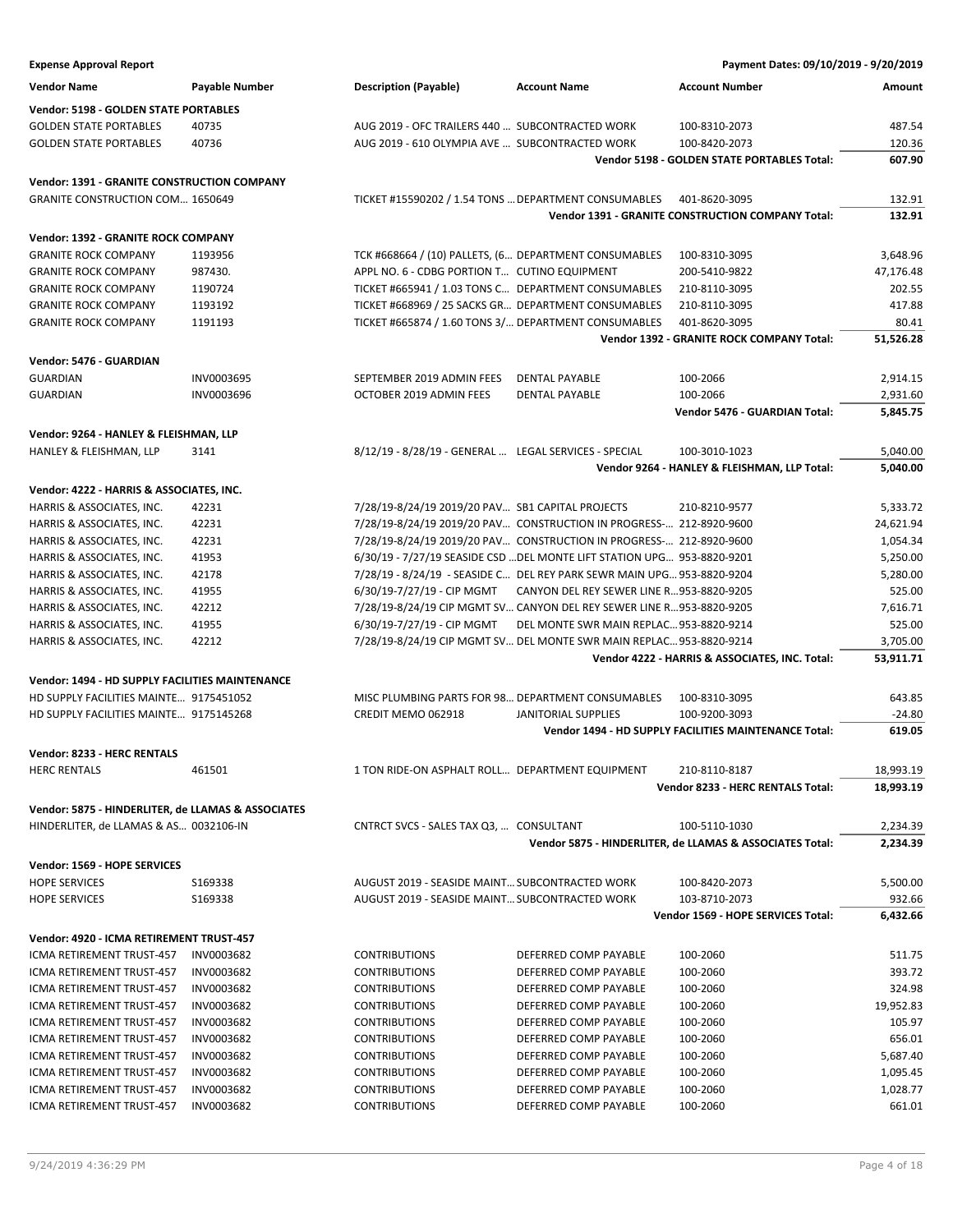**Expense Approval Report** — Payment Dates: 09/10/2019 - 9/20/2019

| Vendor Name | Payable Number | Description (Payable) | Account Name | Account Number | Amount |
|---|---|---|---|---|---|
| **Vendor: 5198 - GOLDEN STATE PORTABLES** | | | | | |
| GOLDEN STATE PORTABLES | 40735 | AUG 2019 - OFC TRAILERS 440 ... | SUBCONTRACTED WORK | 100-8310-2073 | 487.54 |
| GOLDEN STATE PORTABLES | 40736 | AUG 2019 - 610 OLYMPIA AVE ... | SUBCONTRACTED WORK | 100-8420-2073 | 120.36 |
| | | | | **Vendor 5198 - GOLDEN STATE PORTABLES Total:** | **607.90** |
| **Vendor: 1391 - GRANITE CONSTRUCTION COMPANY** | | | | | |
| GRANITE CONSTRUCTION COM... | 1650649 | TICKET #15590202 / 1.54 TONS ... | DEPARTMENT CONSUMABLES | 401-8620-3095 | 132.91 |
| | | | | **Vendor 1391 - GRANITE CONSTRUCTION COMPANY Total:** | **132.91** |
| **Vendor: 1392 - GRANITE ROCK COMPANY** | | | | | |
| GRANITE ROCK COMPANY | 1193956 | TCK #668664 / (10) PALLETS, (6... | DEPARTMENT CONSUMABLES | 100-8310-3095 | 3,648.96 |
| GRANITE ROCK COMPANY | 987430. | APPL NO. 6 - CDBG PORTION T... | CUTINO EQUIPMENT | 200-5410-9822 | 47,176.48 |
| GRANITE ROCK COMPANY | 1190724 | TICKET #665941 / 1.03 TONS C... | DEPARTMENT CONSUMABLES | 210-8110-3095 | 202.55 |
| GRANITE ROCK COMPANY | 1193192 | TICKET #668969 / 25 SACKS GR... | DEPARTMENT CONSUMABLES | 210-8110-3095 | 417.88 |
| GRANITE ROCK COMPANY | 1191193 | TICKET #665874 / 1.60 TONS 3/... | DEPARTMENT CONSUMABLES | 401-8620-3095 | 80.41 |
| | | | | **Vendor 1392 - GRANITE ROCK COMPANY Total:** | **51,526.28** |
| **Vendor: 5476 - GUARDIAN** | | | | | |
| GUARDIAN | INV0003695 | SEPTEMBER 2019 ADMIN FEES | DENTAL PAYABLE | 100-2066 | 2,914.15 |
| GUARDIAN | INV0003696 | OCTOBER 2019 ADMIN FEES | DENTAL PAYABLE | 100-2066 | 2,931.60 |
| | | | | **Vendor 5476 - GUARDIAN Total:** | **5,845.75** |
| **Vendor: 9264 - HANLEY & FLEISHMAN, LLP** | | | | | |
| HANLEY & FLEISHMAN, LLP | 3141 | 8/12/19 - 8/28/19 - GENERAL ... | LEGAL SERVICES - SPECIAL | 100-3010-1023 | 5,040.00 |
| | | | | **Vendor 9264 - HANLEY & FLEISHMAN, LLP Total:** | **5,040.00** |
| **Vendor: 4222 - HARRIS & ASSOCIATES, INC.** | | | | | |
| HARRIS & ASSOCIATES, INC. | 42231 | 7/28/19-8/24/19 2019/20 PAV... | SB1 CAPITAL PROJECTS | 210-8210-9577 | 5,333.72 |
| HARRIS & ASSOCIATES, INC. | 42231 | 7/28/19-8/24/19 2019/20 PAV... | CONSTRUCTION IN PROGRESS-... | 212-8920-9600 | 24,621.94 |
| HARRIS & ASSOCIATES, INC. | 42231 | 7/28/19-8/24/19 2019/20 PAV... | CONSTRUCTION IN PROGRESS-... | 212-8920-9600 | 1,054.34 |
| HARRIS & ASSOCIATES, INC. | 41953 | 6/30/19 - 7/27/19 SEASIDE CSD ... | DEL MONTE LIFT STATION UPG... | 953-8820-9201 | 5,250.00 |
| HARRIS & ASSOCIATES, INC. | 42178 | 7/28/19 - 8/24/19 - SEASIDE C... | DEL REY PARK SEWR MAIN UPG... | 953-8820-9204 | 5,280.00 |
| HARRIS & ASSOCIATES, INC. | 41955 | 6/30/19-7/27/19 - CIP MGMT | CANYON DEL REY SEWER LINE R... | 953-8820-9205 | 525.00 |
| HARRIS & ASSOCIATES, INC. | 42212 | 7/28/19-8/24/19 CIP MGMT SV... | CANYON DEL REY SEWER LINE R... | 953-8820-9205 | 7,616.71 |
| HARRIS & ASSOCIATES, INC. | 41955 | 6/30/19-7/27/19 - CIP MGMT | DEL MONTE SWR MAIN REPLAC... | 953-8820-9214 | 525.00 |
| HARRIS & ASSOCIATES, INC. | 42212 | 7/28/19-8/24/19 CIP MGMT SV... | DEL MONTE SWR MAIN REPLAC... | 953-8820-9214 | 3,705.00 |
| | | | | **Vendor 4222 - HARRIS & ASSOCIATES, INC. Total:** | **53,911.71** |
| **Vendor: 1494 - HD SUPPLY FACILITIES MAINTENANCE** | | | | | |
| HD SUPPLY FACILITIES MAINTE... | 9175451052 | MISC PLUMBING PARTS FOR 98... | DEPARTMENT CONSUMABLES | 100-8310-3095 | 643.85 |
| HD SUPPLY FACILITIES MAINTE... | 9175145268 | CREDIT MEMO 062918 | JANITORIAL SUPPLIES | 100-9200-3093 | -24.80 |
| | | | | **Vendor 1494 - HD SUPPLY FACILITIES MAINTENANCE Total:** | **619.05** |
| **Vendor: 8233 - HERC RENTALS** | | | | | |
| HERC RENTALS | 461501 | 1 TON RIDE-ON ASPHALT ROLL... | DEPARTMENT EQUIPMENT | 210-8110-8187 | 18,993.19 |
| | | | | **Vendor 8233 - HERC RENTALS Total:** | **18,993.19** |
| **Vendor: 5875 - HINDERLITER, de LLAMAS & ASSOCIATES** | | | | | |
| HINDERLITER, de LLAMAS & AS... | 0032106-IN | CNTRCT SVCS - SALES TAX Q3, ... | CONSULTANT | 100-5110-1030 | 2,234.39 |
| | | | | **Vendor 5875 - HINDERLITER, de LLAMAS & ASSOCIATES Total:** | **2,234.39** |
| **Vendor: 1569 - HOPE SERVICES** | | | | | |
| HOPE SERVICES | S169338 | AUGUST 2019 - SEASIDE MAINT... | SUBCONTRACTED WORK | 100-8420-2073 | 5,500.00 |
| HOPE SERVICES | S169338 | AUGUST 2019 - SEASIDE MAINT... | SUBCONTRACTED WORK | 103-8710-2073 | 932.66 |
| | | | | **Vendor 1569 - HOPE SERVICES Total:** | **6,432.66** |
| **Vendor: 4920 - ICMA RETIREMENT TRUST-457** | | | | | |
| ICMA RETIREMENT TRUST-457 | INV0003682 | CONTRIBUTIONS | DEFERRED COMP PAYABLE | 100-2060 | 511.75 |
| ICMA RETIREMENT TRUST-457 | INV0003682 | CONTRIBUTIONS | DEFERRED COMP PAYABLE | 100-2060 | 393.72 |
| ICMA RETIREMENT TRUST-457 | INV0003682 | CONTRIBUTIONS | DEFERRED COMP PAYABLE | 100-2060 | 324.98 |
| ICMA RETIREMENT TRUST-457 | INV0003682 | CONTRIBUTIONS | DEFERRED COMP PAYABLE | 100-2060 | 19,952.83 |
| ICMA RETIREMENT TRUST-457 | INV0003682 | CONTRIBUTIONS | DEFERRED COMP PAYABLE | 100-2060 | 105.97 |
| ICMA RETIREMENT TRUST-457 | INV0003682 | CONTRIBUTIONS | DEFERRED COMP PAYABLE | 100-2060 | 656.01 |
| ICMA RETIREMENT TRUST-457 | INV0003682 | CONTRIBUTIONS | DEFERRED COMP PAYABLE | 100-2060 | 5,687.40 |
| ICMA RETIREMENT TRUST-457 | INV0003682 | CONTRIBUTIONS | DEFERRED COMP PAYABLE | 100-2060 | 1,095.45 |
| ICMA RETIREMENT TRUST-457 | INV0003682 | CONTRIBUTIONS | DEFERRED COMP PAYABLE | 100-2060 | 1,028.77 |
| ICMA RETIREMENT TRUST-457 | INV0003682 | CONTRIBUTIONS | DEFERRED COMP PAYABLE | 100-2060 | 661.01 |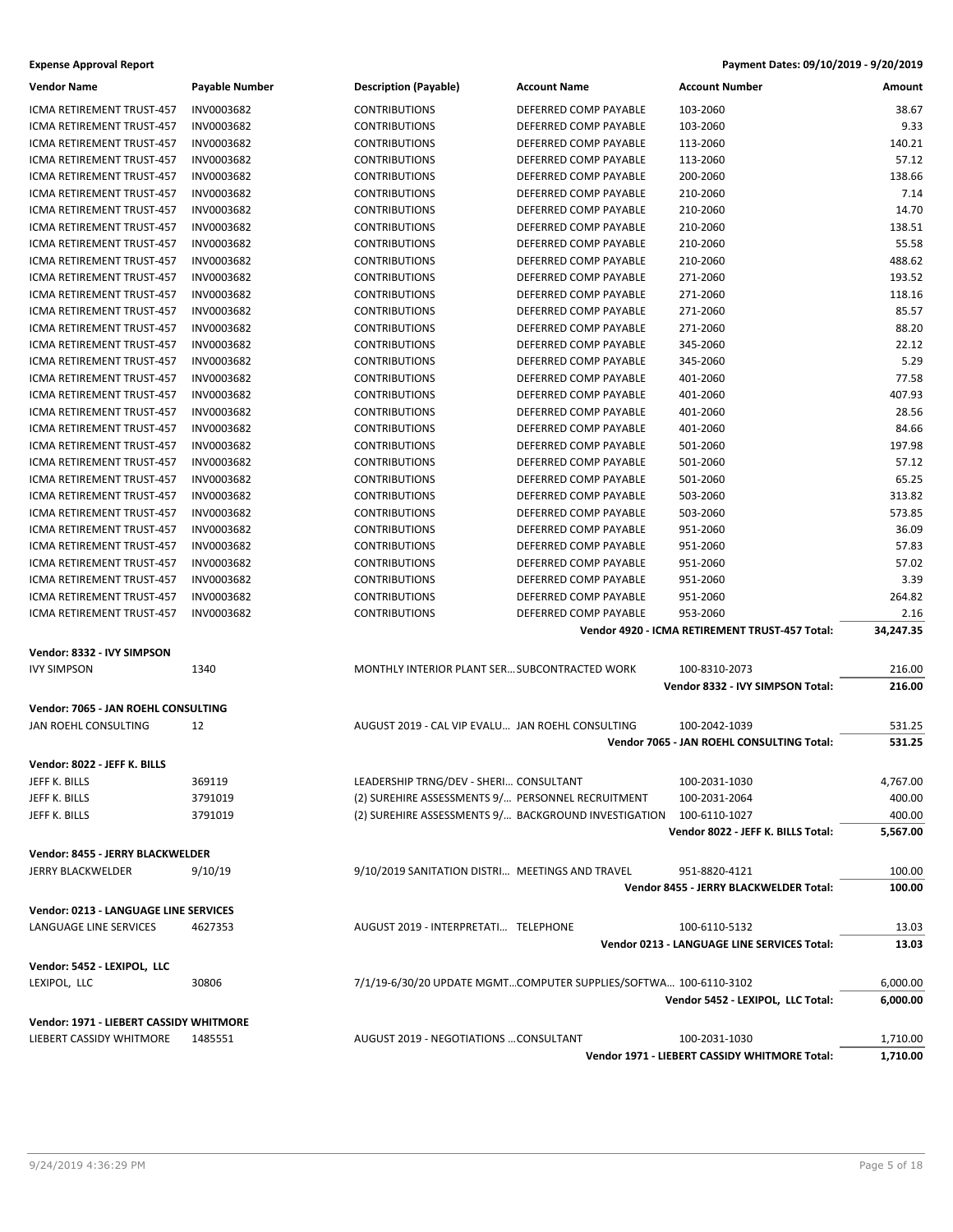**Expense Approval Report** — Payment Dates: 09/10/2019 - 9/20/2019

| Vendor Name | Payable Number | Description (Payable) | Account Name | Account Number | Amount |
|---|---|---|---|---|---|
| ICMA RETIREMENT TRUST-457 | INV0003682 | CONTRIBUTIONS | DEFERRED COMP PAYABLE | 103-2060 | 38.67 |
| ICMA RETIREMENT TRUST-457 | INV0003682 | CONTRIBUTIONS | DEFERRED COMP PAYABLE | 103-2060 | 9.33 |
| ICMA RETIREMENT TRUST-457 | INV0003682 | CONTRIBUTIONS | DEFERRED COMP PAYABLE | 113-2060 | 140.21 |
| ICMA RETIREMENT TRUST-457 | INV0003682 | CONTRIBUTIONS | DEFERRED COMP PAYABLE | 113-2060 | 57.12 |
| ICMA RETIREMENT TRUST-457 | INV0003682 | CONTRIBUTIONS | DEFERRED COMP PAYABLE | 200-2060 | 138.66 |
| ICMA RETIREMENT TRUST-457 | INV0003682 | CONTRIBUTIONS | DEFERRED COMP PAYABLE | 210-2060 | 7.14 |
| ICMA RETIREMENT TRUST-457 | INV0003682 | CONTRIBUTIONS | DEFERRED COMP PAYABLE | 210-2060 | 14.70 |
| ICMA RETIREMENT TRUST-457 | INV0003682 | CONTRIBUTIONS | DEFERRED COMP PAYABLE | 210-2060 | 138.51 |
| ICMA RETIREMENT TRUST-457 | INV0003682 | CONTRIBUTIONS | DEFERRED COMP PAYABLE | 210-2060 | 55.58 |
| ICMA RETIREMENT TRUST-457 | INV0003682 | CONTRIBUTIONS | DEFERRED COMP PAYABLE | 210-2060 | 488.62 |
| ICMA RETIREMENT TRUST-457 | INV0003682 | CONTRIBUTIONS | DEFERRED COMP PAYABLE | 271-2060 | 193.52 |
| ICMA RETIREMENT TRUST-457 | INV0003682 | CONTRIBUTIONS | DEFERRED COMP PAYABLE | 271-2060 | 118.16 |
| ICMA RETIREMENT TRUST-457 | INV0003682 | CONTRIBUTIONS | DEFERRED COMP PAYABLE | 271-2060 | 85.57 |
| ICMA RETIREMENT TRUST-457 | INV0003682 | CONTRIBUTIONS | DEFERRED COMP PAYABLE | 271-2060 | 88.20 |
| ICMA RETIREMENT TRUST-457 | INV0003682 | CONTRIBUTIONS | DEFERRED COMP PAYABLE | 345-2060 | 22.12 |
| ICMA RETIREMENT TRUST-457 | INV0003682 | CONTRIBUTIONS | DEFERRED COMP PAYABLE | 345-2060 | 5.29 |
| ICMA RETIREMENT TRUST-457 | INV0003682 | CONTRIBUTIONS | DEFERRED COMP PAYABLE | 401-2060 | 77.58 |
| ICMA RETIREMENT TRUST-457 | INV0003682 | CONTRIBUTIONS | DEFERRED COMP PAYABLE | 401-2060 | 407.93 |
| ICMA RETIREMENT TRUST-457 | INV0003682 | CONTRIBUTIONS | DEFERRED COMP PAYABLE | 401-2060 | 28.56 |
| ICMA RETIREMENT TRUST-457 | INV0003682 | CONTRIBUTIONS | DEFERRED COMP PAYABLE | 401-2060 | 84.66 |
| ICMA RETIREMENT TRUST-457 | INV0003682 | CONTRIBUTIONS | DEFERRED COMP PAYABLE | 501-2060 | 197.98 |
| ICMA RETIREMENT TRUST-457 | INV0003682 | CONTRIBUTIONS | DEFERRED COMP PAYABLE | 501-2060 | 57.12 |
| ICMA RETIREMENT TRUST-457 | INV0003682 | CONTRIBUTIONS | DEFERRED COMP PAYABLE | 501-2060 | 65.25 |
| ICMA RETIREMENT TRUST-457 | INV0003682 | CONTRIBUTIONS | DEFERRED COMP PAYABLE | 503-2060 | 313.82 |
| ICMA RETIREMENT TRUST-457 | INV0003682 | CONTRIBUTIONS | DEFERRED COMP PAYABLE | 503-2060 | 573.85 |
| ICMA RETIREMENT TRUST-457 | INV0003682 | CONTRIBUTIONS | DEFERRED COMP PAYABLE | 951-2060 | 36.09 |
| ICMA RETIREMENT TRUST-457 | INV0003682 | CONTRIBUTIONS | DEFERRED COMP PAYABLE | 951-2060 | 57.83 |
| ICMA RETIREMENT TRUST-457 | INV0003682 | CONTRIBUTIONS | DEFERRED COMP PAYABLE | 951-2060 | 57.02 |
| ICMA RETIREMENT TRUST-457 | INV0003682 | CONTRIBUTIONS | DEFERRED COMP PAYABLE | 951-2060 | 3.39 |
| ICMA RETIREMENT TRUST-457 | INV0003682 | CONTRIBUTIONS | DEFERRED COMP PAYABLE | 951-2060 | 264.82 |
| ICMA RETIREMENT TRUST-457 | INV0003682 | CONTRIBUTIONS | DEFERRED COMP PAYABLE | 953-2060 | 2.16 |
| | | | | **Vendor 4920 - ICMA RETIREMENT TRUST-457 Total:** | **34,247.35** |
| **Vendor: 8332 - IVY SIMPSON** | | | | | |
| IVY SIMPSON | 1340 | MONTHLY INTERIOR PLANT SER... | SUBCONTRACTED WORK | 100-8310-2073 | 216.00 |
| | | | | **Vendor 8332 - IVY SIMPSON Total:** | **216.00** |
| **Vendor: 7065 - JAN ROEHL CONSULTING** | | | | | |
| JAN ROEHL CONSULTING | 12 | AUGUST 2019 - CAL VIP EVALU... | JAN ROEHL CONSULTING | 100-2042-1039 | 531.25 |
| | | | | **Vendor 7065 - JAN ROEHL CONSULTING Total:** | **531.25** |
| **Vendor: 8022 - JEFF K. BILLS** | | | | | |
| JEFF K. BILLS | 369119 | LEADERSHIP TRNG/DEV - SHERI... | CONSULTANT | 100-2031-1030 | 4,767.00 |
| JEFF K. BILLS | 3791019 | (2) SUREHIRE ASSESSMENTS 9/... | PERSONNEL RECRUITMENT | 100-2031-2064 | 400.00 |
| JEFF K. BILLS | 3791019 | (2) SUREHIRE ASSESSMENTS 9/... | BACKGROUND INVESTIGATION | 100-6110-1027 | 400.00 |
| | | | | **Vendor 8022 - JEFF K. BILLS Total:** | **5,567.00** |
| **Vendor: 8455 - JERRY BLACKWELDER** | | | | | |
| JERRY BLACKWELDER | 9/10/19 | 9/10/2019 SANITATION DISTRI... | MEETINGS AND TRAVEL | 951-8820-4121 | 100.00 |
| | | | | **Vendor 8455 - JERRY BLACKWELDER Total:** | **100.00** |
| **Vendor: 0213 - LANGUAGE LINE SERVICES** | | | | | |
| LANGUAGE LINE SERVICES | 4627353 | AUGUST 2019 - INTERPRETATI... | TELEPHONE | 100-6110-5132 | 13.03 |
| | | | | **Vendor 0213 - LANGUAGE LINE SERVICES Total:** | **13.03** |
| **Vendor: 5452 - LEXIPOL, LLC** | | | | | |
| LEXIPOL, LLC | 30806 | 7/1/19-6/30/20 UPDATE MGMT... | COMPUTER SUPPLIES/SOFTWA... | 100-6110-3102 | 6,000.00 |
| | | | | **Vendor 5452 - LEXIPOL, LLC Total:** | **6,000.00** |
| **Vendor: 1971 - LIEBERT CASSIDY WHITMORE** | | | | | |
| LIEBERT CASSIDY WHITMORE | 1485551 | AUGUST 2019 - NEGOTIATIONS ... | CONSULTANT | 100-2031-1030 | 1,710.00 |
| | | | | **Vendor 1971 - LIEBERT CASSIDY WHITMORE Total:** | **1,710.00** |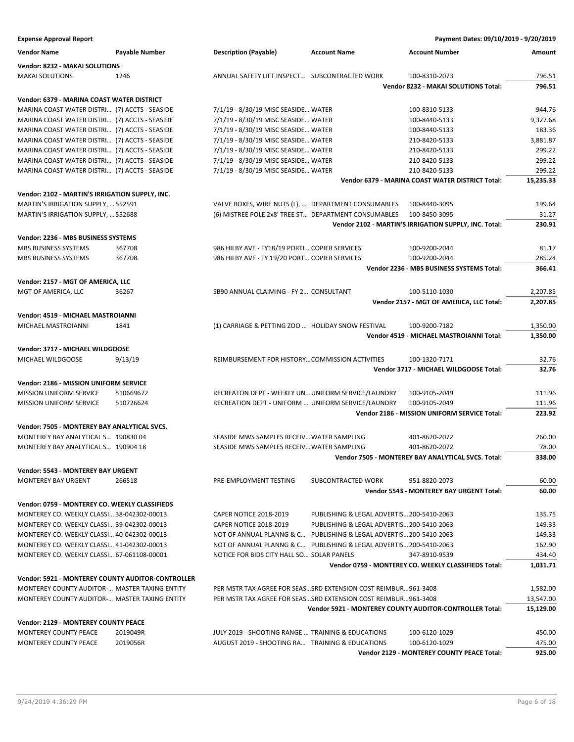**Expense Approval Report** | **Payment Dates: 09/10/2019 - 9/20/2019**

| Vendor Name | Payable Number | Description (Payable) | Account Name | Account Number | Amount |
|---|---|---|---|---|---|
| **Vendor: 8232 - MAKAI SOLUTIONS** | | | | | |
| MAKAI SOLUTIONS | 1246 | ANNUAL SAFETY LIFT INSPECT... | SUBCONTRACTED WORK | 100-8310-2073 | 796.51 |
| | | | | **Vendor 8232 - MAKAI SOLUTIONS Total:** | **796.51** |
| **Vendor: 6379 - MARINA COAST WATER DISTRICT** | | | | | |
| MARINA COAST WATER DISTRI... | (7) ACCTS - SEASIDE | 7/1/19 - 8/30/19 MISC SEASIDE... | WATER | 100-8310-5133 | 944.76 |
| MARINA COAST WATER DISTRI... | (7) ACCTS - SEASIDE | 7/1/19 - 8/30/19 MISC SEASIDE... | WATER | 100-8440-5133 | 9,327.68 |
| MARINA COAST WATER DISTRI... | (7) ACCTS - SEASIDE | 7/1/19 - 8/30/19 MISC SEASIDE... | WATER | 100-8440-5133 | 183.36 |
| MARINA COAST WATER DISTRI... | (7) ACCTS - SEASIDE | 7/1/19 - 8/30/19 MISC SEASIDE... | WATER | 210-8420-5133 | 3,881.87 |
| MARINA COAST WATER DISTRI... | (7) ACCTS - SEASIDE | 7/1/19 - 8/30/19 MISC SEASIDE... | WATER | 210-8420-5133 | 299.22 |
| MARINA COAST WATER DISTRI... | (7) ACCTS - SEASIDE | 7/1/19 - 8/30/19 MISC SEASIDE... | WATER | 210-8420-5133 | 299.22 |
| MARINA COAST WATER DISTRI... | (7) ACCTS - SEASIDE | 7/1/19 - 8/30/19 MISC SEASIDE... | WATER | 210-8420-5133 | 299.22 |
| | | | | **Vendor 6379 - MARINA COAST WATER DISTRICT Total:** | **15,235.33** |
| **Vendor: 2102 - MARTIN'S IRRIGATION SUPPLY, INC.** | | | | | |
| MARTIN'S IRRIGATION SUPPLY, ... | 552591 | VALVE BOXES, WIRE NUTS (L), ... | DEPARTMENT CONSUMABLES | 100-8440-3095 | 199.64 |
| MARTIN'S IRRIGATION SUPPLY, ... | 552688 | (6) MISTREE POLE 2x8' TREE ST... | DEPARTMENT CONSUMABLES | 100-8450-3095 | 31.27 |
| | | | | **Vendor 2102 - MARTIN'S IRRIGATION SUPPLY, INC. Total:** | **230.91** |
| **Vendor: 2236 - MBS BUSINESS SYSTEMS** | | | | | |
| MBS BUSINESS SYSTEMS | 367708 | 986 HILBY AVE - FY18/19 PORTI... | COPIER SERVICES | 100-9200-2044 | 81.17 |
| MBS BUSINESS SYSTEMS | 367708. | 986 HILBY AVE - FY 19/20 PORT... | COPIER SERVICES | 100-9200-2044 | 285.24 |
| | | | | **Vendor 2236 - MBS BUSINESS SYSTEMS Total:** | **366.41** |
| **Vendor: 2157 - MGT OF AMERICA, LLC** | | | | | |
| MGT OF AMERICA, LLC | 36267 | SB90 ANNUAL CLAIMING - FY 2... | CONSULTANT | 100-5110-1030 | 2,207.85 |
| | | | | **Vendor 2157 - MGT OF AMERICA, LLC Total:** | **2,207.85** |
| **Vendor: 4519 - MICHAEL MASTROIANNI** | | | | | |
| MICHAEL MASTROIANNI | 1841 | (1) CARRIAGE & PETTING ZOO ... | HOLIDAY SNOW FESTIVAL | 100-9200-7182 | 1,350.00 |
| | | | | **Vendor 4519 - MICHAEL MASTROIANNI Total:** | **1,350.00** |
| **Vendor: 3717 - MICHAEL WILDGOOSE** | | | | | |
| MICHAEL WILDGOOSE | 9/13/19 | REIMBURSEMENT FOR HISTORY... | COMMISSION ACTIVITIES | 100-1320-7171 | 32.76 |
| | | | | **Vendor 3717 - MICHAEL WILDGOOSE Total:** | **32.76** |
| **Vendor: 2186 - MISSION UNIFORM SERVICE** | | | | | |
| MISSION UNIFORM SERVICE | 510669672 | RECREATON DEPT - WEEKLY UN... | UNIFORM SERVICE/LAUNDRY | 100-9105-2049 | 111.96 |
| MISSION UNIFORM SERVICE | 510726624 | RECREATION DEPT - UNIFORM ... | UNIFORM SERVICE/LAUNDRY | 100-9105-2049 | 111.96 |
| | | | | **Vendor 2186 - MISSION UNIFORM SERVICE Total:** | **223.92** |
| **Vendor: 7505 - MONTEREY BAY ANALYTICAL SVCS.** | | | | | |
| MONTEREY BAY ANALYTICAL S... | 190830 04 | SEASIDE MWS SAMPLES RECEIV... | WATER SAMPLING | 401-8620-2072 | 260.00 |
| MONTEREY BAY ANALYTICAL S... | 190904 18 | SEASIDE MWS SAMPLES RECEIV... | WATER SAMPLING | 401-8620-2072 | 78.00 |
| | | | | **Vendor 7505 - MONTEREY BAY ANALYTICAL SVCS. Total:** | **338.00** |
| **Vendor: 5543 - MONTEREY BAY URGENT** | | | | | |
| MONTEREY BAY URGENT | 266518 | PRE-EMPLOYMENT TESTING | SUBCONTRACTED WORK | 951-8820-2073 | 60.00 |
| | | | | **Vendor 5543 - MONTEREY BAY URGENT Total:** | **60.00** |
| **Vendor: 0759 - MONTEREY CO. WEEKLY CLASSIFIEDS** | | | | | |
| MONTEREY CO. WEEKLY CLASSI... | 38-042302-00013 | CAPER NOTICE 2018-2019 | PUBLISHING & LEGAL ADVERTIS... | 200-5410-2063 | 135.75 |
| MONTEREY CO. WEEKLY CLASSI... | 39-042302-00013 | CAPER NOTICE 2018-2019 | PUBLISHING & LEGAL ADVERTIS... | 200-5410-2063 | 149.33 |
| MONTEREY CO. WEEKLY CLASSI... | 40-042302-00013 | NOT OF ANNUAL PLANNG & C... | PUBLISHING & LEGAL ADVERTIS... | 200-5410-2063 | 149.33 |
| MONTEREY CO. WEEKLY CLASSI... | 41-042302-00013 | NOT OF ANNUAL PLANNG & C... | PUBLISHING & LEGAL ADVERTIS... | 200-5410-2063 | 162.90 |
| MONTEREY CO. WEEKLY CLASSI... | 67-061108-00001 | NOTICE FOR BIDS CITY HALL SO... | SOLAR PANELS | 347-8910-9539 | 434.40 |
| | | | | **Vendor 0759 - MONTEREY CO. WEEKLY CLASSIFIEDS Total:** | **1,031.71** |
| **Vendor: 5921 - MONTEREY COUNTY AUDITOR-CONTROLLER** | | | | | |
| MONTEREY COUNTY AUDITOR-... | MASTER TAXING ENTITY | PER MSTR TAX AGREE FOR SEAS... | SRD EXTENSION COST REIMBUR... | 961-3408 | 1,582.00 |
| MONTEREY COUNTY AUDITOR-... | MASTER TAXING ENTITY | PER MSTR TAX AGREE FOR SEAS... | SRD EXTENSION COST REIMBUR... | 961-3408 | 13,547.00 |
| | | | | **Vendor 5921 - MONTEREY COUNTY AUDITOR-CONTROLLER Total:** | **15,129.00** |
| **Vendor: 2129 - MONTEREY COUNTY PEACE** | | | | | |
| MONTEREY COUNTY PEACE | 2019049R | JULY 2019 - SHOOTING RANGE ... | TRAINING & EDUCATIONS | 100-6120-1029 | 450.00 |
| MONTEREY COUNTY PEACE | 2019056R | AUGUST 2019 - SHOOTING RA... | TRAINING & EDUCATIONS | 100-6120-1029 | 475.00 |
| | | | | **Vendor 2129 - MONTEREY COUNTY PEACE Total:** | **925.00** |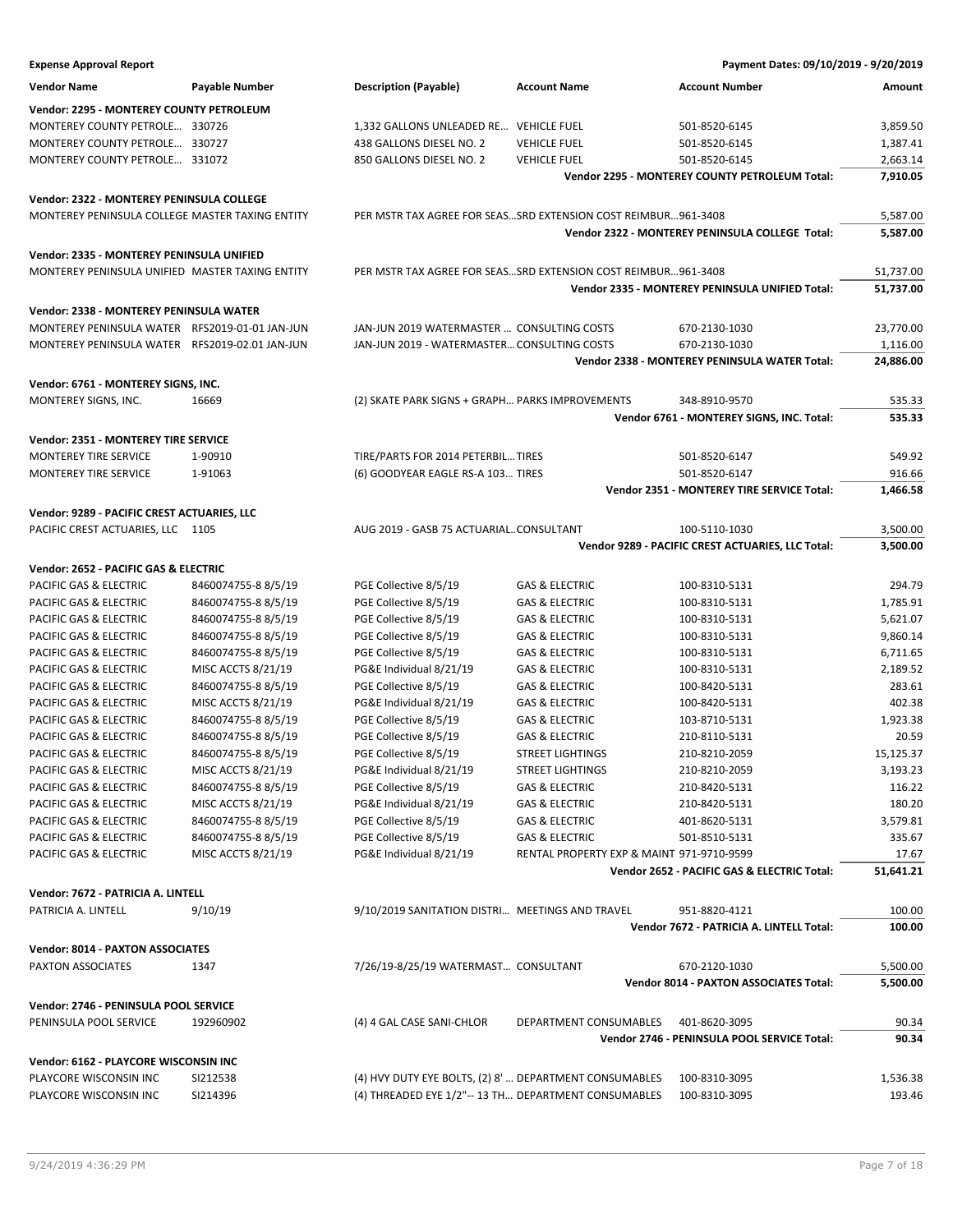**Expense Approval Report** — Payment Dates: 09/10/2019 - 9/20/2019

| Vendor Name | Payable Number | Description (Payable) | Account Name | Account Number | Amount |
|---|---|---|---|---|---|
| **Vendor: 2295 - MONTEREY COUNTY PETROLEUM** | | | | | |
| MONTEREY COUNTY PETROLE... | 330726 | 1,332 GALLONS UNLEADED RE... | VEHICLE FUEL | 501-8520-6145 | 3,859.50 |
| MONTEREY COUNTY PETROLE... | 330727 | 438 GALLONS DIESEL NO. 2 | VEHICLE FUEL | 501-8520-6145 | 1,387.41 |
| MONTEREY COUNTY PETROLE... | 331072 | 850 GALLONS DIESEL NO. 2 | VEHICLE FUEL | 501-8520-6145 | 2,663.14 |
| | | | | **Vendor 2295 - MONTEREY COUNTY PETROLEUM Total:** | **7,910.05** |
| **Vendor: 2322 - MONTEREY PENINSULA COLLEGE** | | | | | |
| MONTEREY PENINSULA COLLEGE | MASTER TAXING ENTITY | PER MSTR TAX AGREE FOR SEAS... | SRD EXTENSION COST REIMBUR... | 961-3408 | 5,587.00 |
| | | | | **Vendor 2322 - MONTEREY PENINSULA COLLEGE Total:** | **5,587.00** |
| **Vendor: 2335 - MONTEREY PENINSULA UNIFIED** | | | | | |
| MONTEREY PENINSULA UNIFIED | MASTER TAXING ENTITY | PER MSTR TAX AGREE FOR SEAS... | SRD EXTENSION COST REIMBUR... | 961-3408 | 51,737.00 |
| | | | | **Vendor 2335 - MONTEREY PENINSULA UNIFIED Total:** | **51,737.00** |
| **Vendor: 2338 - MONTEREY PENINSULA WATER** | | | | | |
| MONTEREY PENINSULA WATER | RFS2019-01-01 JAN-JUN | JAN-JUN 2019 WATERMASTER ... | CONSULTING COSTS | 670-2130-1030 | 23,770.00 |
| MONTEREY PENINSULA WATER | RFS2019-02.01 JAN-JUN | JAN-JUN 2019 - WATERMASTER... | CONSULTING COSTS | 670-2130-1030 | 1,116.00 |
| | | | | **Vendor 2338 - MONTEREY PENINSULA WATER Total:** | **24,886.00** |
| **Vendor: 6761 - MONTEREY SIGNS, INC.** | | | | | |
| MONTEREY SIGNS, INC. | 16669 | (2) SKATE PARK SIGNS + GRAPH... | PARKS IMPROVEMENTS | 348-8910-9570 | 535.33 |
| | | | | **Vendor 6761 - MONTEREY SIGNS, INC. Total:** | **535.33** |
| **Vendor: 2351 - MONTEREY TIRE SERVICE** | | | | | |
| MONTEREY TIRE SERVICE | 1-90910 | TIRE/PARTS FOR 2014 PETERBIL... | TIRES | 501-8520-6147 | 549.92 |
| MONTEREY TIRE SERVICE | 1-91063 | (6) GOODYEAR EAGLE RS-A 103... | TIRES | 501-8520-6147 | 916.66 |
| | | | | **Vendor 2351 - MONTEREY TIRE SERVICE Total:** | **1,466.58** |
| **Vendor: 9289 - PACIFIC CREST ACTUARIES, LLC** | | | | | |
| PACIFIC CREST ACTUARIES, LLC | 1105 | AUG 2019 - GASB 75 ACTUARIAL... | CONSULTANT | 100-5110-1030 | 3,500.00 |
| | | | | **Vendor 9289 - PACIFIC CREST ACTUARIES, LLC Total:** | **3,500.00** |
| **Vendor: 2652 - PACIFIC GAS & ELECTRIC** | | | | | |
| PACIFIC GAS & ELECTRIC | 8460074755-8 8/5/19 | PGE Collective 8/5/19 | GAS & ELECTRIC | 100-8310-5131 | 294.79 |
| PACIFIC GAS & ELECTRIC | 8460074755-8 8/5/19 | PGE Collective 8/5/19 | GAS & ELECTRIC | 100-8310-5131 | 1,785.91 |
| PACIFIC GAS & ELECTRIC | 8460074755-8 8/5/19 | PGE Collective 8/5/19 | GAS & ELECTRIC | 100-8310-5131 | 5,621.07 |
| PACIFIC GAS & ELECTRIC | 8460074755-8 8/5/19 | PGE Collective 8/5/19 | GAS & ELECTRIC | 100-8310-5131 | 9,860.14 |
| PACIFIC GAS & ELECTRIC | 8460074755-8 8/5/19 | PGE Collective 8/5/19 | GAS & ELECTRIC | 100-8310-5131 | 6,711.65 |
| PACIFIC GAS & ELECTRIC | MISC ACCTS 8/21/19 | PG&E Individual 8/21/19 | GAS & ELECTRIC | 100-8310-5131 | 2,189.52 |
| PACIFIC GAS & ELECTRIC | 8460074755-8 8/5/19 | PGE Collective 8/5/19 | GAS & ELECTRIC | 100-8420-5131 | 283.61 |
| PACIFIC GAS & ELECTRIC | MISC ACCTS 8/21/19 | PG&E Individual 8/21/19 | GAS & ELECTRIC | 100-8420-5131 | 402.38 |
| PACIFIC GAS & ELECTRIC | 8460074755-8 8/5/19 | PGE Collective 8/5/19 | GAS & ELECTRIC | 103-8710-5131 | 1,923.38 |
| PACIFIC GAS & ELECTRIC | 8460074755-8 8/5/19 | PGE Collective 8/5/19 | GAS & ELECTRIC | 210-8110-5131 | 20.59 |
| PACIFIC GAS & ELECTRIC | 8460074755-8 8/5/19 | PGE Collective 8/5/19 | STREET LIGHTINGS | 210-8210-2059 | 15,125.37 |
| PACIFIC GAS & ELECTRIC | MISC ACCTS 8/21/19 | PG&E Individual 8/21/19 | STREET LIGHTINGS | 210-8210-2059 | 3,193.23 |
| PACIFIC GAS & ELECTRIC | 8460074755-8 8/5/19 | PGE Collective 8/5/19 | GAS & ELECTRIC | 210-8420-5131 | 116.22 |
| PACIFIC GAS & ELECTRIC | MISC ACCTS 8/21/19 | PG&E Individual 8/21/19 | GAS & ELECTRIC | 210-8420-5131 | 180.20 |
| PACIFIC GAS & ELECTRIC | 8460074755-8 8/5/19 | PGE Collective 8/5/19 | GAS & ELECTRIC | 401-8620-5131 | 3,579.81 |
| PACIFIC GAS & ELECTRIC | 8460074755-8 8/5/19 | PGE Collective 8/5/19 | GAS & ELECTRIC | 501-8510-5131 | 335.67 |
| PACIFIC GAS & ELECTRIC | MISC ACCTS 8/21/19 | PG&E Individual 8/21/19 | RENTAL PROPERTY EXP & MAINT | 971-9710-9599 | 17.67 |
| | | | | **Vendor 2652 - PACIFIC GAS & ELECTRIC Total:** | **51,641.21** |
| **Vendor: 7672 - PATRICIA A. LINTELL** | | | | | |
| PATRICIA A. LINTELL | 9/10/19 | 9/10/2019 SANITATION DISTRI... | MEETINGS AND TRAVEL | 951-8820-4121 | 100.00 |
| | | | | **Vendor 7672 - PATRICIA A. LINTELL Total:** | **100.00** |
| **Vendor: 8014 - PAXTON ASSOCIATES** | | | | | |
| PAXTON ASSOCIATES | 1347 | 7/26/19-8/25/19 WATERMAST... | CONSULTANT | 670-2120-1030 | 5,500.00 |
| | | | | **Vendor 8014 - PAXTON ASSOCIATES Total:** | **5,500.00** |
| **Vendor: 2746 - PENINSULA POOL SERVICE** | | | | | |
| PENINSULA POOL SERVICE | 192960902 | (4) 4 GAL CASE SANI-CHLOR | DEPARTMENT CONSUMABLES | 401-8620-3095 | 90.34 |
| | | | | **Vendor 2746 - PENINSULA POOL SERVICE Total:** | **90.34** |
| **Vendor: 6162 - PLAYCORE WISCONSIN INC** | | | | | |
| PLAYCORE WISCONSIN INC | SI212538 | (4) HVY DUTY EYE BOLTS, (2) 8' ... | DEPARTMENT CONSUMABLES | 100-8310-3095 | 1,536.38 |
| PLAYCORE WISCONSIN INC | SI214396 | (4) THREADED EYE 1/2"-- 13 TH... | DEPARTMENT CONSUMABLES | 100-8310-3095 | 193.46 |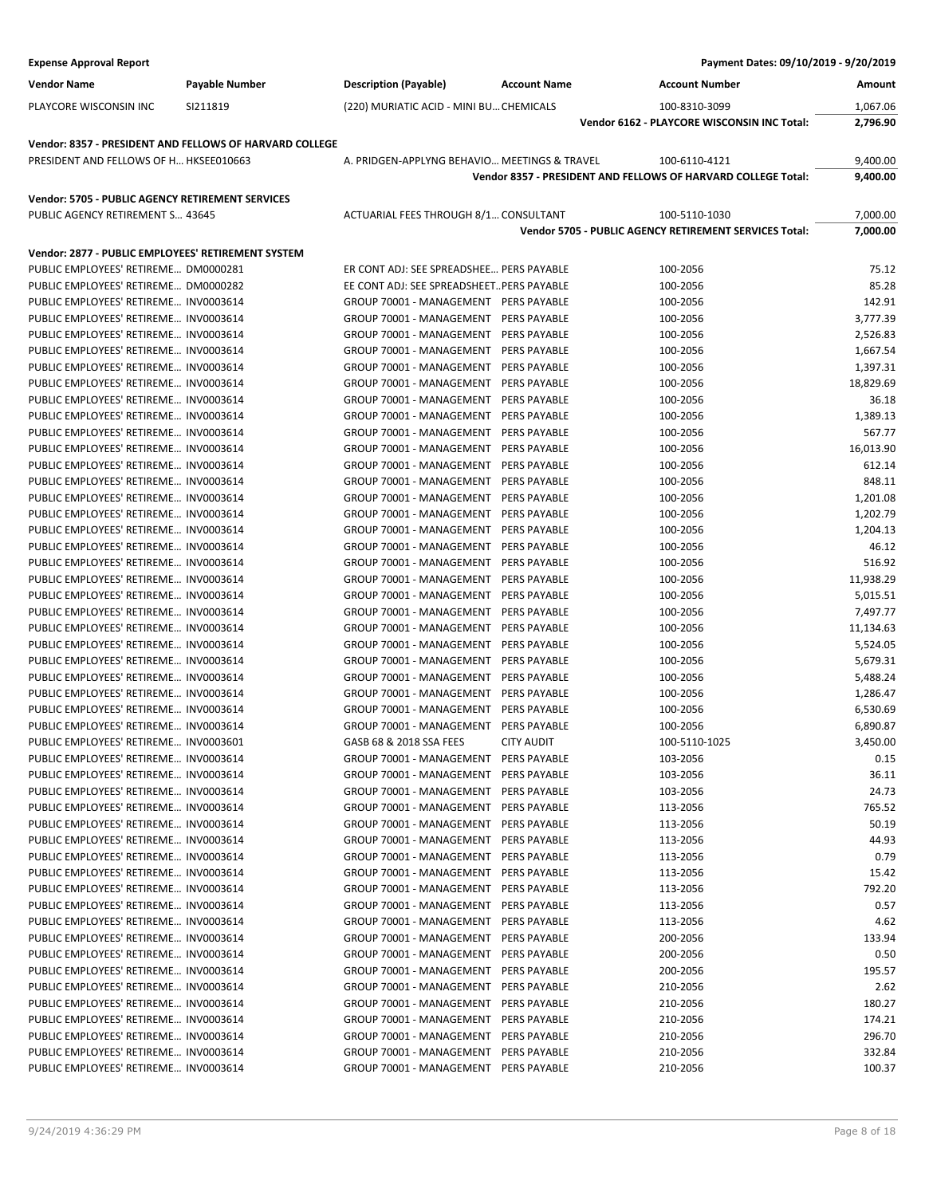| Vendor Name | Payable Number | Description (Payable) | Account Name | Account Number | Amount |
|---|---|---|---|---|---|
| PLAYCORE WISCONSIN INC | SI211819 | (220) MURIATIC ACID - MINI BU… | CHEMICALS | 100-8310-3099 | 1,067.06 |
| | | | | **Vendor 6162 - PLAYCORE WISCONSIN INC Total:** | **2,796.90** |
| **Vendor: 8357 - PRESIDENT AND FELLOWS OF HARVARD COLLEGE** | | | | | |
| PRESIDENT AND FELLOWS OF H… | HKSEE010663 | A. PRIDGEN-APPLYNG BEHAVIO… | MEETINGS & TRAVEL | 100-6110-4121 | 9,400.00 |
| | | | | **Vendor 8357 - PRESIDENT AND FELLOWS OF HARVARD COLLEGE Total:** | **9,400.00** |
| **Vendor: 5705 - PUBLIC AGENCY RETIREMENT SERVICES** | | | | | |
| PUBLIC AGENCY RETIREMENT S… | 43645 | ACTUARIAL FEES THROUGH 8/1… | CONSULTANT | 100-5110-1030 | 7,000.00 |
| | | | | **Vendor 5705 - PUBLIC AGENCY RETIREMENT SERVICES Total:** | **7,000.00** |
| **Vendor: 2877 - PUBLIC EMPLOYEES' RETIREMENT SYSTEM** | | | | | |
| PUBLIC EMPLOYEES' RETIREME… | DM0000281 | ER CONT ADJ: SEE SPREADSHEE… | PERS PAYABLE | 100-2056 | 75.12 |
| PUBLIC EMPLOYEES' RETIREME… | DM0000282 | EE CONT ADJ: SEE SPREADSHEET… | PERS PAYABLE | 100-2056 | 85.28 |
| PUBLIC EMPLOYEES' RETIREME… | INV0003614 | GROUP 70001 - MANAGEMENT | PERS PAYABLE | 100-2056 | 142.91 |
| PUBLIC EMPLOYEES' RETIREME… | INV0003614 | GROUP 70001 - MANAGEMENT | PERS PAYABLE | 100-2056 | 3,777.39 |
| PUBLIC EMPLOYEES' RETIREME… | INV0003614 | GROUP 70001 - MANAGEMENT | PERS PAYABLE | 100-2056 | 2,526.83 |
| PUBLIC EMPLOYEES' RETIREME… | INV0003614 | GROUP 70001 - MANAGEMENT | PERS PAYABLE | 100-2056 | 1,667.54 |
| PUBLIC EMPLOYEES' RETIREME… | INV0003614 | GROUP 70001 - MANAGEMENT | PERS PAYABLE | 100-2056 | 1,397.31 |
| PUBLIC EMPLOYEES' RETIREME… | INV0003614 | GROUP 70001 - MANAGEMENT | PERS PAYABLE | 100-2056 | 18,829.69 |
| PUBLIC EMPLOYEES' RETIREME… | INV0003614 | GROUP 70001 - MANAGEMENT | PERS PAYABLE | 100-2056 | 36.18 |
| PUBLIC EMPLOYEES' RETIREME… | INV0003614 | GROUP 70001 - MANAGEMENT | PERS PAYABLE | 100-2056 | 1,389.13 |
| PUBLIC EMPLOYEES' RETIREME… | INV0003614 | GROUP 70001 - MANAGEMENT | PERS PAYABLE | 100-2056 | 567.77 |
| PUBLIC EMPLOYEES' RETIREME… | INV0003614 | GROUP 70001 - MANAGEMENT | PERS PAYABLE | 100-2056 | 16,013.90 |
| PUBLIC EMPLOYEES' RETIREME… | INV0003614 | GROUP 70001 - MANAGEMENT | PERS PAYABLE | 100-2056 | 612.14 |
| PUBLIC EMPLOYEES' RETIREME… | INV0003614 | GROUP 70001 - MANAGEMENT | PERS PAYABLE | 100-2056 | 848.11 |
| PUBLIC EMPLOYEES' RETIREME… | INV0003614 | GROUP 70001 - MANAGEMENT | PERS PAYABLE | 100-2056 | 1,201.08 |
| PUBLIC EMPLOYEES' RETIREME… | INV0003614 | GROUP 70001 - MANAGEMENT | PERS PAYABLE | 100-2056 | 1,202.79 |
| PUBLIC EMPLOYEES' RETIREME… | INV0003614 | GROUP 70001 - MANAGEMENT | PERS PAYABLE | 100-2056 | 1,204.13 |
| PUBLIC EMPLOYEES' RETIREME… | INV0003614 | GROUP 70001 - MANAGEMENT | PERS PAYABLE | 100-2056 | 46.12 |
| PUBLIC EMPLOYEES' RETIREME… | INV0003614 | GROUP 70001 - MANAGEMENT | PERS PAYABLE | 100-2056 | 516.92 |
| PUBLIC EMPLOYEES' RETIREME… | INV0003614 | GROUP 70001 - MANAGEMENT | PERS PAYABLE | 100-2056 | 11,938.29 |
| PUBLIC EMPLOYEES' RETIREME… | INV0003614 | GROUP 70001 - MANAGEMENT | PERS PAYABLE | 100-2056 | 5,015.51 |
| PUBLIC EMPLOYEES' RETIREME… | INV0003614 | GROUP 70001 - MANAGEMENT | PERS PAYABLE | 100-2056 | 7,497.77 |
| PUBLIC EMPLOYEES' RETIREME… | INV0003614 | GROUP 70001 - MANAGEMENT | PERS PAYABLE | 100-2056 | 11,134.63 |
| PUBLIC EMPLOYEES' RETIREME… | INV0003614 | GROUP 70001 - MANAGEMENT | PERS PAYABLE | 100-2056 | 5,524.05 |
| PUBLIC EMPLOYEES' RETIREME… | INV0003614 | GROUP 70001 - MANAGEMENT | PERS PAYABLE | 100-2056 | 5,679.31 |
| PUBLIC EMPLOYEES' RETIREME… | INV0003614 | GROUP 70001 - MANAGEMENT | PERS PAYABLE | 100-2056 | 5,488.24 |
| PUBLIC EMPLOYEES' RETIREME… | INV0003614 | GROUP 70001 - MANAGEMENT | PERS PAYABLE | 100-2056 | 1,286.47 |
| PUBLIC EMPLOYEES' RETIREME… | INV0003614 | GROUP 70001 - MANAGEMENT | PERS PAYABLE | 100-2056 | 6,530.69 |
| PUBLIC EMPLOYEES' RETIREME… | INV0003614 | GROUP 70001 - MANAGEMENT | PERS PAYABLE | 100-2056 | 6,890.87 |
| PUBLIC EMPLOYEES' RETIREME… | INV0003601 | GASB 68 & 2018 SSA FEES | CITY AUDIT | 100-5110-1025 | 3,450.00 |
| PUBLIC EMPLOYEES' RETIREME… | INV0003614 | GROUP 70001 - MANAGEMENT | PERS PAYABLE | 103-2056 | 0.15 |
| PUBLIC EMPLOYEES' RETIREME… | INV0003614 | GROUP 70001 - MANAGEMENT | PERS PAYABLE | 103-2056 | 36.11 |
| PUBLIC EMPLOYEES' RETIREME… | INV0003614 | GROUP 70001 - MANAGEMENT | PERS PAYABLE | 103-2056 | 24.73 |
| PUBLIC EMPLOYEES' RETIREME… | INV0003614 | GROUP 70001 - MANAGEMENT | PERS PAYABLE | 113-2056 | 765.52 |
| PUBLIC EMPLOYEES' RETIREME… | INV0003614 | GROUP 70001 - MANAGEMENT | PERS PAYABLE | 113-2056 | 50.19 |
| PUBLIC EMPLOYEES' RETIREME… | INV0003614 | GROUP 70001 - MANAGEMENT | PERS PAYABLE | 113-2056 | 44.93 |
| PUBLIC EMPLOYEES' RETIREME… | INV0003614 | GROUP 70001 - MANAGEMENT | PERS PAYABLE | 113-2056 | 0.79 |
| PUBLIC EMPLOYEES' RETIREME… | INV0003614 | GROUP 70001 - MANAGEMENT | PERS PAYABLE | 113-2056 | 15.42 |
| PUBLIC EMPLOYEES' RETIREME… | INV0003614 | GROUP 70001 - MANAGEMENT | PERS PAYABLE | 113-2056 | 792.20 |
| PUBLIC EMPLOYEES' RETIREME… | INV0003614 | GROUP 70001 - MANAGEMENT | PERS PAYABLE | 113-2056 | 0.57 |
| PUBLIC EMPLOYEES' RETIREME… | INV0003614 | GROUP 70001 - MANAGEMENT | PERS PAYABLE | 113-2056 | 4.62 |
| PUBLIC EMPLOYEES' RETIREME… | INV0003614 | GROUP 70001 - MANAGEMENT | PERS PAYABLE | 200-2056 | 133.94 |
| PUBLIC EMPLOYEES' RETIREME… | INV0003614 | GROUP 70001 - MANAGEMENT | PERS PAYABLE | 200-2056 | 0.50 |
| PUBLIC EMPLOYEES' RETIREME… | INV0003614 | GROUP 70001 - MANAGEMENT | PERS PAYABLE | 200-2056 | 195.57 |
| PUBLIC EMPLOYEES' RETIREME… | INV0003614 | GROUP 70001 - MANAGEMENT | PERS PAYABLE | 210-2056 | 2.62 |
| PUBLIC EMPLOYEES' RETIREME… | INV0003614 | GROUP 70001 - MANAGEMENT | PERS PAYABLE | 210-2056 | 180.27 |
| PUBLIC EMPLOYEES' RETIREME… | INV0003614 | GROUP 70001 - MANAGEMENT | PERS PAYABLE | 210-2056 | 174.21 |
| PUBLIC EMPLOYEES' RETIREME… | INV0003614 | GROUP 70001 - MANAGEMENT | PERS PAYABLE | 210-2056 | 296.70 |
| PUBLIC EMPLOYEES' RETIREME… | INV0003614 | GROUP 70001 - MANAGEMENT | PERS PAYABLE | 210-2056 | 332.84 |
| PUBLIC EMPLOYEES' RETIREME… | INV0003614 | GROUP 70001 - MANAGEMENT | PERS PAYABLE | 210-2056 | 100.37 |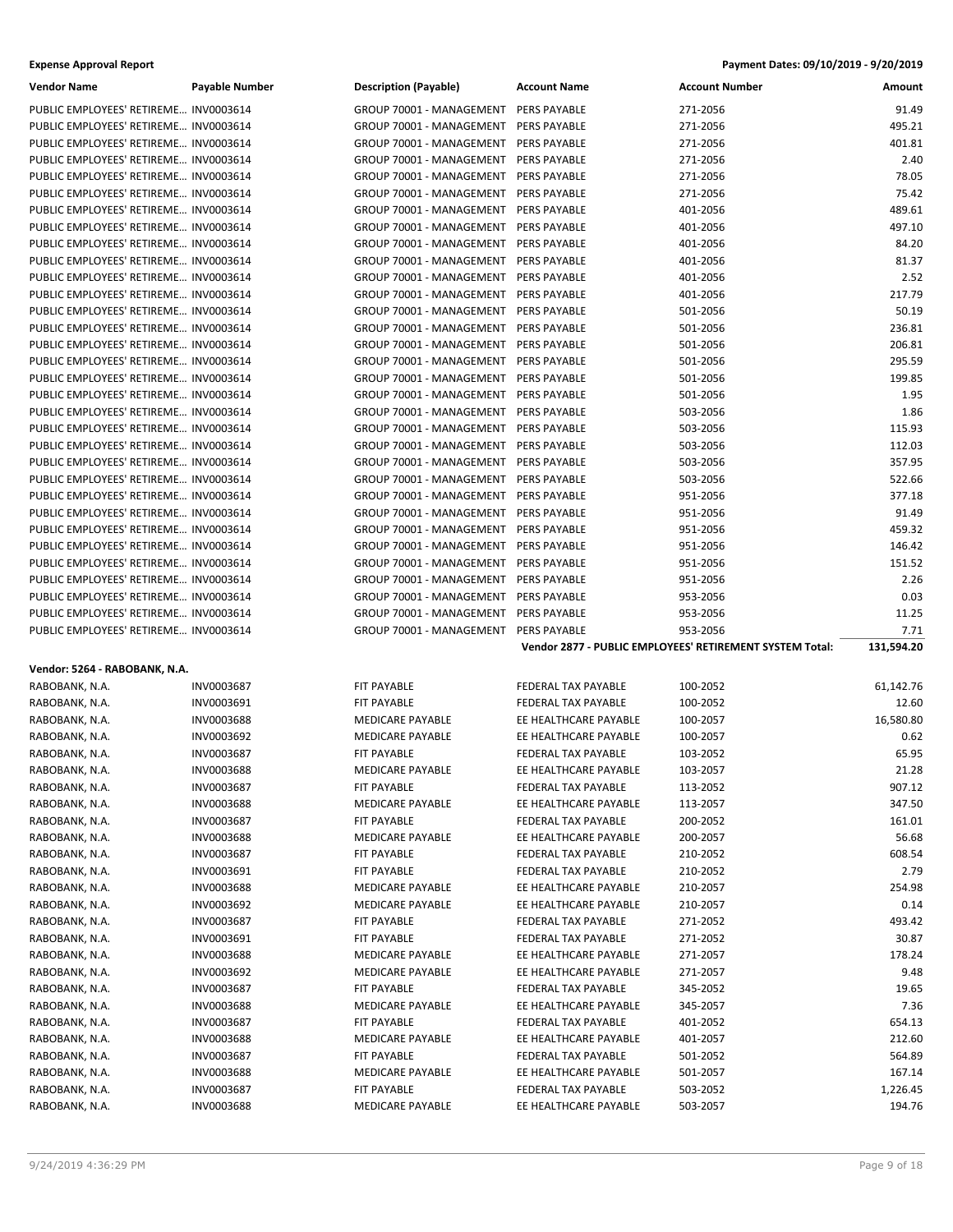**Expense Approval Report** — Payment Dates: 09/10/2019 - 9/20/2019

| Vendor Name | Payable Number | Description (Payable) | Account Name | Account Number | Amount |
|---|---|---|---|---|---|
| PUBLIC EMPLOYEES' RETIREME… | INV0003614 | GROUP 70001 - MANAGEMENT | PERS PAYABLE | 271-2056 | 91.49 |
| PUBLIC EMPLOYEES' RETIREME… | INV0003614 | GROUP 70001 - MANAGEMENT | PERS PAYABLE | 271-2056 | 495.21 |
| PUBLIC EMPLOYEES' RETIREME… | INV0003614 | GROUP 70001 - MANAGEMENT | PERS PAYABLE | 271-2056 | 401.81 |
| PUBLIC EMPLOYEES' RETIREME… | INV0003614 | GROUP 70001 - MANAGEMENT | PERS PAYABLE | 271-2056 | 2.40 |
| PUBLIC EMPLOYEES' RETIREME… | INV0003614 | GROUP 70001 - MANAGEMENT | PERS PAYABLE | 271-2056 | 78.05 |
| PUBLIC EMPLOYEES' RETIREME… | INV0003614 | GROUP 70001 - MANAGEMENT | PERS PAYABLE | 271-2056 | 75.42 |
| PUBLIC EMPLOYEES' RETIREME… | INV0003614 | GROUP 70001 - MANAGEMENT | PERS PAYABLE | 401-2056 | 489.61 |
| PUBLIC EMPLOYEES' RETIREME… | INV0003614 | GROUP 70001 - MANAGEMENT | PERS PAYABLE | 401-2056 | 497.10 |
| PUBLIC EMPLOYEES' RETIREME… | INV0003614 | GROUP 70001 - MANAGEMENT | PERS PAYABLE | 401-2056 | 84.20 |
| PUBLIC EMPLOYEES' RETIREME… | INV0003614 | GROUP 70001 - MANAGEMENT | PERS PAYABLE | 401-2056 | 81.37 |
| PUBLIC EMPLOYEES' RETIREME… | INV0003614 | GROUP 70001 - MANAGEMENT | PERS PAYABLE | 401-2056 | 2.52 |
| PUBLIC EMPLOYEES' RETIREME… | INV0003614 | GROUP 70001 - MANAGEMENT | PERS PAYABLE | 401-2056 | 217.79 |
| PUBLIC EMPLOYEES' RETIREME… | INV0003614 | GROUP 70001 - MANAGEMENT | PERS PAYABLE | 501-2056 | 50.19 |
| PUBLIC EMPLOYEES' RETIREME… | INV0003614 | GROUP 70001 - MANAGEMENT | PERS PAYABLE | 501-2056 | 236.81 |
| PUBLIC EMPLOYEES' RETIREME… | INV0003614 | GROUP 70001 - MANAGEMENT | PERS PAYABLE | 501-2056 | 206.81 |
| PUBLIC EMPLOYEES' RETIREME… | INV0003614 | GROUP 70001 - MANAGEMENT | PERS PAYABLE | 501-2056 | 295.59 |
| PUBLIC EMPLOYEES' RETIREME… | INV0003614 | GROUP 70001 - MANAGEMENT | PERS PAYABLE | 501-2056 | 199.85 |
| PUBLIC EMPLOYEES' RETIREME… | INV0003614 | GROUP 70001 - MANAGEMENT | PERS PAYABLE | 501-2056 | 1.95 |
| PUBLIC EMPLOYEES' RETIREME… | INV0003614 | GROUP 70001 - MANAGEMENT | PERS PAYABLE | 503-2056 | 1.86 |
| PUBLIC EMPLOYEES' RETIREME… | INV0003614 | GROUP 70001 - MANAGEMENT | PERS PAYABLE | 503-2056 | 115.93 |
| PUBLIC EMPLOYEES' RETIREME… | INV0003614 | GROUP 70001 - MANAGEMENT | PERS PAYABLE | 503-2056 | 112.03 |
| PUBLIC EMPLOYEES' RETIREME… | INV0003614 | GROUP 70001 - MANAGEMENT | PERS PAYABLE | 503-2056 | 357.95 |
| PUBLIC EMPLOYEES' RETIREME… | INV0003614 | GROUP 70001 - MANAGEMENT | PERS PAYABLE | 503-2056 | 522.66 |
| PUBLIC EMPLOYEES' RETIREME… | INV0003614 | GROUP 70001 - MANAGEMENT | PERS PAYABLE | 951-2056 | 377.18 |
| PUBLIC EMPLOYEES' RETIREME… | INV0003614 | GROUP 70001 - MANAGEMENT | PERS PAYABLE | 951-2056 | 91.49 |
| PUBLIC EMPLOYEES' RETIREME… | INV0003614 | GROUP 70001 - MANAGEMENT | PERS PAYABLE | 951-2056 | 459.32 |
| PUBLIC EMPLOYEES' RETIREME… | INV0003614 | GROUP 70001 - MANAGEMENT | PERS PAYABLE | 951-2056 | 146.42 |
| PUBLIC EMPLOYEES' RETIREME… | INV0003614 | GROUP 70001 - MANAGEMENT | PERS PAYABLE | 951-2056 | 151.52 |
| PUBLIC EMPLOYEES' RETIREME… | INV0003614 | GROUP 70001 - MANAGEMENT | PERS PAYABLE | 951-2056 | 2.26 |
| PUBLIC EMPLOYEES' RETIREME… | INV0003614 | GROUP 70001 - MANAGEMENT | PERS PAYABLE | 953-2056 | 0.03 |
| PUBLIC EMPLOYEES' RETIREME… | INV0003614 | GROUP 70001 - MANAGEMENT | PERS PAYABLE | 953-2056 | 11.25 |
| PUBLIC EMPLOYEES' RETIREME… | INV0003614 | GROUP 70001 - MANAGEMENT | PERS PAYABLE | 953-2056 | 7.71 |
| | | | **Vendor 2877 - PUBLIC EMPLOYEES' RETIREMENT SYSTEM Total:** | | **131,594.20** |

**Vendor: 5264 - RABOBANK, N.A.**

| Vendor Name | Payable Number | Description (Payable) | Account Name | Account Number | Amount |
|---|---|---|---|---|---|
| RABOBANK, N.A. | INV0003687 | FIT PAYABLE | FEDERAL TAX PAYABLE | 100-2052 | 61,142.76 |
| RABOBANK, N.A. | INV0003691 | FIT PAYABLE | FEDERAL TAX PAYABLE | 100-2052 | 12.60 |
| RABOBANK, N.A. | INV0003688 | MEDICARE PAYABLE | EE HEALTHCARE PAYABLE | 100-2057 | 16,580.80 |
| RABOBANK, N.A. | INV0003692 | MEDICARE PAYABLE | EE HEALTHCARE PAYABLE | 100-2057 | 0.62 |
| RABOBANK, N.A. | INV0003687 | FIT PAYABLE | FEDERAL TAX PAYABLE | 103-2052 | 65.95 |
| RABOBANK, N.A. | INV0003688 | MEDICARE PAYABLE | EE HEALTHCARE PAYABLE | 103-2057 | 21.28 |
| RABOBANK, N.A. | INV0003687 | FIT PAYABLE | FEDERAL TAX PAYABLE | 113-2052 | 907.12 |
| RABOBANK, N.A. | INV0003688 | MEDICARE PAYABLE | EE HEALTHCARE PAYABLE | 113-2057 | 347.50 |
| RABOBANK, N.A. | INV0003687 | FIT PAYABLE | FEDERAL TAX PAYABLE | 200-2052 | 161.01 |
| RABOBANK, N.A. | INV0003688 | MEDICARE PAYABLE | EE HEALTHCARE PAYABLE | 200-2057 | 56.68 |
| RABOBANK, N.A. | INV0003687 | FIT PAYABLE | FEDERAL TAX PAYABLE | 210-2052 | 608.54 |
| RABOBANK, N.A. | INV0003691 | FIT PAYABLE | FEDERAL TAX PAYABLE | 210-2052 | 2.79 |
| RABOBANK, N.A. | INV0003688 | MEDICARE PAYABLE | EE HEALTHCARE PAYABLE | 210-2057 | 254.98 |
| RABOBANK, N.A. | INV0003692 | MEDICARE PAYABLE | EE HEALTHCARE PAYABLE | 210-2057 | 0.14 |
| RABOBANK, N.A. | INV0003687 | FIT PAYABLE | FEDERAL TAX PAYABLE | 271-2052 | 493.42 |
| RABOBANK, N.A. | INV0003691 | FIT PAYABLE | FEDERAL TAX PAYABLE | 271-2052 | 30.87 |
| RABOBANK, N.A. | INV0003688 | MEDICARE PAYABLE | EE HEALTHCARE PAYABLE | 271-2057 | 178.24 |
| RABOBANK, N.A. | INV0003692 | MEDICARE PAYABLE | EE HEALTHCARE PAYABLE | 271-2057 | 9.48 |
| RABOBANK, N.A. | INV0003687 | FIT PAYABLE | FEDERAL TAX PAYABLE | 345-2052 | 19.65 |
| RABOBANK, N.A. | INV0003688 | MEDICARE PAYABLE | EE HEALTHCARE PAYABLE | 345-2057 | 7.36 |
| RABOBANK, N.A. | INV0003687 | FIT PAYABLE | FEDERAL TAX PAYABLE | 401-2052 | 654.13 |
| RABOBANK, N.A. | INV0003688 | MEDICARE PAYABLE | EE HEALTHCARE PAYABLE | 401-2057 | 212.60 |
| RABOBANK, N.A. | INV0003687 | FIT PAYABLE | FEDERAL TAX PAYABLE | 501-2052 | 564.89 |
| RABOBANK, N.A. | INV0003688 | MEDICARE PAYABLE | EE HEALTHCARE PAYABLE | 501-2057 | 167.14 |
| RABOBANK, N.A. | INV0003687 | FIT PAYABLE | FEDERAL TAX PAYABLE | 503-2052 | 1,226.45 |
| RABOBANK, N.A. | INV0003688 | MEDICARE PAYABLE | EE HEALTHCARE PAYABLE | 503-2057 | 194.76 |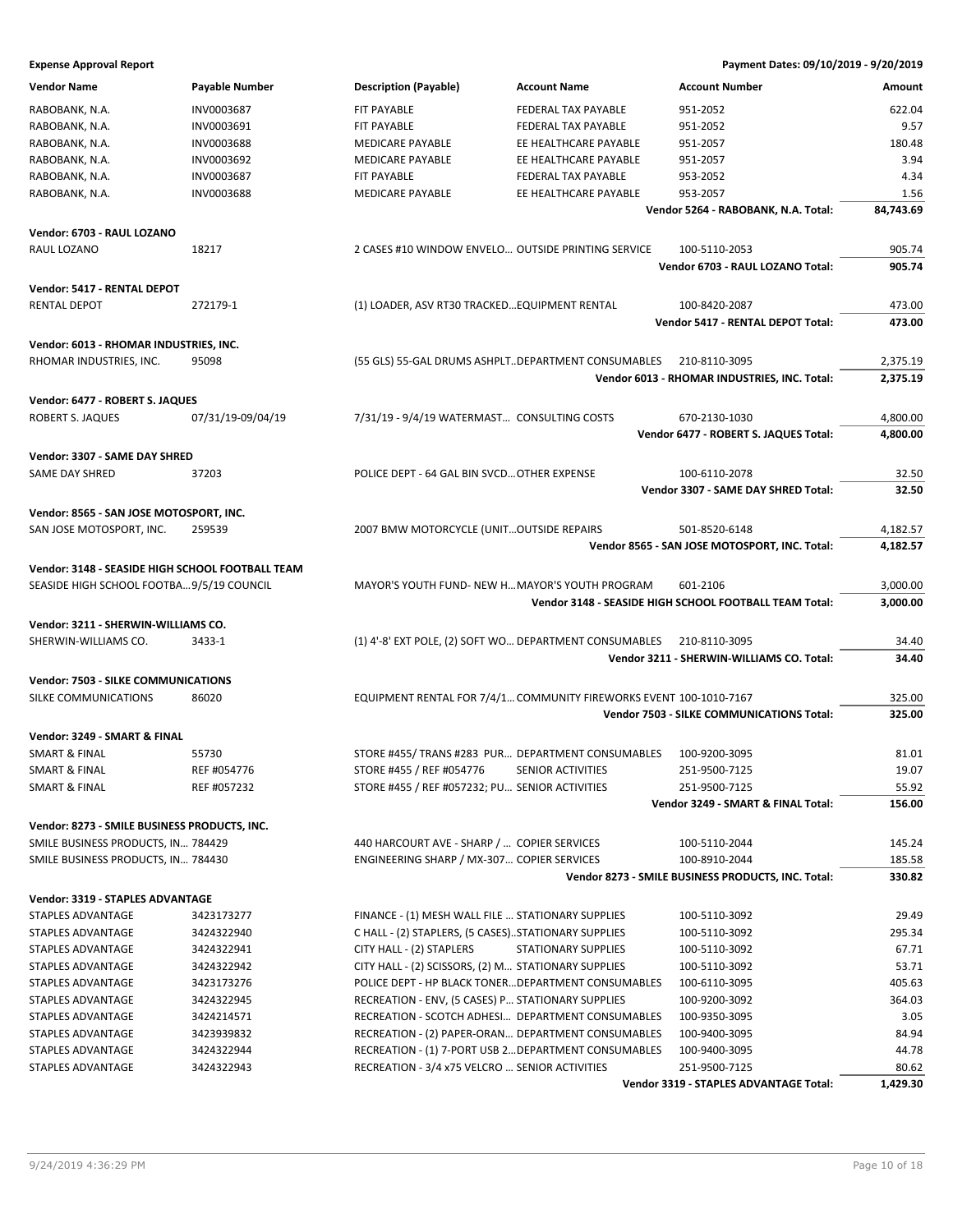**Expense Approval Report** — Payment Dates: 09/10/2019 - 9/20/2019

| Vendor Name | Payable Number | Description (Payable) | Account Name | Account Number | Amount |
|---|---|---|---|---|---|
| RABOBANK, N.A. | INV0003687 | FIT PAYABLE | FEDERAL TAX PAYABLE | 951-2052 | 622.04 |
| RABOBANK, N.A. | INV0003691 | FIT PAYABLE | FEDERAL TAX PAYABLE | 951-2052 | 9.57 |
| RABOBANK, N.A. | INV0003688 | MEDICARE PAYABLE | EE HEALTHCARE PAYABLE | 951-2057 | 180.48 |
| RABOBANK, N.A. | INV0003692 | MEDICARE PAYABLE | EE HEALTHCARE PAYABLE | 951-2057 | 3.94 |
| RABOBANK, N.A. | INV0003687 | FIT PAYABLE | FEDERAL TAX PAYABLE | 953-2052 | 4.34 |
| RABOBANK, N.A. | INV0003688 | MEDICARE PAYABLE | EE HEALTHCARE PAYABLE | 953-2057 | 1.56 |
| | | | | **Vendor 5264 - RABOBANK, N.A. Total:** | **84,743.69** |
| **Vendor: 6703 - RAUL LOZANO** | | | | | |
| RAUL LOZANO | 18217 | 2 CASES #10 WINDOW ENVELO… | OUTSIDE PRINTING SERVICE | 100-5110-2053 | 905.74 |
| | | | | **Vendor 6703 - RAUL LOZANO Total:** | **905.74** |
| **Vendor: 5417 - RENTAL DEPOT** | | | | | |
| RENTAL DEPOT | 272179-1 | (1) LOADER, ASV RT30 TRACKED… | EQUIPMENT RENTAL | 100-8420-2087 | 473.00 |
| | | | | **Vendor 5417 - RENTAL DEPOT Total:** | **473.00** |
| **Vendor: 6013 - RHOMAR INDUSTRIES, INC.** | | | | | |
| RHOMAR INDUSTRIES, INC. | 95098 | (55 GLS) 55-GAL DRUMS ASHPLT… | DEPARTMENT CONSUMABLES | 210-8110-3095 | 2,375.19 |
| | | | | **Vendor 6013 - RHOMAR INDUSTRIES, INC. Total:** | **2,375.19** |
| **Vendor: 6477 - ROBERT S. JAQUES** | | | | | |
| ROBERT S. JAQUES | 07/31/19-09/04/19 | 7/31/19 - 9/4/19 WATERMAST… | CONSULTING COSTS | 670-2130-1030 | 4,800.00 |
| | | | | **Vendor 6477 - ROBERT S. JAQUES Total:** | **4,800.00** |
| **Vendor: 3307 - SAME DAY SHRED** | | | | | |
| SAME DAY SHRED | 37203 | POLICE DEPT - 64 GAL BIN SVCD… | OTHER EXPENSE | 100-6110-2078 | 32.50 |
| | | | | **Vendor 3307 - SAME DAY SHRED Total:** | **32.50** |
| **Vendor: 8565 - SAN JOSE MOTOSPORT, INC.** | | | | | |
| SAN JOSE MOTOSPORT, INC. | 259539 | 2007 BMW MOTORCYCLE (UNIT… | OUTSIDE REPAIRS | 501-8520-6148 | 4,182.57 |
| | | | | **Vendor 8565 - SAN JOSE MOTOSPORT, INC. Total:** | **4,182.57** |
| **Vendor: 3148 - SEASIDE HIGH SCHOOL FOOTBALL TEAM** | | | | | |
| SEASIDE HIGH SCHOOL FOOTBA… | 9/5/19 COUNCIL | MAYOR'S YOUTH FUND- NEW H… | MAYOR'S YOUTH PROGRAM | 601-2106 | 3,000.00 |
| | | | | **Vendor 3148 - SEASIDE HIGH SCHOOL FOOTBALL TEAM Total:** | **3,000.00** |
| **Vendor: 3211 - SHERWIN-WILLIAMS CO.** | | | | | |
| SHERWIN-WILLIAMS CO. | 3433-1 | (1) 4'-8' EXT POLE, (2) SOFT WO… | DEPARTMENT CONSUMABLES | 210-8110-3095 | 34.40 |
| | | | | **Vendor 3211 - SHERWIN-WILLIAMS CO. Total:** | **34.40** |
| **Vendor: 7503 - SILKE COMMUNICATIONS** | | | | | |
| SILKE COMMUNICATIONS | 86020 | EQUIPMENT RENTAL FOR 7/4/1… | COMMUNITY FIREWORKS EVENT | 100-1010-7167 | 325.00 |
| | | | | **Vendor 7503 - SILKE COMMUNICATIONS Total:** | **325.00** |
| **Vendor: 3249 - SMART & FINAL** | | | | | |
| SMART & FINAL | 55730 | STORE #455/ TRANS #283 PUR… | DEPARTMENT CONSUMABLES | 100-9200-3095 | 81.01 |
| SMART & FINAL | REF #054776 | STORE #455 / REF #054776 | SENIOR ACTIVITIES | 251-9500-7125 | 19.07 |
| SMART & FINAL | REF #057232 | STORE #455 / REF #057232; PU… | SENIOR ACTIVITIES | 251-9500-7125 | 55.92 |
| | | | | **Vendor 3249 - SMART & FINAL Total:** | **156.00** |
| **Vendor: 8273 - SMILE BUSINESS PRODUCTS, INC.** | | | | | |
| SMILE BUSINESS PRODUCTS, IN… | 784429 | 440 HARCOURT AVE - SHARP / … | COPIER SERVICES | 100-5110-2044 | 145.24 |
| SMILE BUSINESS PRODUCTS, IN… | 784430 | ENGINEERING SHARP / MX-307… | COPIER SERVICES | 100-8910-2044 | 185.58 |
| | | | | **Vendor 8273 - SMILE BUSINESS PRODUCTS, INC. Total:** | **330.82** |
| **Vendor: 3319 - STAPLES ADVANTAGE** | | | | | |
| STAPLES ADVANTAGE | 3423173277 | FINANCE - (1) MESH WALL FILE … | STATIONARY SUPPLIES | 100-5110-3092 | 29.49 |
| STAPLES ADVANTAGE | 3424322940 | C HALL - (2) STAPLERS, (5 CASES)… | STATIONARY SUPPLIES | 100-5110-3092 | 295.34 |
| STAPLES ADVANTAGE | 3424322941 | CITY HALL - (2) STAPLERS | STATIONARY SUPPLIES | 100-5110-3092 | 67.71 |
| STAPLES ADVANTAGE | 3424322942 | CITY HALL - (2) SCISSORS, (2) M… | STATIONARY SUPPLIES | 100-5110-3092 | 53.71 |
| STAPLES ADVANTAGE | 3423173276 | POLICE DEPT - HP BLACK TONER… | DEPARTMENT CONSUMABLES | 100-6110-3095 | 405.63 |
| STAPLES ADVANTAGE | 3424322945 | RECREATION - ENV, (5 CASES) P… | STATIONARY SUPPLIES | 100-9200-3092 | 364.03 |
| STAPLES ADVANTAGE | 3424214571 | RECREATION - SCOTCH ADHESI… | DEPARTMENT CONSUMABLES | 100-9350-3095 | 3.05 |
| STAPLES ADVANTAGE | 3423939832 | RECREATION - (2) PAPER-ORAN… | DEPARTMENT CONSUMABLES | 100-9400-3095 | 84.94 |
| STAPLES ADVANTAGE | 3424322944 | RECREATION - (1) 7-PORT USB 2… | DEPARTMENT CONSUMABLES | 100-9400-3095 | 44.78 |
| STAPLES ADVANTAGE | 3424322943 | RECREATION - 3/4 x75 VELCRO … | SENIOR ACTIVITIES | 251-9500-7125 | 80.62 |
| | | | | **Vendor 3319 - STAPLES ADVANTAGE Total:** | **1,429.30** |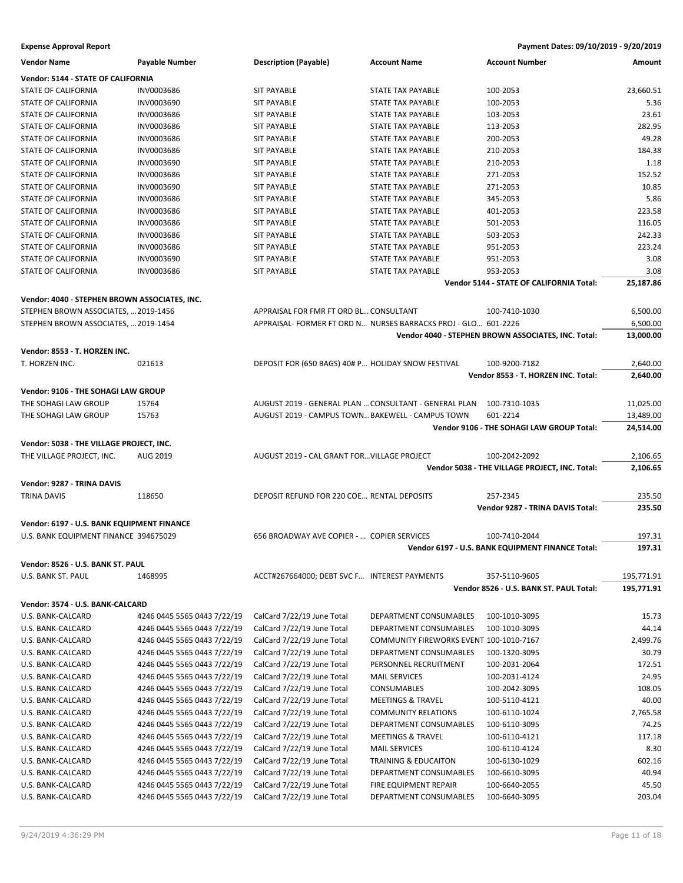**Expense Approval Report** — Payment Dates: 09/10/2019 - 9/20/2019

| Vendor Name | Payable Number | Description (Payable) | Account Name | Account Number | Amount |
|---|---|---|---|---|---|
| **Vendor: 5144 - STATE OF CALIFORNIA** | | | | | |
| STATE OF CALIFORNIA | INV0003686 | SIT PAYABLE | STATE TAX PAYABLE | 100-2053 | 23,660.51 |
| STATE OF CALIFORNIA | INV0003690 | SIT PAYABLE | STATE TAX PAYABLE | 100-2053 | 5.36 |
| STATE OF CALIFORNIA | INV0003686 | SIT PAYABLE | STATE TAX PAYABLE | 103-2053 | 23.61 |
| STATE OF CALIFORNIA | INV0003686 | SIT PAYABLE | STATE TAX PAYABLE | 113-2053 | 282.95 |
| STATE OF CALIFORNIA | INV0003686 | SIT PAYABLE | STATE TAX PAYABLE | 200-2053 | 49.28 |
| STATE OF CALIFORNIA | INV0003686 | SIT PAYABLE | STATE TAX PAYABLE | 210-2053 | 184.38 |
| STATE OF CALIFORNIA | INV0003690 | SIT PAYABLE | STATE TAX PAYABLE | 210-2053 | 1.18 |
| STATE OF CALIFORNIA | INV0003686 | SIT PAYABLE | STATE TAX PAYABLE | 271-2053 | 152.52 |
| STATE OF CALIFORNIA | INV0003690 | SIT PAYABLE | STATE TAX PAYABLE | 271-2053 | 10.85 |
| STATE OF CALIFORNIA | INV0003686 | SIT PAYABLE | STATE TAX PAYABLE | 345-2053 | 5.86 |
| STATE OF CALIFORNIA | INV0003686 | SIT PAYABLE | STATE TAX PAYABLE | 401-2053 | 223.58 |
| STATE OF CALIFORNIA | INV0003686 | SIT PAYABLE | STATE TAX PAYABLE | 501-2053 | 116.05 |
| STATE OF CALIFORNIA | INV0003686 | SIT PAYABLE | STATE TAX PAYABLE | 503-2053 | 242.33 |
| STATE OF CALIFORNIA | INV0003686 | SIT PAYABLE | STATE TAX PAYABLE | 951-2053 | 223.24 |
| STATE OF CALIFORNIA | INV0003690 | SIT PAYABLE | STATE TAX PAYABLE | 951-2053 | 3.08 |
| STATE OF CALIFORNIA | INV0003686 | SIT PAYABLE | STATE TAX PAYABLE | 953-2053 | 3.08 |
| | | | | **Vendor 5144 - STATE OF CALIFORNIA Total:** | **25,187.86** |
| **Vendor: 4040 - STEPHEN BROWN ASSOCIATES, INC.** | | | | | |
| STEPHEN BROWN ASSOCIATES, … | 2019-1456 | APPRAISAL FOR FMR FT ORD BL… | CONSULTANT | 100-7410-1030 | 6,500.00 |
| STEPHEN BROWN ASSOCIATES, … | 2019-1454 | APPRAISAL- FORMER FT ORD N… | NURSES BARRACKS PROJ - GLO… | 601-2226 | 6,500.00 |
| | | | | **Vendor 4040 - STEPHEN BROWN ASSOCIATES, INC. Total:** | **13,000.00** |
| **Vendor: 8553 - T. HORZEN INC.** | | | | | |
| T. HORZEN INC. | 021613 | DEPOSIT FOR (650 BAGS) 40# P… | HOLIDAY SNOW FESTIVAL | 100-9200-7182 | 2,640.00 |
| | | | | **Vendor 8553 - T. HORZEN INC. Total:** | **2,640.00** |
| **Vendor: 9106 - THE SOHAGI LAW GROUP** | | | | | |
| THE SOHAGI LAW GROUP | 15764 | AUGUST 2019 - GENERAL PLAN … | CONSULTANT - GENERAL PLAN | 100-7310-1035 | 11,025.00 |
| THE SOHAGI LAW GROUP | 15763 | AUGUST 2019 - CAMPUS TOWN… | BAKEWELL - CAMPUS TOWN | 601-2214 | 13,489.00 |
| | | | | **Vendor 9106 - THE SOHAGI LAW GROUP Total:** | **24,514.00** |
| **Vendor: 5038 - THE VILLAGE PROJECT, INC.** | | | | | |
| THE VILLAGE PROJECT, INC. | AUG 2019 | AUGUST 2019 - CAL GRANT FOR… | VILLAGE PROJECT | 100-2042-2092 | 2,106.65 |
| | | | | **Vendor 5038 - THE VILLAGE PROJECT, INC. Total:** | **2,106.65** |
| **Vendor: 9287 - TRINA DAVIS** | | | | | |
| TRINA DAVIS | 118650 | DEPOSIT REFUND FOR 220 COE… | RENTAL DEPOSITS | 257-2345 | 235.50 |
| | | | | **Vendor 9287 - TRINA DAVIS Total:** | **235.50** |
| **Vendor: 6197 - U.S. BANK EQUIPMENT FINANCE** | | | | | |
| U.S. BANK EQUIPMENT FINANCE | 394675029 | 656 BROADWAY AVE COPIER - … | COPIER SERVICES | 100-7410-2044 | 197.31 |
| | | | | **Vendor 6197 - U.S. BANK EQUIPMENT FINANCE Total:** | **197.31** |
| **Vendor: 8526 - U.S. BANK ST. PAUL** | | | | | |
| U.S. BANK ST. PAUL | 1468995 | ACCT#267664000; DEBT SVC F… | INTEREST PAYMENTS | 357-5110-9605 | 195,771.91 |
| | | | | **Vendor 8526 - U.S. BANK ST. PAUL Total:** | **195,771.91** |
| **Vendor: 3574 - U.S. BANK-CALCARD** | | | | | |
| U.S. BANK-CALCARD | 4246 0445 5565 0443 7/22/19 | CalCard 7/22/19 June Total | DEPARTMENT CONSUMABLES | 100-1010-3095 | 15.73 |
| U.S. BANK-CALCARD | 4246 0445 5565 0443 7/22/19 | CalCard 7/22/19 June Total | DEPARTMENT CONSUMABLES | 100-1010-3095 | 44.14 |
| U.S. BANK-CALCARD | 4246 0445 5565 0443 7/22/19 | CalCard 7/22/19 June Total | COMMUNITY FIREWORKS EVENT | 100-1010-7167 | 2,499.76 |
| U.S. BANK-CALCARD | 4246 0445 5565 0443 7/22/19 | CalCard 7/22/19 June Total | DEPARTMENT CONSUMABLES | 100-1320-3095 | 30.79 |
| U.S. BANK-CALCARD | 4246 0445 5565 0443 7/22/19 | CalCard 7/22/19 June Total | PERSONNEL RECRUITMENT | 100-2031-2064 | 172.51 |
| U.S. BANK-CALCARD | 4246 0445 5565 0443 7/22/19 | CalCard 7/22/19 June Total | MAIL SERVICES | 100-2031-4124 | 24.95 |
| U.S. BANK-CALCARD | 4246 0445 5565 0443 7/22/19 | CalCard 7/22/19 June Total | CONSUMABLES | 100-2042-3095 | 108.05 |
| U.S. BANK-CALCARD | 4246 0445 5565 0443 7/22/19 | CalCard 7/22/19 June Total | MEETINGS & TRAVEL | 100-5110-4121 | 40.00 |
| U.S. BANK-CALCARD | 4246 0445 5565 0443 7/22/19 | CalCard 7/22/19 June Total | COMMUNITY RELATIONS | 100-6110-1024 | 2,765.58 |
| U.S. BANK-CALCARD | 4246 0445 5565 0443 7/22/19 | CalCard 7/22/19 June Total | DEPARTMENT CONSUMABLES | 100-6110-3095 | 74.25 |
| U.S. BANK-CALCARD | 4246 0445 5565 0443 7/22/19 | CalCard 7/22/19 June Total | MEETINGS & TRAVEL | 100-6110-4121 | 117.18 |
| U.S. BANK-CALCARD | 4246 0445 5565 0443 7/22/19 | CalCard 7/22/19 June Total | MAIL SERVICES | 100-6110-4124 | 8.30 |
| U.S. BANK-CALCARD | 4246 0445 5565 0443 7/22/19 | CalCard 7/22/19 June Total | TRAINING & EDUCAITON | 100-6130-1029 | 602.16 |
| U.S. BANK-CALCARD | 4246 0445 5565 0443 7/22/19 | CalCard 7/22/19 June Total | DEPARTMENT CONSUMABLES | 100-6610-3095 | 40.94 |
| U.S. BANK-CALCARD | 4246 0445 5565 0443 7/22/19 | CalCard 7/22/19 June Total | FIRE EQUIPMENT REPAIR | 100-6640-2055 | 45.50 |
| U.S. BANK-CALCARD | 4246 0445 5565 0443 7/22/19 | CalCard 7/22/19 June Total | DEPARTMENT CONSUMABLES | 100-6640-3095 | 203.04 |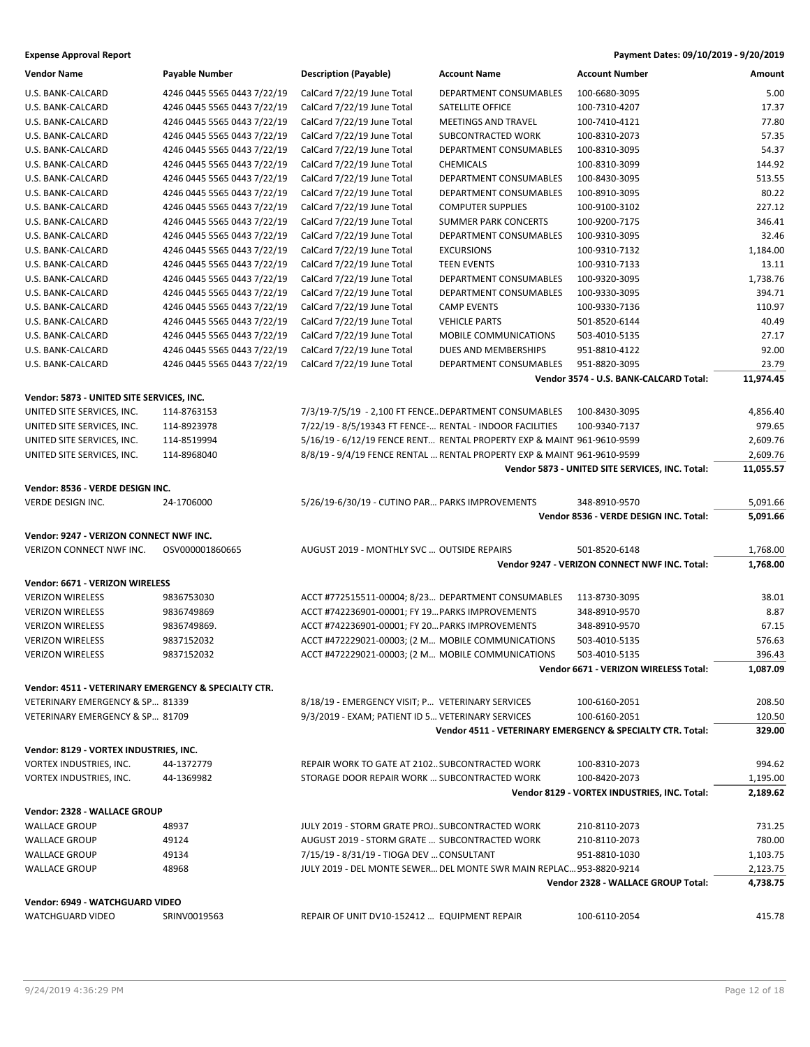**Expense Approval Report** — Payment Dates: 09/10/2019 - 9/20/2019

| Vendor Name | Payable Number | Description (Payable) | Account Name | Account Number | Amount |
|---|---|---|---|---|---|
| U.S. BANK-CALCARD | 4246 0445 5565 0443 7/22/19 | CalCard 7/22/19 June Total | DEPARTMENT CONSUMABLES | 100-6680-3095 | 5.00 |
| U.S. BANK-CALCARD | 4246 0445 5565 0443 7/22/19 | CalCard 7/22/19 June Total | SATELLITE OFFICE | 100-7310-4207 | 17.37 |
| U.S. BANK-CALCARD | 4246 0445 5565 0443 7/22/19 | CalCard 7/22/19 June Total | MEETINGS AND TRAVEL | 100-7410-4121 | 77.80 |
| U.S. BANK-CALCARD | 4246 0445 5565 0443 7/22/19 | CalCard 7/22/19 June Total | SUBCONTRACTED WORK | 100-8310-2073 | 57.35 |
| U.S. BANK-CALCARD | 4246 0445 5565 0443 7/22/19 | CalCard 7/22/19 June Total | DEPARTMENT CONSUMABLES | 100-8310-3095 | 54.37 |
| U.S. BANK-CALCARD | 4246 0445 5565 0443 7/22/19 | CalCard 7/22/19 June Total | CHEMICALS | 100-8310-3099 | 144.92 |
| U.S. BANK-CALCARD | 4246 0445 5565 0443 7/22/19 | CalCard 7/22/19 June Total | DEPARTMENT CONSUMABLES | 100-8430-3095 | 513.55 |
| U.S. BANK-CALCARD | 4246 0445 5565 0443 7/22/19 | CalCard 7/22/19 June Total | DEPARTMENT CONSUMABLES | 100-8910-3095 | 80.22 |
| U.S. BANK-CALCARD | 4246 0445 5565 0443 7/22/19 | CalCard 7/22/19 June Total | COMPUTER SUPPLIES | 100-9100-3102 | 227.12 |
| U.S. BANK-CALCARD | 4246 0445 5565 0443 7/22/19 | CalCard 7/22/19 June Total | SUMMER PARK CONCERTS | 100-9200-7175 | 346.41 |
| U.S. BANK-CALCARD | 4246 0445 5565 0443 7/22/19 | CalCard 7/22/19 June Total | DEPARTMENT CONSUMABLES | 100-9310-3095 | 32.46 |
| U.S. BANK-CALCARD | 4246 0445 5565 0443 7/22/19 | CalCard 7/22/19 June Total | EXCURSIONS | 100-9310-7132 | 1,184.00 |
| U.S. BANK-CALCARD | 4246 0445 5565 0443 7/22/19 | CalCard 7/22/19 June Total | TEEN EVENTS | 100-9310-7133 | 13.11 |
| U.S. BANK-CALCARD | 4246 0445 5565 0443 7/22/19 | CalCard 7/22/19 June Total | DEPARTMENT CONSUMABLES | 100-9320-3095 | 1,738.76 |
| U.S. BANK-CALCARD | 4246 0445 5565 0443 7/22/19 | CalCard 7/22/19 June Total | DEPARTMENT CONSUMABLES | 100-9330-3095 | 394.71 |
| U.S. BANK-CALCARD | 4246 0445 5565 0443 7/22/19 | CalCard 7/22/19 June Total | CAMP EVENTS | 100-9330-7136 | 110.97 |
| U.S. BANK-CALCARD | 4246 0445 5565 0443 7/22/19 | CalCard 7/22/19 June Total | VEHICLE PARTS | 501-8520-6144 | 40.49 |
| U.S. BANK-CALCARD | 4246 0445 5565 0443 7/22/19 | CalCard 7/22/19 June Total | MOBILE COMMUNICATIONS | 503-4010-5135 | 27.17 |
| U.S. BANK-CALCARD | 4246 0445 5565 0443 7/22/19 | CalCard 7/22/19 June Total | DUES AND MEMBERSHIPS | 951-8810-4122 | 92.00 |
| U.S. BANK-CALCARD | 4246 0445 5565 0443 7/22/19 | CalCard 7/22/19 June Total | DEPARTMENT CONSUMABLES | 951-8820-3095 | 23.79 |
| | | | | **Vendor 3574 - U.S. BANK-CALCARD Total:** | **11,974.45** |
| **Vendor: 5873 - UNITED SITE SERVICES, INC.** | | | | | |
| UNITED SITE SERVICES, INC. | 114-8763153 | 7/3/19-7/5/19 - 2,100 FT FENCE… | DEPARTMENT CONSUMABLES | 100-8430-3095 | 4,856.40 |
| UNITED SITE SERVICES, INC. | 114-8923978 | 7/22/19 - 8/5/19343 FT FENCE-… | RENTAL - INDOOR FACILITIES | 100-9340-7137 | 979.65 |
| UNITED SITE SERVICES, INC. | 114-8519994 | 5/16/19 - 6/12/19 FENCE RENT… | RENTAL PROPERTY EXP & MAINT | 961-9610-9599 | 2,609.76 |
| UNITED SITE SERVICES, INC. | 114-8968040 | 8/8/19 - 9/4/19 FENCE RENTAL … | RENTAL PROPERTY EXP & MAINT | 961-9610-9599 | 2,609.76 |
| | | | | **Vendor 5873 - UNITED SITE SERVICES, INC. Total:** | **11,055.57** |
| **Vendor: 8536 - VERDE DESIGN INC.** | | | | | |
| VERDE DESIGN INC. | 24-1706000 | 5/26/19-6/30/19 - CUTINO PAR… | PARKS IMPROVEMENTS | 348-8910-9570 | 5,091.66 |
| | | | | **Vendor 8536 - VERDE DESIGN INC. Total:** | **5,091.66** |
| **Vendor: 9247 - VERIZON CONNECT NWF INC.** | | | | | |
| VERIZON CONNECT NWF INC. | OSV000001860665 | AUGUST 2019 - MONTHLY SVC … | OUTSIDE REPAIRS | 501-8520-6148 | 1,768.00 |
| | | | | **Vendor 9247 - VERIZON CONNECT NWF INC. Total:** | **1,768.00** |
| **Vendor: 6671 - VERIZON WIRELESS** | | | | | |
| VERIZON WIRELESS | 9836753030 | ACCT #772515511-00004; 8/23… | DEPARTMENT CONSUMABLES | 113-8730-3095 | 38.01 |
| VERIZON WIRELESS | 9836749869 | ACCT #742236901-00001; FY 19… | PARKS IMPROVEMENTS | 348-8910-9570 | 8.87 |
| VERIZON WIRELESS | 9836749869. | ACCT #742236901-00001; FY 20… | PARKS IMPROVEMENTS | 348-8910-9570 | 67.15 |
| VERIZON WIRELESS | 9837152032 | ACCT #472229021-00003; (2 M… | MOBILE COMMUNICATIONS | 503-4010-5135 | 576.63 |
| VERIZON WIRELESS | 9837152032 | ACCT #472229021-00003; (2 M… | MOBILE COMMUNICATIONS | 503-4010-5135 | 396.43 |
| | | | | **Vendor 6671 - VERIZON WIRELESS Total:** | **1,087.09** |
| **Vendor: 4511 - VETERINARY EMERGENCY & SPECIALTY CTR.** | | | | | |
| VETERINARY EMERGENCY & SP… | 81339 | 8/18/19 - EMERGENCY VISIT; P… | VETERINARY SERVICES | 100-6160-2051 | 208.50 |
| VETERINARY EMERGENCY & SP… | 81709 | 9/3/2019 - EXAM; PATIENT ID 5… | VETERINARY SERVICES | 100-6160-2051 | 120.50 |
| | | | | **Vendor 4511 - VETERINARY EMERGENCY & SPECIALTY CTR. Total:** | **329.00** |
| **Vendor: 8129 - VORTEX INDUSTRIES, INC.** | | | | | |
| VORTEX INDUSTRIES, INC. | 44-1372779 | REPAIR WORK TO GATE AT 2102… | SUBCONTRACTED WORK | 100-8310-2073 | 994.62 |
| VORTEX INDUSTRIES, INC. | 44-1369982 | STORAGE DOOR REPAIR WORK … | SUBCONTRACTED WORK | 100-8420-2073 | 1,195.00 |
| | | | | **Vendor 8129 - VORTEX INDUSTRIES, INC. Total:** | **2,189.62** |
| **Vendor: 2328 - WALLACE GROUP** | | | | | |
| WALLACE GROUP | 48937 | JULY 2019 - STORM GRATE PROJ… | SUBCONTRACTED WORK | 210-8110-2073 | 731.25 |
| WALLACE GROUP | 49124 | AUGUST 2019 - STORM GRATE … | SUBCONTRACTED WORK | 210-8110-2073 | 780.00 |
| WALLACE GROUP | 49134 | 7/15/19 - 8/31/19 - TIOGA DEV … | CONSULTANT | 951-8810-1030 | 1,103.75 |
| WALLACE GROUP | 48968 | JULY 2019 - DEL MONTE SEWER… | DEL MONTE SWR MAIN REPLAC… | 953-8820-9214 | 2,123.75 |
| | | | | **Vendor 2328 - WALLACE GROUP Total:** | **4,738.75** |
| **Vendor: 6949 - WATCHGUARD VIDEO** | | | | | |
| WATCHGUARD VIDEO | SRINV0019563 | REPAIR OF UNIT DV10-152412 … | EQUIPMENT REPAIR | 100-6110-2054 | 415.78 |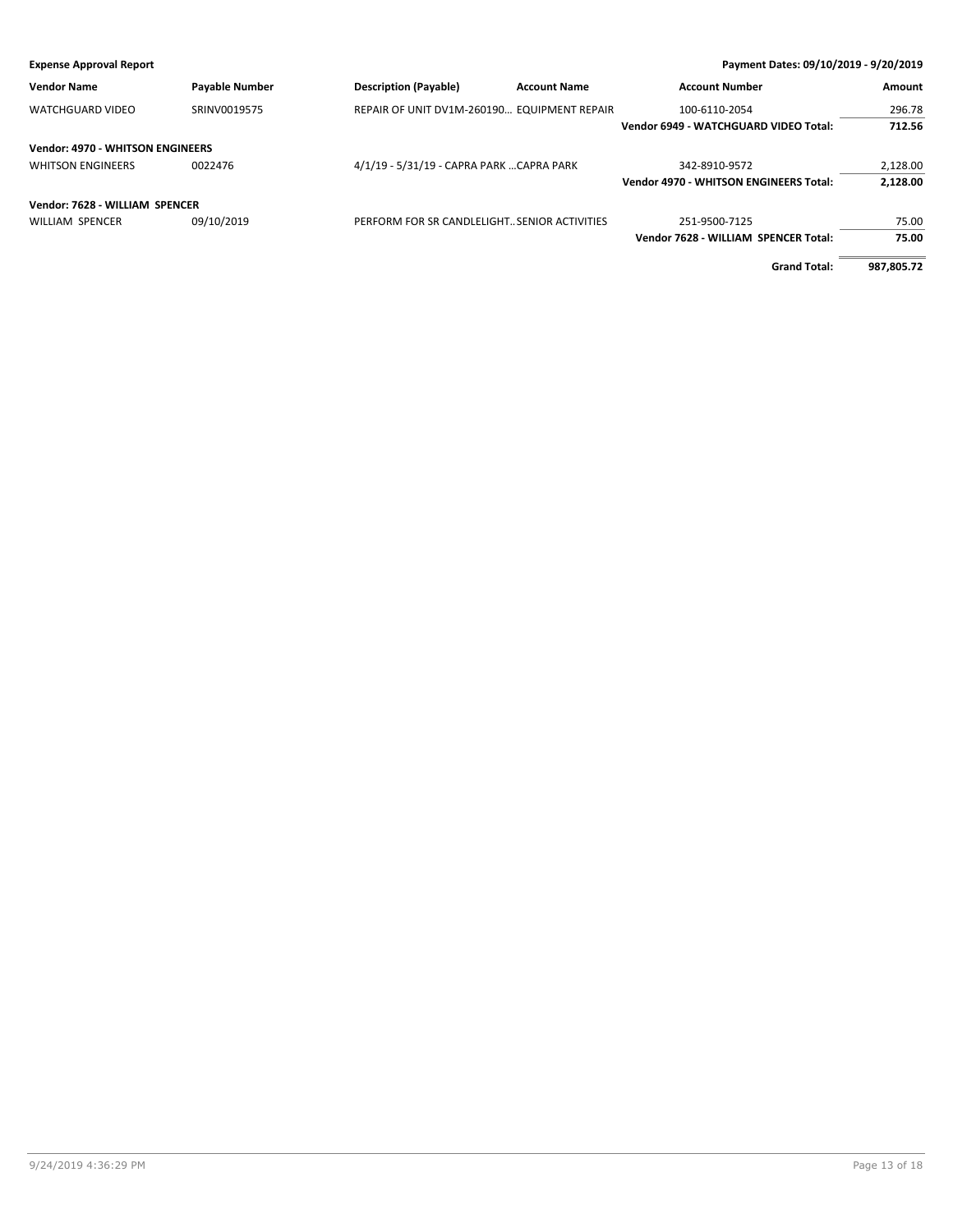| Vendor Name | Payable Number | Description (Payable) | Account Name | Account Number | Amount |
|---|---|---|---|---|---|
| WATCHGUARD VIDEO | SRINV0019575 | REPAIR OF UNIT DV1M-260190... | EQUIPMENT REPAIR | 100-6110-2054 | 296.78 |
| | | | | **Vendor 6949 - WATCHGUARD VIDEO Total:** | **712.56** |
| **Vendor: 4970 - WHITSON ENGINEERS** | | | | | |
| WHITSON ENGINEERS | 0022476 | 4/1/19 - 5/31/19 - CAPRA PARK ... | CAPRA PARK | 342-8910-9572 | 2,128.00 |
| | | | | **Vendor 4970 - WHITSON ENGINEERS Total:** | **2,128.00** |
| **Vendor: 7628 - WILLIAM SPENCER** | | | | | |
| WILLIAM SPENCER | 09/10/2019 | PERFORM FOR SR CANDLELIGHT.. | SENIOR ACTIVITIES | 251-9500-7125 | 75.00 |
| | | | | **Vendor 7628 - WILLIAM SPENCER Total:** | **75.00** |
| | | | | **Grand Total:** | **987,805.72** |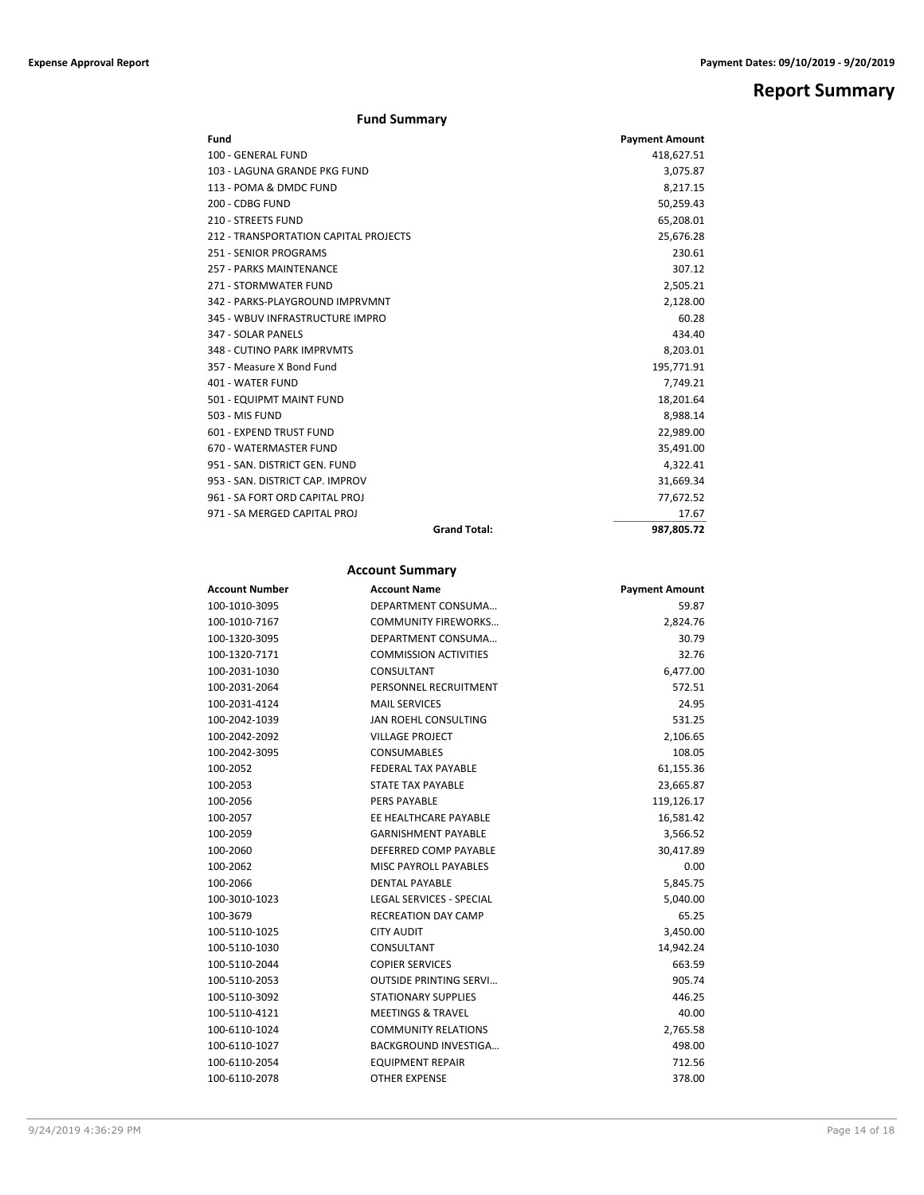# Report Summary

## Fund Summary

| Fund | Payment Amount |
|---|---|
| 100 - GENERAL FUND | 418,627.51 |
| 103 - LAGUNA GRANDE PKG FUND | 3,075.87 |
| 113 - POMA & DMDC FUND | 8,217.15 |
| 200 - CDBG FUND | 50,259.43 |
| 210 - STREETS FUND | 65,208.01 |
| 212 - TRANSPORTATION CAPITAL PROJECTS | 25,676.28 |
| 251 - SENIOR PROGRAMS | 230.61 |
| 257 - PARKS MAINTENANCE | 307.12 |
| 271 - STORMWATER FUND | 2,505.21 |
| 342 - PARKS-PLAYGROUND IMPRVMNT | 2,128.00 |
| 345 - WBUV INFRASTRUCTURE IMPRO | 60.28 |
| 347 - SOLAR PANELS | 434.40 |
| 348 - CUTINO PARK IMPRVMTS | 8,203.01 |
| 357 - Measure X Bond Fund | 195,771.91 |
| 401 - WATER FUND | 7,749.21 |
| 501 - EQUIPMT MAINT FUND | 18,201.64 |
| 503 - MIS FUND | 8,988.14 |
| 601 - EXPEND TRUST FUND | 22,989.00 |
| 670 - WATERMASTER FUND | 35,491.00 |
| 951 - SAN. DISTRICT GEN. FUND | 4,322.41 |
| 953 - SAN. DISTRICT CAP. IMPROV | 31,669.34 |
| 961 - SA FORT ORD CAPITAL PROJ | 77,672.52 |
| 971 - SA MERGED CAPITAL PROJ | 17.67 |
| **Grand Total:** | **987,805.72** |

## Account Summary

| Account Number | Account Name | Payment Amount |
|---|---|---|
| 100-1010-3095 | DEPARTMENT CONSUMA… | 59.87 |
| 100-1010-7167 | COMMUNITY FIREWORKS… | 2,824.76 |
| 100-1320-3095 | DEPARTMENT CONSUMA… | 30.79 |
| 100-1320-7171 | COMMISSION ACTIVITIES | 32.76 |
| 100-2031-1030 | CONSULTANT | 6,477.00 |
| 100-2031-2064 | PERSONNEL RECRUITMENT | 572.51 |
| 100-2031-4124 | MAIL SERVICES | 24.95 |
| 100-2042-1039 | JAN ROEHL CONSULTING | 531.25 |
| 100-2042-2092 | VILLAGE PROJECT | 2,106.65 |
| 100-2042-3095 | CONSUMABLES | 108.05 |
| 100-2052 | FEDERAL TAX PAYABLE | 61,155.36 |
| 100-2053 | STATE TAX PAYABLE | 23,665.87 |
| 100-2056 | PERS PAYABLE | 119,126.17 |
| 100-2057 | EE HEALTHCARE PAYABLE | 16,581.42 |
| 100-2059 | GARNISHMENT PAYABLE | 3,566.52 |
| 100-2060 | DEFERRED COMP PAYABLE | 30,417.89 |
| 100-2062 | MISC PAYROLL PAYABLES | 0.00 |
| 100-2066 | DENTAL PAYABLE | 5,845.75 |
| 100-3010-1023 | LEGAL SERVICES - SPECIAL | 5,040.00 |
| 100-3679 | RECREATION DAY CAMP | 65.25 |
| 100-5110-1025 | CITY AUDIT | 3,450.00 |
| 100-5110-1030 | CONSULTANT | 14,942.24 |
| 100-5110-2044 | COPIER SERVICES | 663.59 |
| 100-5110-2053 | OUTSIDE PRINTING SERVI… | 905.74 |
| 100-5110-3092 | STATIONARY SUPPLIES | 446.25 |
| 100-5110-4121 | MEETINGS & TRAVEL | 40.00 |
| 100-6110-1024 | COMMUNITY RELATIONS | 2,765.58 |
| 100-6110-1027 | BACKGROUND INVESTIGA… | 498.00 |
| 100-6110-2054 | EQUIPMENT REPAIR | 712.56 |
| 100-6110-2078 | OTHER EXPENSE | 378.00 |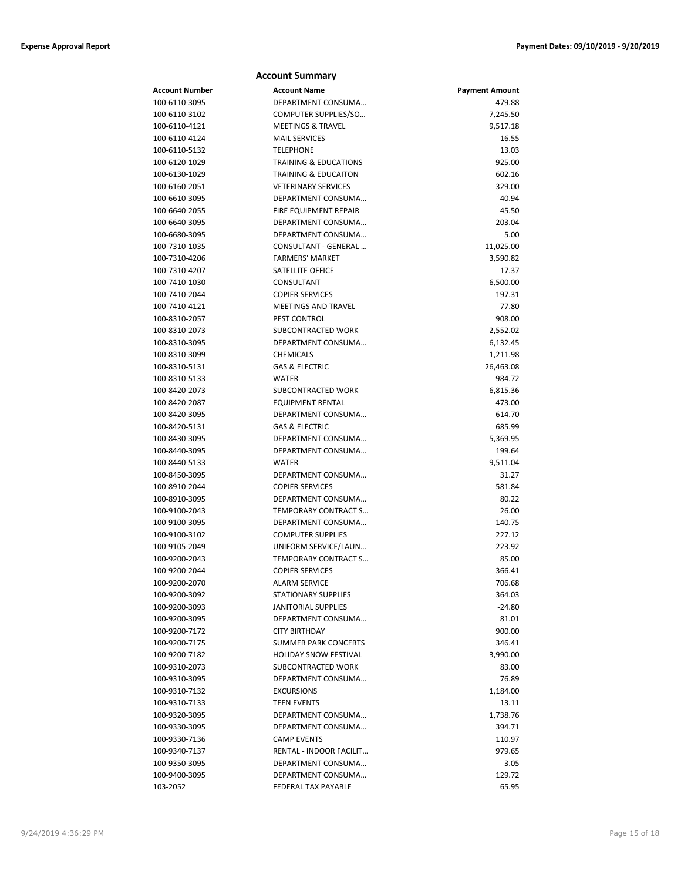## Account Summary

| Account Number | Account Name | Payment Amount |
|---|---|---|
| 100-6110-3095 | DEPARTMENT CONSUMA… | 479.88 |
| 100-6110-3102 | COMPUTER SUPPLIES/SO… | 7,245.50 |
| 100-6110-4121 | MEETINGS & TRAVEL | 9,517.18 |
| 100-6110-4124 | MAIL SERVICES | 16.55 |
| 100-6110-5132 | TELEPHONE | 13.03 |
| 100-6120-1029 | TRAINING & EDUCATIONS | 925.00 |
| 100-6130-1029 | TRAINING & EDUCAITON | 602.16 |
| 100-6160-2051 | VETERINARY SERVICES | 329.00 |
| 100-6610-3095 | DEPARTMENT CONSUMA… | 40.94 |
| 100-6640-2055 | FIRE EQUIPMENT REPAIR | 45.50 |
| 100-6640-3095 | DEPARTMENT CONSUMA… | 203.04 |
| 100-6680-3095 | DEPARTMENT CONSUMA… | 5.00 |
| 100-7310-1035 | CONSULTANT - GENERAL … | 11,025.00 |
| 100-7310-4206 | FARMERS' MARKET | 3,590.82 |
| 100-7310-4207 | SATELLITE OFFICE | 17.37 |
| 100-7410-1030 | CONSULTANT | 6,500.00 |
| 100-7410-2044 | COPIER SERVICES | 197.31 |
| 100-7410-4121 | MEETINGS AND TRAVEL | 77.80 |
| 100-8310-2057 | PEST CONTROL | 908.00 |
| 100-8310-2073 | SUBCONTRACTED WORK | 2,552.02 |
| 100-8310-3095 | DEPARTMENT CONSUMA… | 6,132.45 |
| 100-8310-3099 | CHEMICALS | 1,211.98 |
| 100-8310-5131 | GAS & ELECTRIC | 26,463.08 |
| 100-8310-5133 | WATER | 984.72 |
| 100-8420-2073 | SUBCONTRACTED WORK | 6,815.36 |
| 100-8420-2087 | EQUIPMENT RENTAL | 473.00 |
| 100-8420-3095 | DEPARTMENT CONSUMA… | 614.70 |
| 100-8420-5131 | GAS & ELECTRIC | 685.99 |
| 100-8430-3095 | DEPARTMENT CONSUMA… | 5,369.95 |
| 100-8440-3095 | DEPARTMENT CONSUMA… | 199.64 |
| 100-8440-5133 | WATER | 9,511.04 |
| 100-8450-3095 | DEPARTMENT CONSUMA… | 31.27 |
| 100-8910-2044 | COPIER SERVICES | 581.84 |
| 100-8910-3095 | DEPARTMENT CONSUMA… | 80.22 |
| 100-9100-2043 | TEMPORARY CONTRACT S… | 26.00 |
| 100-9100-3095 | DEPARTMENT CONSUMA… | 140.75 |
| 100-9100-3102 | COMPUTER SUPPLIES | 227.12 |
| 100-9105-2049 | UNIFORM SERVICE/LAUN… | 223.92 |
| 100-9200-2043 | TEMPORARY CONTRACT S… | 85.00 |
| 100-9200-2044 | COPIER SERVICES | 366.41 |
| 100-9200-2070 | ALARM SERVICE | 706.68 |
| 100-9200-3092 | STATIONARY SUPPLIES | 364.03 |
| 100-9200-3093 | JANITORIAL SUPPLIES | -24.80 |
| 100-9200-3095 | DEPARTMENT CONSUMA… | 81.01 |
| 100-9200-7172 | CITY BIRTHDAY | 900.00 |
| 100-9200-7175 | SUMMER PARK CONCERTS | 346.41 |
| 100-9200-7182 | HOLIDAY SNOW FESTIVAL | 3,990.00 |
| 100-9310-2073 | SUBCONTRACTED WORK | 83.00 |
| 100-9310-3095 | DEPARTMENT CONSUMA… | 76.89 |
| 100-9310-7132 | EXCURSIONS | 1,184.00 |
| 100-9310-7133 | TEEN EVENTS | 13.11 |
| 100-9320-3095 | DEPARTMENT CONSUMA… | 1,738.76 |
| 100-9330-3095 | DEPARTMENT CONSUMA… | 394.71 |
| 100-9330-7136 | CAMP EVENTS | 110.97 |
| 100-9340-7137 | RENTAL - INDOOR FACILIT… | 979.65 |
| 100-9350-3095 | DEPARTMENT CONSUMA… | 3.05 |
| 100-9400-3095 | DEPARTMENT CONSUMA… | 129.72 |
| 103-2052 | FEDERAL TAX PAYABLE | 65.95 |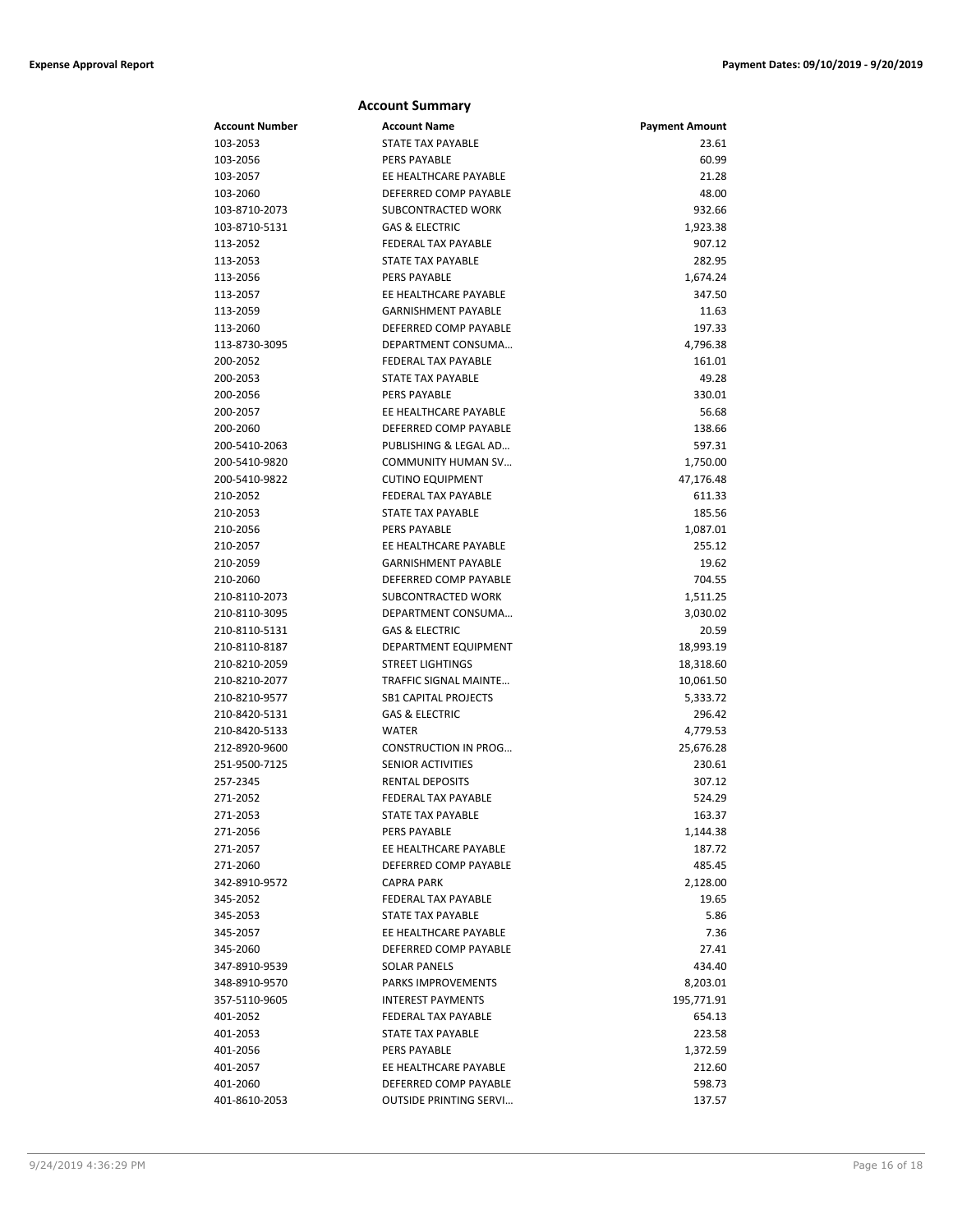## Account Summary

| Account Number | Account Name | Payment Amount |
|---|---|---|
| 103-2053 | STATE TAX PAYABLE | 23.61 |
| 103-2056 | PERS PAYABLE | 60.99 |
| 103-2057 | EE HEALTHCARE PAYABLE | 21.28 |
| 103-2060 | DEFERRED COMP PAYABLE | 48.00 |
| 103-8710-2073 | SUBCONTRACTED WORK | 932.66 |
| 103-8710-5131 | GAS & ELECTRIC | 1,923.38 |
| 113-2052 | FEDERAL TAX PAYABLE | 907.12 |
| 113-2053 | STATE TAX PAYABLE | 282.95 |
| 113-2056 | PERS PAYABLE | 1,674.24 |
| 113-2057 | EE HEALTHCARE PAYABLE | 347.50 |
| 113-2059 | GARNISHMENT PAYABLE | 11.63 |
| 113-2060 | DEFERRED COMP PAYABLE | 197.33 |
| 113-8730-3095 | DEPARTMENT CONSUMA… | 4,796.38 |
| 200-2052 | FEDERAL TAX PAYABLE | 161.01 |
| 200-2053 | STATE TAX PAYABLE | 49.28 |
| 200-2056 | PERS PAYABLE | 330.01 |
| 200-2057 | EE HEALTHCARE PAYABLE | 56.68 |
| 200-2060 | DEFERRED COMP PAYABLE | 138.66 |
| 200-5410-2063 | PUBLISHING & LEGAL AD… | 597.31 |
| 200-5410-9820 | COMMUNITY HUMAN SV… | 1,750.00 |
| 200-5410-9822 | CUTINO EQUIPMENT | 47,176.48 |
| 210-2052 | FEDERAL TAX PAYABLE | 611.33 |
| 210-2053 | STATE TAX PAYABLE | 185.56 |
| 210-2056 | PERS PAYABLE | 1,087.01 |
| 210-2057 | EE HEALTHCARE PAYABLE | 255.12 |
| 210-2059 | GARNISHMENT PAYABLE | 19.62 |
| 210-2060 | DEFERRED COMP PAYABLE | 704.55 |
| 210-8110-2073 | SUBCONTRACTED WORK | 1,511.25 |
| 210-8110-3095 | DEPARTMENT CONSUMA… | 3,030.02 |
| 210-8110-5131 | GAS & ELECTRIC | 20.59 |
| 210-8110-8187 | DEPARTMENT EQUIPMENT | 18,993.19 |
| 210-8210-2059 | STREET LIGHTINGS | 18,318.60 |
| 210-8210-2077 | TRAFFIC SIGNAL MAINTE… | 10,061.50 |
| 210-8210-9577 | SB1 CAPITAL PROJECTS | 5,333.72 |
| 210-8420-5131 | GAS & ELECTRIC | 296.42 |
| 210-8420-5133 | WATER | 4,779.53 |
| 212-8920-9600 | CONSTRUCTION IN PROG… | 25,676.28 |
| 251-9500-7125 | SENIOR ACTIVITIES | 230.61 |
| 257-2345 | RENTAL DEPOSITS | 307.12 |
| 271-2052 | FEDERAL TAX PAYABLE | 524.29 |
| 271-2053 | STATE TAX PAYABLE | 163.37 |
| 271-2056 | PERS PAYABLE | 1,144.38 |
| 271-2057 | EE HEALTHCARE PAYABLE | 187.72 |
| 271-2060 | DEFERRED COMP PAYABLE | 485.45 |
| 342-8910-9572 | CAPRA PARK | 2,128.00 |
| 345-2052 | FEDERAL TAX PAYABLE | 19.65 |
| 345-2053 | STATE TAX PAYABLE | 5.86 |
| 345-2057 | EE HEALTHCARE PAYABLE | 7.36 |
| 345-2060 | DEFERRED COMP PAYABLE | 27.41 |
| 347-8910-9539 | SOLAR PANELS | 434.40 |
| 348-8910-9570 | PARKS IMPROVEMENTS | 8,203.01 |
| 357-5110-9605 | INTEREST PAYMENTS | 195,771.91 |
| 401-2052 | FEDERAL TAX PAYABLE | 654.13 |
| 401-2053 | STATE TAX PAYABLE | 223.58 |
| 401-2056 | PERS PAYABLE | 1,372.59 |
| 401-2057 | EE HEALTHCARE PAYABLE | 212.60 |
| 401-2060 | DEFERRED COMP PAYABLE | 598.73 |
| 401-8610-2053 | OUTSIDE PRINTING SERVI… | 137.57 |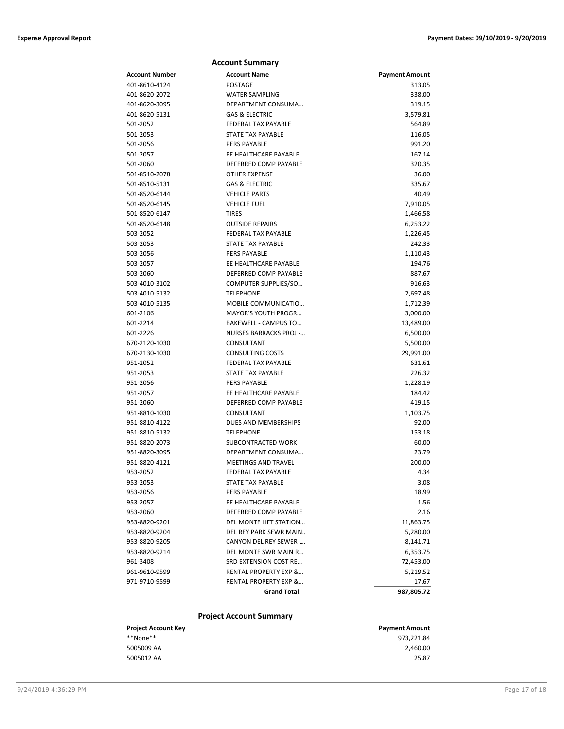## Account Summary

| Account Number | Account Name | Payment Amount |
|---|---|---|
| 401-8610-4124 | POSTAGE | 313.05 |
| 401-8620-2072 | WATER SAMPLING | 338.00 |
| 401-8620-3095 | DEPARTMENT CONSUMA… | 319.15 |
| 401-8620-5131 | GAS & ELECTRIC | 3,579.81 |
| 501-2052 | FEDERAL TAX PAYABLE | 564.89 |
| 501-2053 | STATE TAX PAYABLE | 116.05 |
| 501-2056 | PERS PAYABLE | 991.20 |
| 501-2057 | EE HEALTHCARE PAYABLE | 167.14 |
| 501-2060 | DEFERRED COMP PAYABLE | 320.35 |
| 501-8510-2078 | OTHER EXPENSE | 36.00 |
| 501-8510-5131 | GAS & ELECTRIC | 335.67 |
| 501-8520-6144 | VEHICLE PARTS | 40.49 |
| 501-8520-6145 | VEHICLE FUEL | 7,910.05 |
| 501-8520-6147 | TIRES | 1,466.58 |
| 501-8520-6148 | OUTSIDE REPAIRS | 6,253.22 |
| 503-2052 | FEDERAL TAX PAYABLE | 1,226.45 |
| 503-2053 | STATE TAX PAYABLE | 242.33 |
| 503-2056 | PERS PAYABLE | 1,110.43 |
| 503-2057 | EE HEALTHCARE PAYABLE | 194.76 |
| 503-2060 | DEFERRED COMP PAYABLE | 887.67 |
| 503-4010-3102 | COMPUTER SUPPLIES/SO… | 916.63 |
| 503-4010-5132 | TELEPHONE | 2,697.48 |
| 503-4010-5135 | MOBILE COMMUNICATIO… | 1,712.39 |
| 601-2106 | MAYOR'S YOUTH PROGR… | 3,000.00 |
| 601-2214 | BAKEWELL - CAMPUS TO… | 13,489.00 |
| 601-2226 | NURSES BARRACKS PROJ -… | 6,500.00 |
| 670-2120-1030 | CONSULTANT | 5,500.00 |
| 670-2130-1030 | CONSULTING COSTS | 29,991.00 |
| 951-2052 | FEDERAL TAX PAYABLE | 631.61 |
| 951-2053 | STATE TAX PAYABLE | 226.32 |
| 951-2056 | PERS PAYABLE | 1,228.19 |
| 951-2057 | EE HEALTHCARE PAYABLE | 184.42 |
| 951-2060 | DEFERRED COMP PAYABLE | 419.15 |
| 951-8810-1030 | CONSULTANT | 1,103.75 |
| 951-8810-4122 | DUES AND MEMBERSHIPS | 92.00 |
| 951-8810-5132 | TELEPHONE | 153.18 |
| 951-8820-2073 | SUBCONTRACTED WORK | 60.00 |
| 951-8820-3095 | DEPARTMENT CONSUMA… | 23.79 |
| 951-8820-4121 | MEETINGS AND TRAVEL | 200.00 |
| 953-2052 | FEDERAL TAX PAYABLE | 4.34 |
| 953-2053 | STATE TAX PAYABLE | 3.08 |
| 953-2056 | PERS PAYABLE | 18.99 |
| 953-2057 | EE HEALTHCARE PAYABLE | 1.56 |
| 953-2060 | DEFERRED COMP PAYABLE | 2.16 |
| 953-8820-9201 | DEL MONTE LIFT STATION… | 11,863.75 |
| 953-8820-9204 | DEL REY PARK SEWR MAIN.. | 5,280.00 |
| 953-8820-9205 | CANYON DEL REY SEWER L.. | 8,141.71 |
| 953-8820-9214 | DEL MONTE SWR MAIN R… | 6,353.75 |
| 961-3408 | SRD EXTENSION COST RE… | 72,453.00 |
| 961-9610-9599 | RENTAL PROPERTY EXP &… | 5,219.52 |
| 971-9710-9599 | RENTAL PROPERTY EXP &… | 17.67 |
| | **Grand Total:** | **987,805.72** |

## Project Account Summary

| Project Account Key | Payment Amount |
|---|---|
| **None** | 973,221.84 |
| 5005009 AA | 2,460.00 |
| 5005012 AA | 25.87 |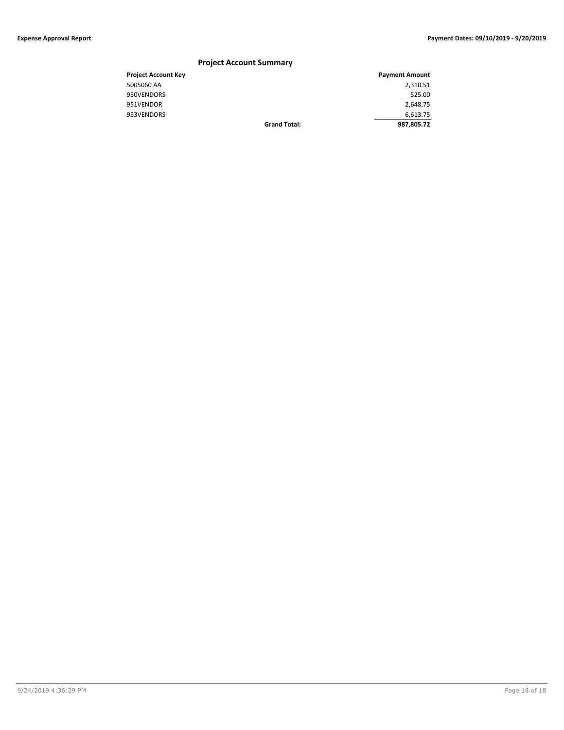## Project Account Summary

| Project Account Key | | Payment Amount |
|---|---|---|
| 5005060 AA | | 2,310.51 |
| 950VENDORS | | 525.00 |
| 951VENDOR | | 2,648.75 |
| 953VENDORS | | 6,613.75 |
| | **Grand Total:** | **987,805.72** |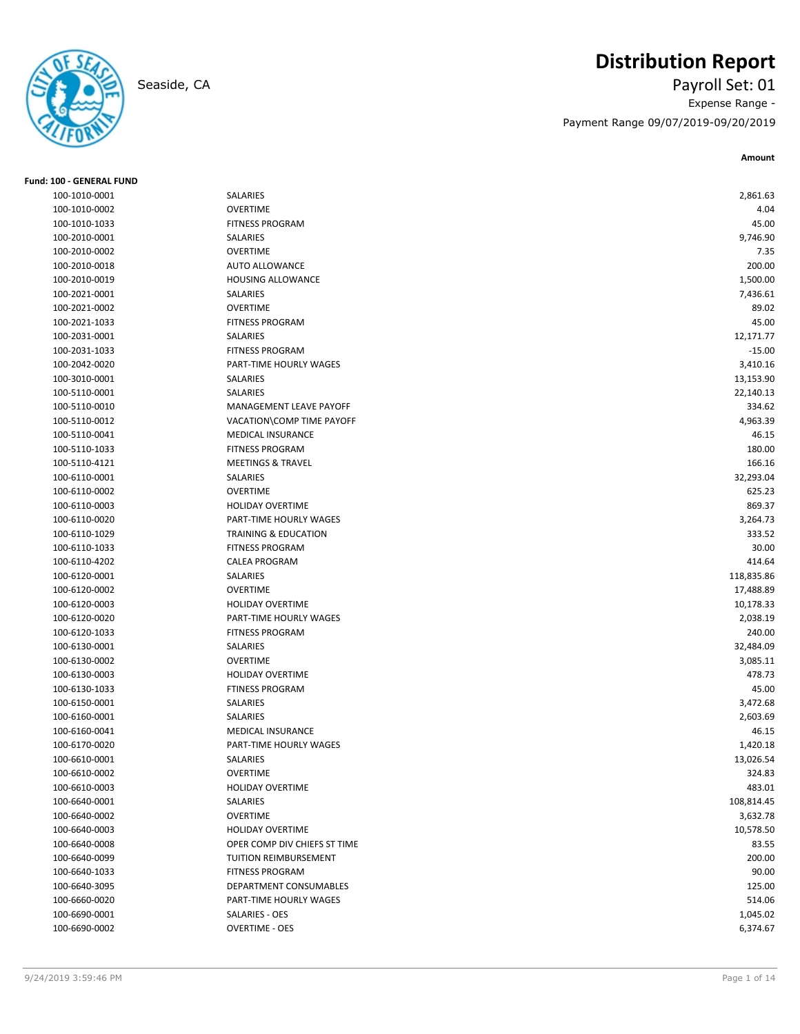# Distribution Report

Seaside, CA

Payroll Set: 01

Expense Range -

Payment Range 09/07/2019-09/20/2019

**Fund: 100 - GENERAL FUND**

| Account | Description | Amount |
|---|---|---|
| 100-1010-0001 | SALARIES | 2,861.63 |
| 100-1010-0002 | OVERTIME | 4.04 |
| 100-1010-1033 | FITNESS PROGRAM | 45.00 |
| 100-2010-0001 | SALARIES | 9,746.90 |
| 100-2010-0002 | OVERTIME | 7.35 |
| 100-2010-0018 | AUTO ALLOWANCE | 200.00 |
| 100-2010-0019 | HOUSING ALLOWANCE | 1,500.00 |
| 100-2021-0001 | SALARIES | 7,436.61 |
| 100-2021-0002 | OVERTIME | 89.02 |
| 100-2021-1033 | FITNESS PROGRAM | 45.00 |
| 100-2031-0001 | SALARIES | 12,171.77 |
| 100-2031-1033 | FITNESS PROGRAM | -15.00 |
| 100-2042-0020 | PART-TIME HOURLY WAGES | 3,410.16 |
| 100-3010-0001 | SALARIES | 13,153.90 |
| 100-5110-0001 | SALARIES | 22,140.13 |
| 100-5110-0010 | MANAGEMENT LEAVE PAYOFF | 334.62 |
| 100-5110-0012 | VACATION\COMP TIME PAYOFF | 4,963.39 |
| 100-5110-0041 | MEDICAL INSURANCE | 46.15 |
| 100-5110-1033 | FITNESS PROGRAM | 180.00 |
| 100-5110-4121 | MEETINGS & TRAVEL | 166.16 |
| 100-6110-0001 | SALARIES | 32,293.04 |
| 100-6110-0002 | OVERTIME | 625.23 |
| 100-6110-0003 | HOLIDAY OVERTIME | 869.37 |
| 100-6110-0020 | PART-TIME HOURLY WAGES | 3,264.73 |
| 100-6110-1029 | TRAINING & EDUCATION | 333.52 |
| 100-6110-1033 | FITNESS PROGRAM | 30.00 |
| 100-6110-4202 | CALEA PROGRAM | 414.64 |
| 100-6120-0001 | SALARIES | 118,835.86 |
| 100-6120-0002 | OVERTIME | 17,488.89 |
| 100-6120-0003 | HOLIDAY OVERTIME | 10,178.33 |
| 100-6120-0020 | PART-TIME HOURLY WAGES | 2,038.19 |
| 100-6120-1033 | FITNESS PROGRAM | 240.00 |
| 100-6130-0001 | SALARIES | 32,484.09 |
| 100-6130-0002 | OVERTIME | 3,085.11 |
| 100-6130-0003 | HOLIDAY OVERTIME | 478.73 |
| 100-6130-1033 | FTINESS PROGRAM | 45.00 |
| 100-6150-0001 | SALARIES | 3,472.68 |
| 100-6160-0001 | SALARIES | 2,603.69 |
| 100-6160-0041 | MEDICAL INSURANCE | 46.15 |
| 100-6170-0020 | PART-TIME HOURLY WAGES | 1,420.18 |
| 100-6610-0001 | SALARIES | 13,026.54 |
| 100-6610-0002 | OVERTIME | 324.83 |
| 100-6610-0003 | HOLIDAY OVERTIME | 483.01 |
| 100-6640-0001 | SALARIES | 108,814.45 |
| 100-6640-0002 | OVERTIME | 3,632.78 |
| 100-6640-0003 | HOLIDAY OVERTIME | 10,578.50 |
| 100-6640-0008 | OPER COMP DIV CHIEFS ST TIME | 83.55 |
| 100-6640-0099 | TUITION REIMBURSEMENT | 200.00 |
| 100-6640-1033 | FITNESS PROGRAM | 90.00 |
| 100-6640-3095 | DEPARTMENT CONSUMABLES | 125.00 |
| 100-6660-0020 | PART-TIME HOURLY WAGES | 514.06 |
| 100-6690-0001 | SALARIES - OES | 1,045.02 |
| 100-6690-0002 | OVERTIME - OES | 6,374.67 |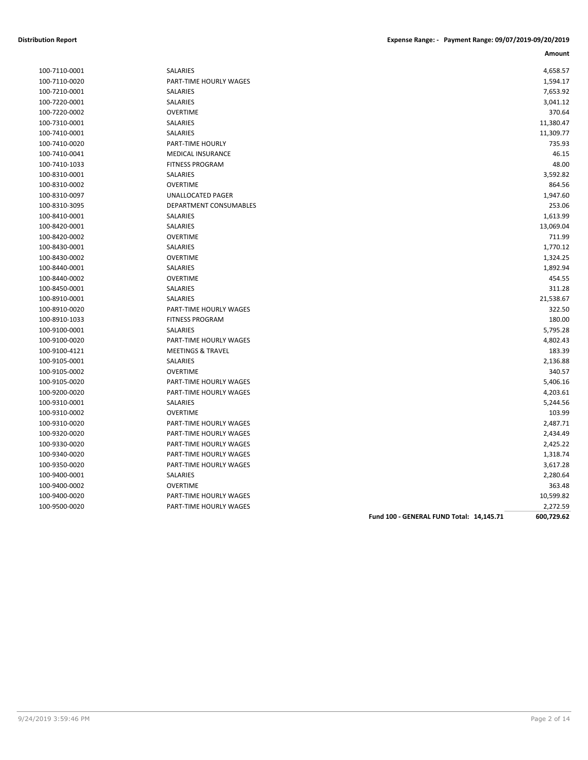**Distribution Report** **Expense Range: - Payment Range: 09/07/2019-09/20/2019**

| Account | Description | Amount |
|---|---|---|
| 100-7110-0001 | SALARIES | 4,658.57 |
| 100-7110-0020 | PART-TIME HOURLY WAGES | 1,594.17 |
| 100-7210-0001 | SALARIES | 7,653.92 |
| 100-7220-0001 | SALARIES | 3,041.12 |
| 100-7220-0002 | OVERTIME | 370.64 |
| 100-7310-0001 | SALARIES | 11,380.47 |
| 100-7410-0001 | SALARIES | 11,309.77 |
| 100-7410-0020 | PART-TIME HOURLY | 735.93 |
| 100-7410-0041 | MEDICAL INSURANCE | 46.15 |
| 100-7410-1033 | FITNESS PROGRAM | 48.00 |
| 100-8310-0001 | SALARIES | 3,592.82 |
| 100-8310-0002 | OVERTIME | 864.56 |
| 100-8310-0097 | UNALLOCATED PAGER | 1,947.60 |
| 100-8310-3095 | DEPARTMENT CONSUMABLES | 253.06 |
| 100-8410-0001 | SALARIES | 1,613.99 |
| 100-8420-0001 | SALARIES | 13,069.04 |
| 100-8420-0002 | OVERTIME | 711.99 |
| 100-8430-0001 | SALARIES | 1,770.12 |
| 100-8430-0002 | OVERTIME | 1,324.25 |
| 100-8440-0001 | SALARIES | 1,892.94 |
| 100-8440-0002 | OVERTIME | 454.55 |
| 100-8450-0001 | SALARIES | 311.28 |
| 100-8910-0001 | SALARIES | 21,538.67 |
| 100-8910-0020 | PART-TIME HOURLY WAGES | 322.50 |
| 100-8910-1033 | FITNESS PROGRAM | 180.00 |
| 100-9100-0001 | SALARIES | 5,795.28 |
| 100-9100-0020 | PART-TIME HOURLY WAGES | 4,802.43 |
| 100-9100-4121 | MEETINGS & TRAVEL | 183.39 |
| 100-9105-0001 | SALARIES | 2,136.88 |
| 100-9105-0002 | OVERTIME | 340.57 |
| 100-9105-0020 | PART-TIME HOURLY WAGES | 5,406.16 |
| 100-9200-0020 | PART-TIME HOURLY WAGES | 4,203.61 |
| 100-9310-0001 | SALARIES | 5,244.56 |
| 100-9310-0002 | OVERTIME | 103.99 |
| 100-9310-0020 | PART-TIME HOURLY WAGES | 2,487.71 |
| 100-9320-0020 | PART-TIME HOURLY WAGES | 2,434.49 |
| 100-9330-0020 | PART-TIME HOURLY WAGES | 2,425.22 |
| 100-9340-0020 | PART-TIME HOURLY WAGES | 1,318.74 |
| 100-9350-0020 | PART-TIME HOURLY WAGES | 3,617.28 |
| 100-9400-0001 | SALARIES | 2,280.64 |
| 100-9400-0002 | OVERTIME | 363.48 |
| 100-9400-0020 | PART-TIME HOURLY WAGES | 10,599.82 |
| 100-9500-0020 | PART-TIME HOURLY WAGES | 2,272.59 |
| | **Fund 100 - GENERAL FUND Total: 14,145.71** | **600,729.62** |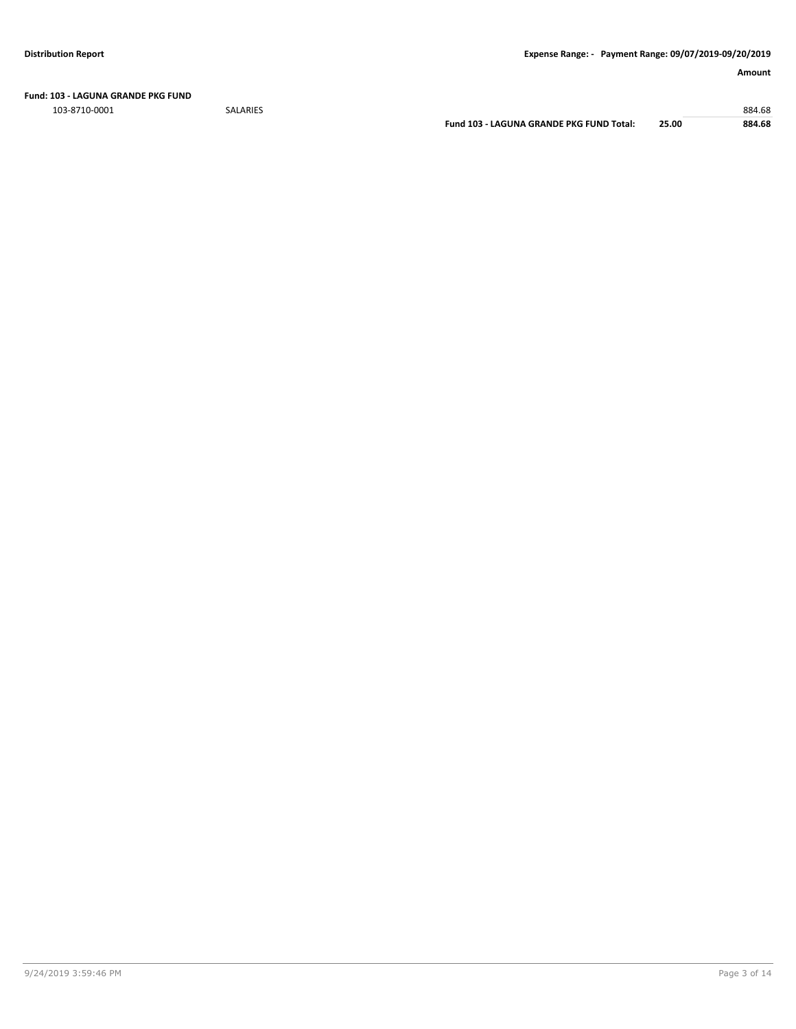**Distribution Report** **Expense Range: - Payment Range: 09/07/2019-09/20/2019**

| | | | | Amount |
|---|---|---|---|---|
| **Fund: 103 - LAGUNA GRANDE PKG FUND** | | | | |
| 103-8710-0001 | SALARIES | | | 884.68 |
| | | **Fund 103 - LAGUNA GRANDE PKG FUND Total:** | **25.00** | **884.68** |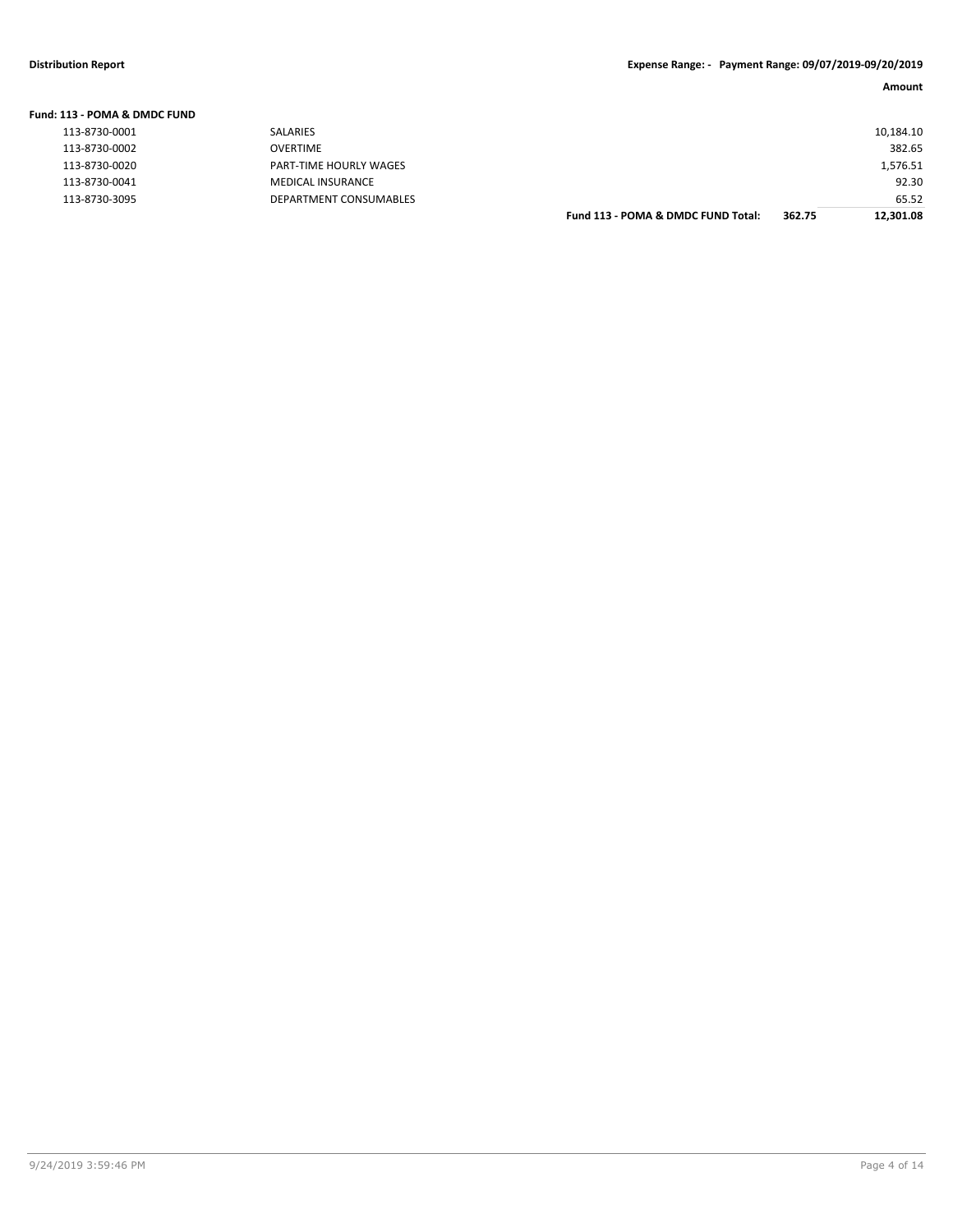**Distribution Report** **Expense Range: - Payment Range: 09/07/2019-09/20/2019**

| | | | | Amount |
|---|---|---|---|---|
| **Fund: 113 - POMA & DMDC FUND** | | | | |
| 113-8730-0001 | SALARIES | | | 10,184.10 |
| 113-8730-0002 | OVERTIME | | | 382.65 |
| 113-8730-0020 | PART-TIME HOURLY WAGES | | | 1,576.51 |
| 113-8730-0041 | MEDICAL INSURANCE | | | 92.30 |
| 113-8730-3095 | DEPARTMENT CONSUMABLES | | | 65.52 |
| | | **Fund 113 - POMA & DMDC FUND Total:** | **362.75** | **12,301.08** |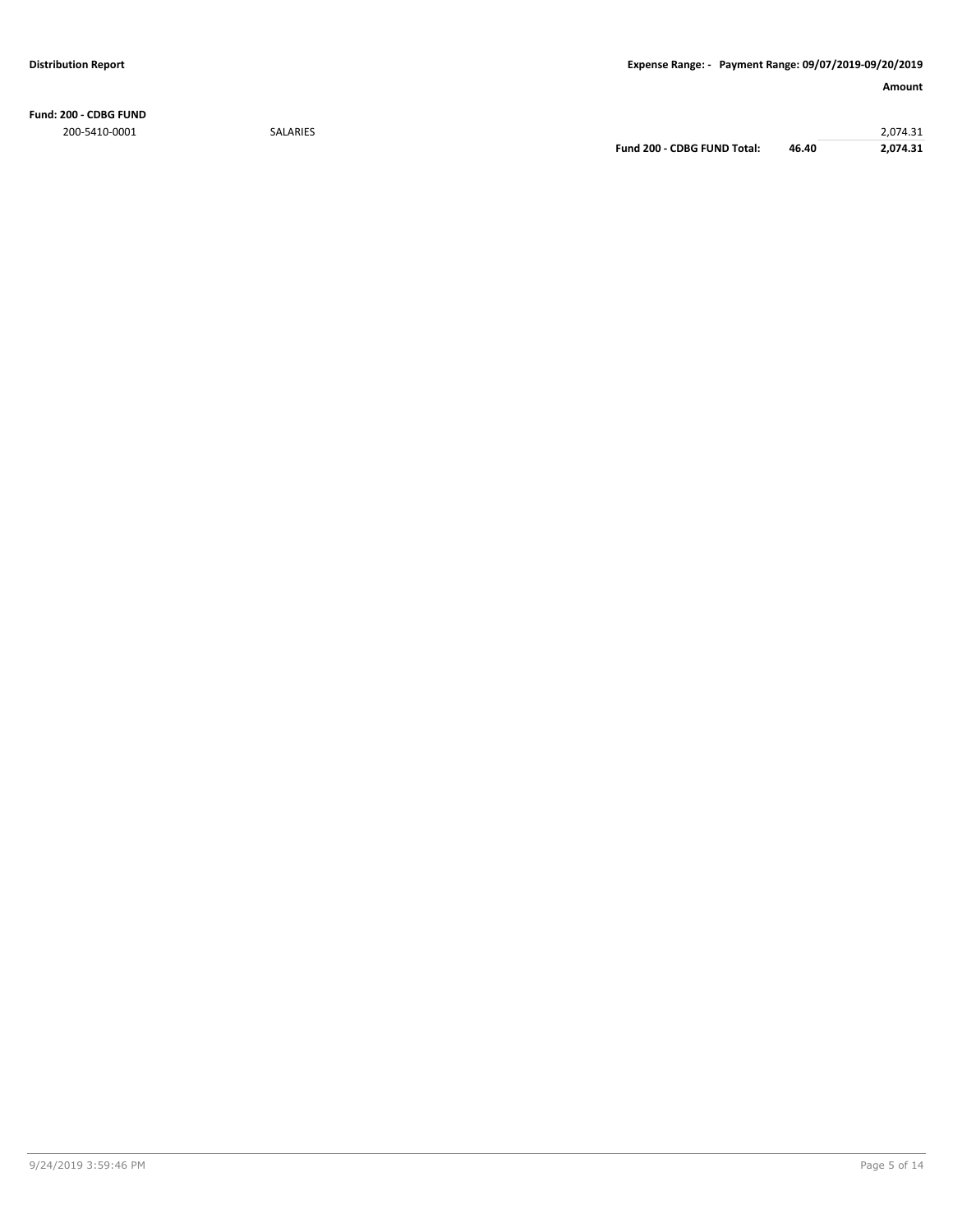**Distribution Report** | **Expense Range: - Payment Range: 09/07/2019-09/20/2019**

| | | | | **Amount** |
|---|---|---|---|---|
| **Fund: 200 - CDBG FUND** | | | | |
| 200-5410-0001 | SALARIES | | | 2,074.31 |
| | | **Fund 200 - CDBG FUND Total:** | **46.40** | **2,074.31** |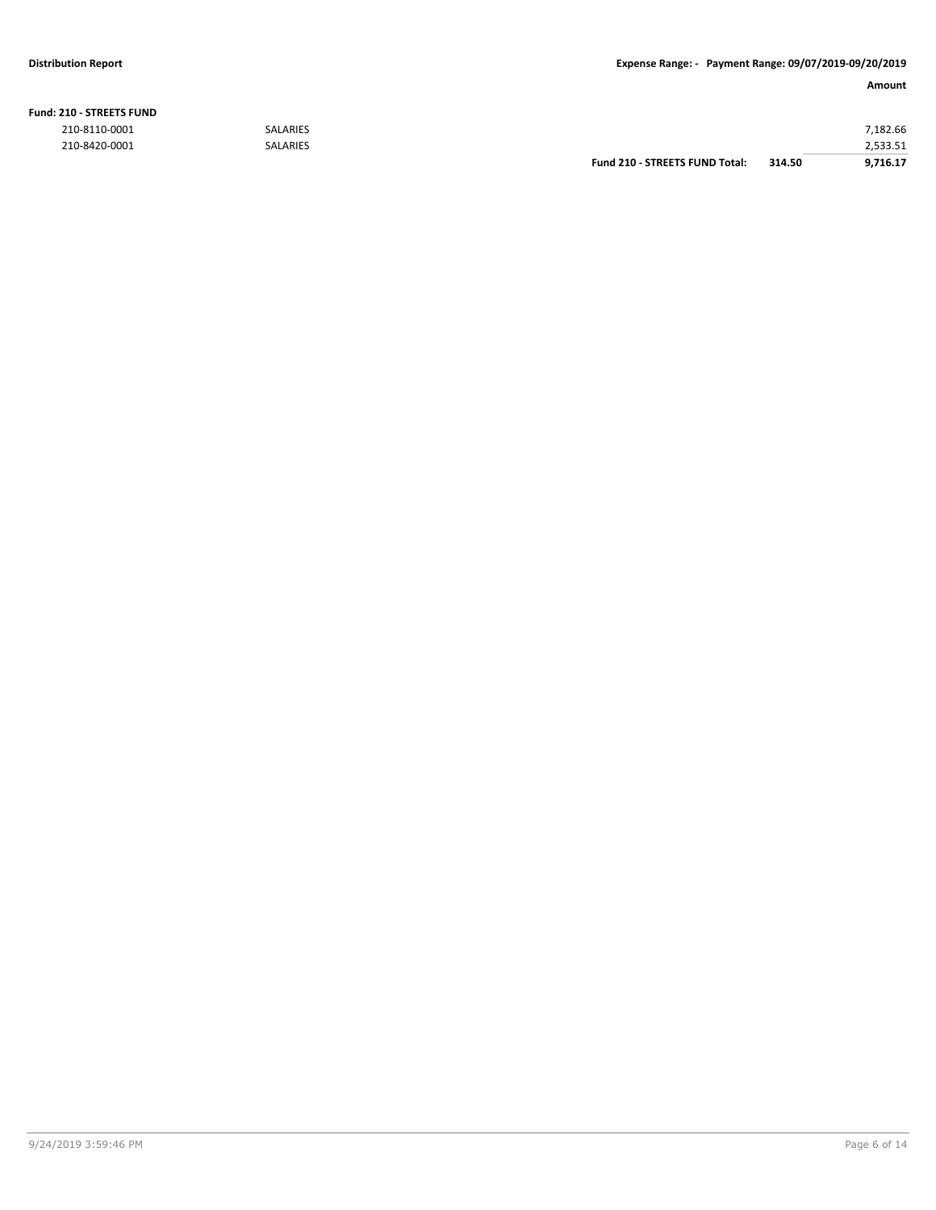**Distribution Report** | **Expense Range: - Payment Range: 09/07/2019-09/20/2019**

| | | | | **Amount** |
|---|---|---|---|---|
| **Fund: 210 - STREETS FUND** | | | | |
| 210-8110-0001 | SALARIES | | | 7,182.66 |
| 210-8420-0001 | SALARIES | | | 2,533.51 |
| | | **Fund 210 - STREETS FUND Total:** | **314.50** | **9,716.17** |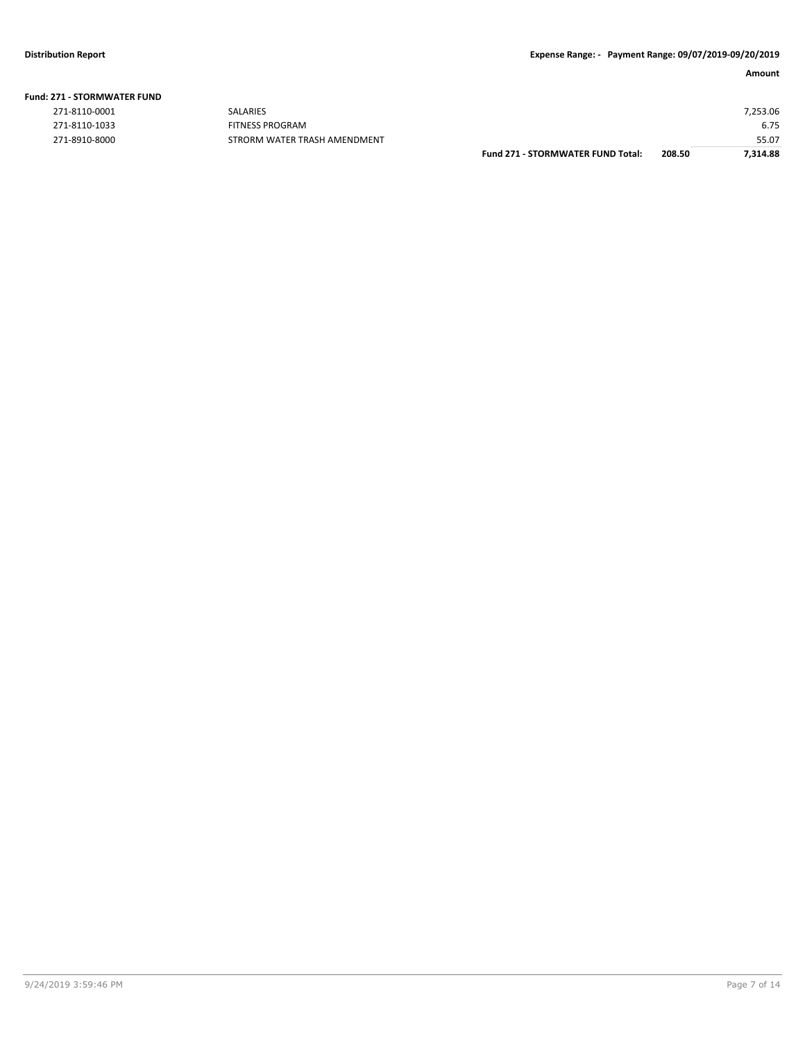**Distribution Report** **Expense Range: - Payment Range: 09/07/2019-09/20/2019**

**Fund: 271 - STORMWATER FUND**

| | | | | Amount |
|---|---|---|---|---|
| 271-8110-0001 | SALARIES | | | 7,253.06 |
| 271-8110-1033 | FITNESS PROGRAM | | | 6.75 |
| 271-8910-8000 | STRORM WATER TRASH AMENDMENT | | | 55.07 |
| | | **Fund 271 - STORMWATER FUND Total:** | **208.50** | **7,314.88** |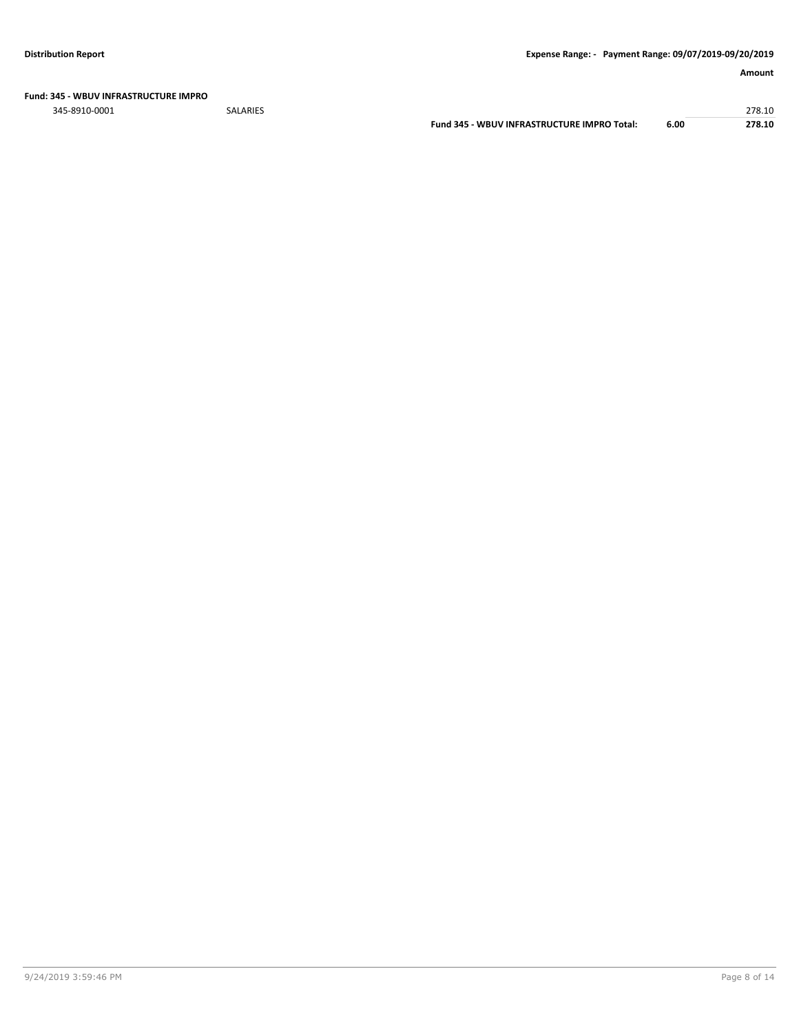**Fund: 345 - WBUV INFRASTRUCTURE IMPRO**

| | | | | Amount |
|---|---|---|---|---|
| 345-8910-0001 | SALARIES | | | 278.10 |
| | | **Fund 345 - WBUV INFRASTRUCTURE IMPRO Total:** | **6.00** | **278.10** |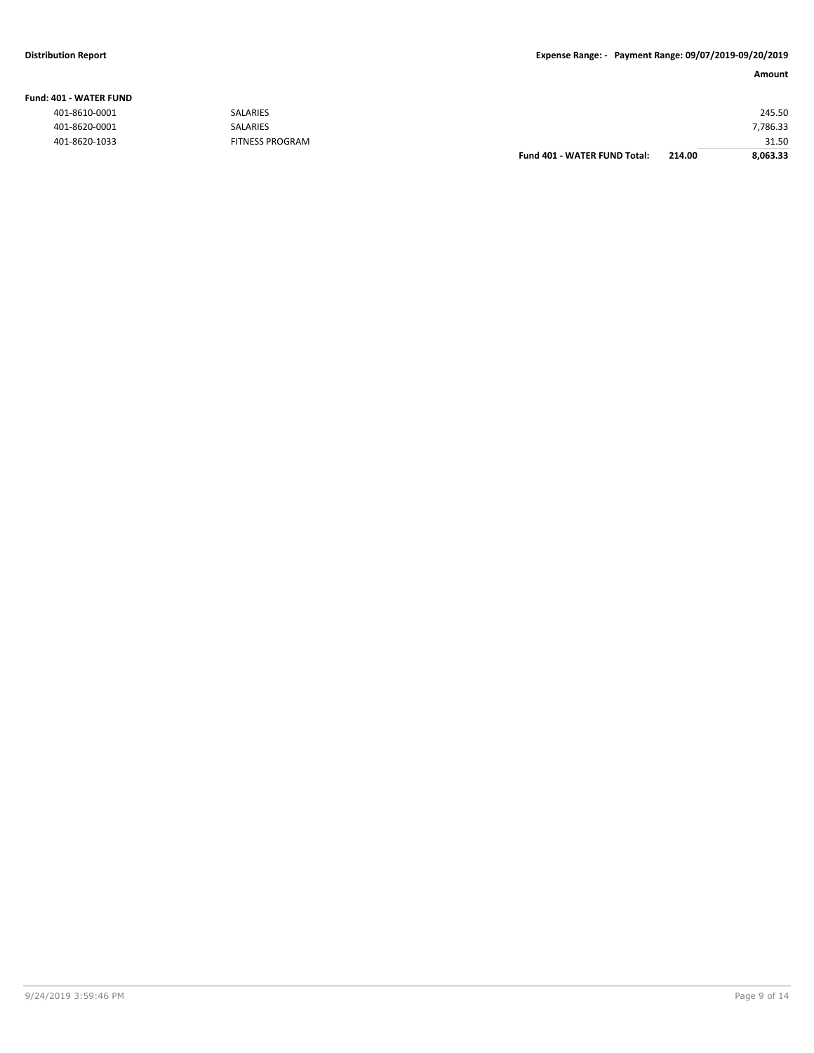| | | | | Amount |
|---|---|---|---|---|
| **Fund: 401 - WATER FUND** | | | | |
| 401-8610-0001 | SALARIES | | | 245.50 |
| 401-8620-0001 | SALARIES | | | 7,786.33 |
| 401-8620-1033 | FITNESS PROGRAM | | | 31.50 |
| | | **Fund 401 - WATER FUND Total:** | **214.00** | **8,063.33** |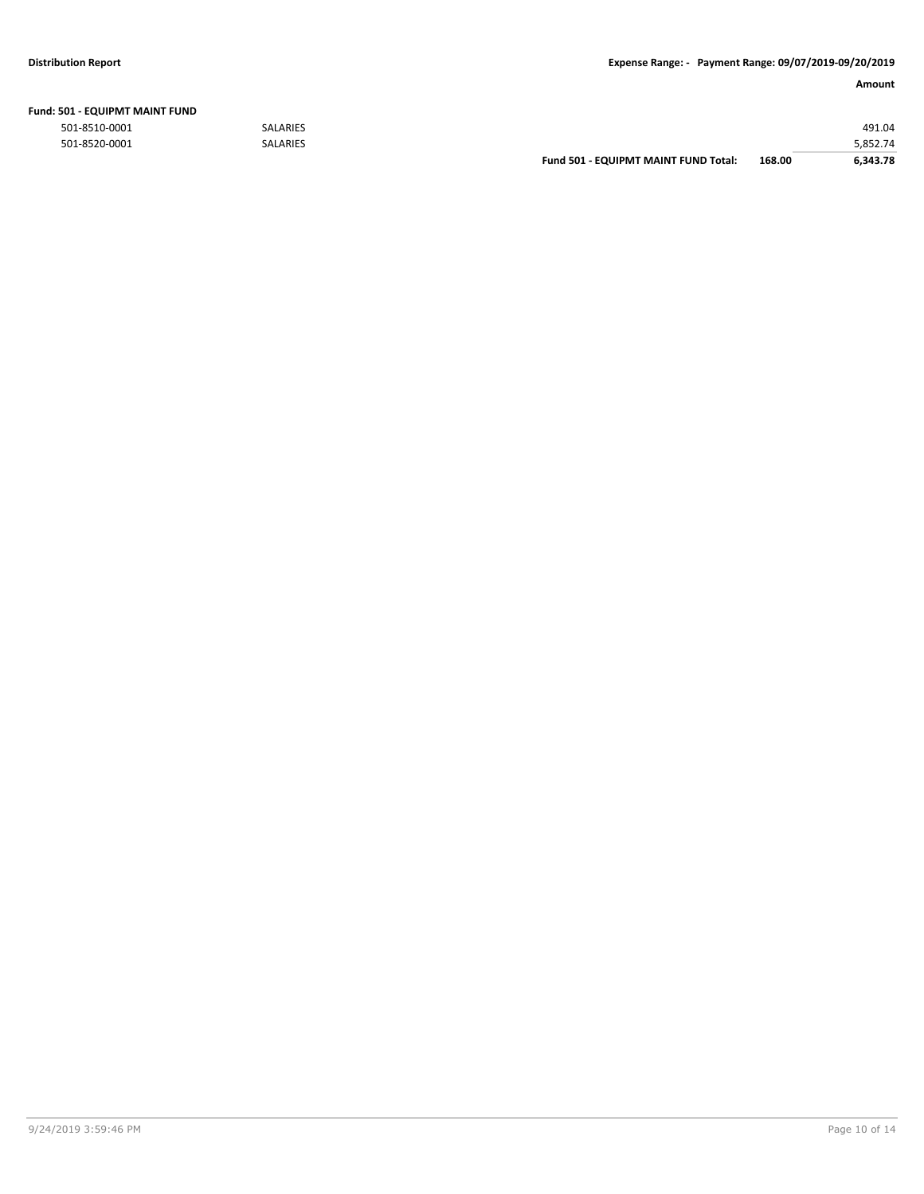**Fund: 501 - EQUIPMT MAINT FUND**

| Account | Description | | | Amount |
|---|---|---|---|---|
| 501-8510-0001 | SALARIES | | | 491.04 |
| 501-8520-0001 | SALARIES | | | 5,852.74 |
| | | **Fund 501 - EQUIPMT MAINT FUND Total:** | **168.00** | **6,343.78** |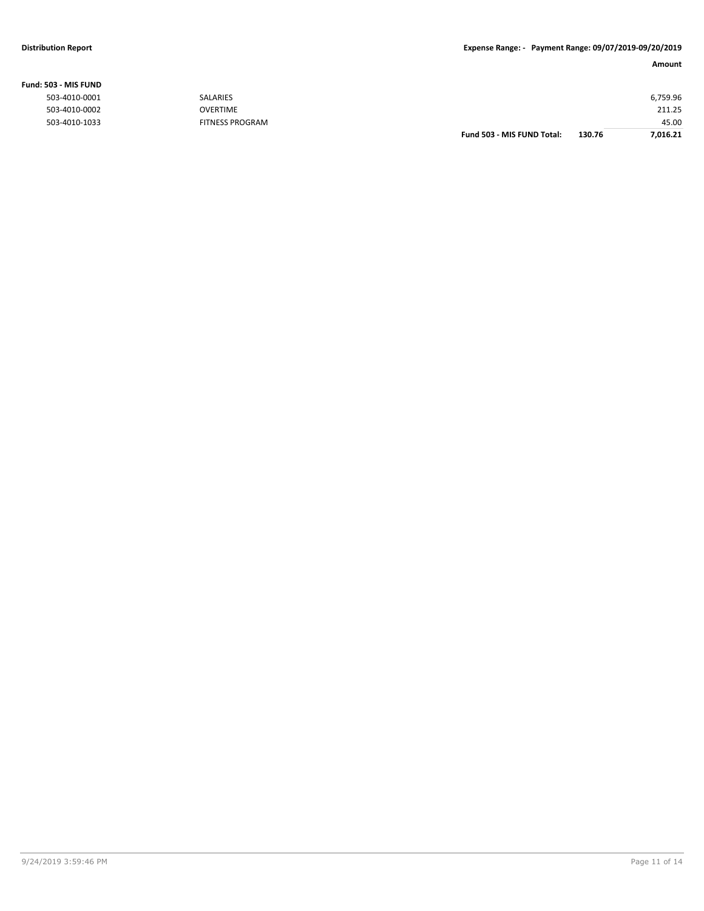**Fund: 503 - MIS FUND**

| | | | Amount |
|---|---|---|---|
| 503-4010-0001 | SALARIES | | 6,759.96 |
| 503-4010-0002 | OVERTIME | | 211.25 |
| 503-4010-1033 | FITNESS PROGRAM | | 45.00 |
| | **Fund 503 - MIS FUND Total:** | **130.76** | **7,016.21** |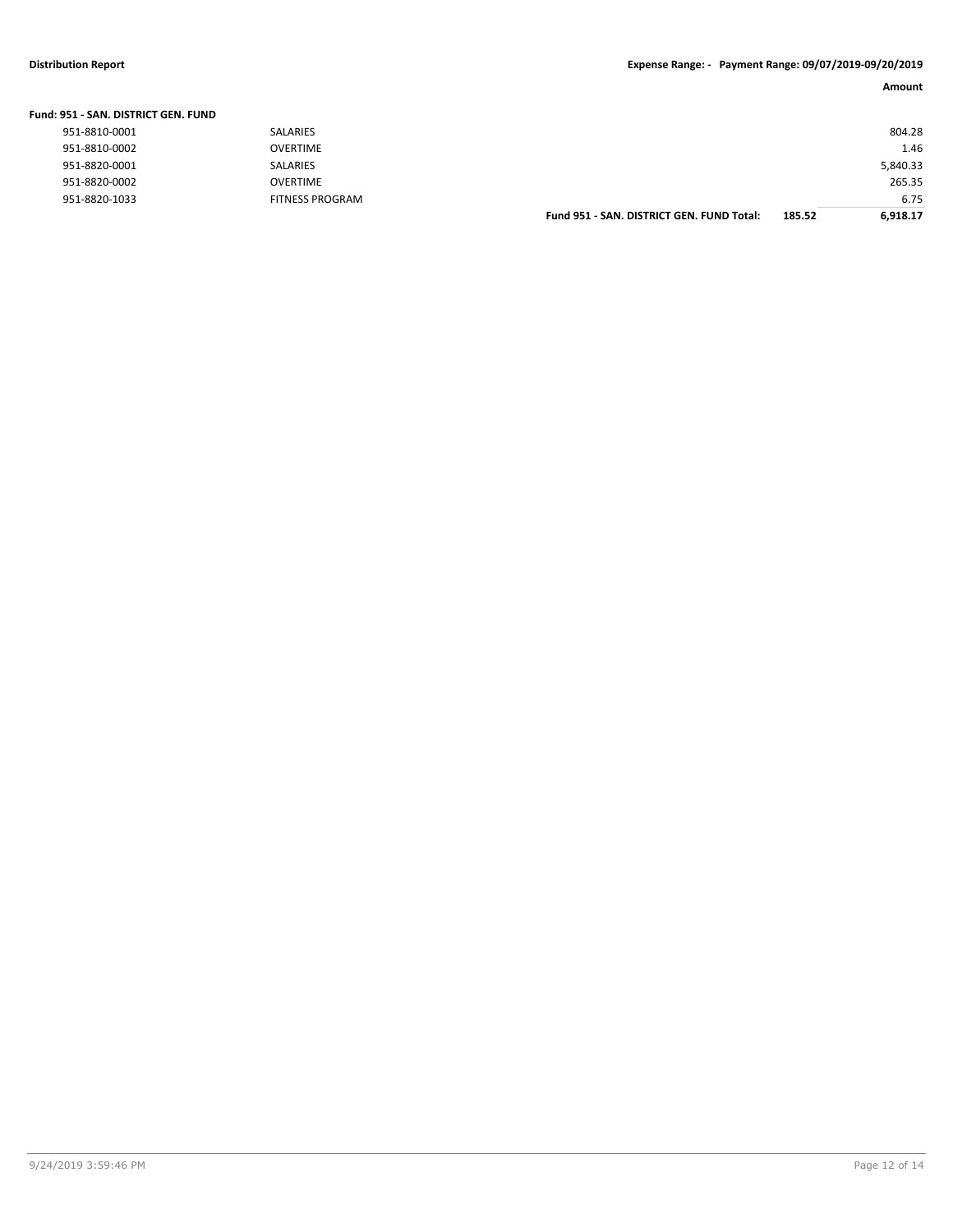**Distribution Report** **Expense Range: - Payment Range: 09/07/2019-09/20/2019**

**Fund: 951 - SAN. DISTRICT GEN. FUND**

| | | | | Amount |
|---|---|---|---|---|
| 951-8810-0001 | SALARIES | | | 804.28 |
| 951-8810-0002 | OVERTIME | | | 1.46 |
| 951-8820-0001 | SALARIES | | | 5,840.33 |
| 951-8820-0002 | OVERTIME | | | 265.35 |
| 951-8820-1033 | FITNESS PROGRAM | | | 6.75 |
| | | **Fund 951 - SAN. DISTRICT GEN. FUND Total:** | **185.52** | **6,918.17** |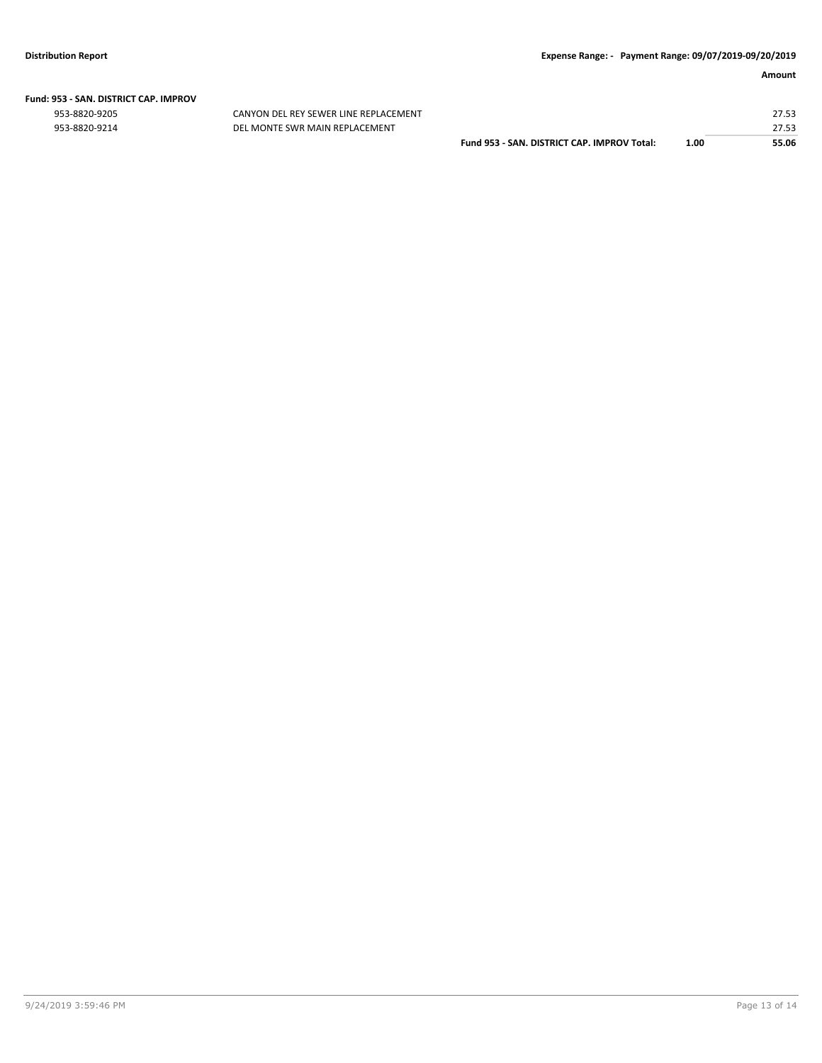**Fund: 953 - SAN. DISTRICT CAP. IMPROV**

| Account | Description | | | Amount |
|---|---|---|---|---|
| 953-8820-9205 | CANYON DEL REY SEWER LINE REPLACEMENT | | | 27.53 |
| 953-8820-9214 | DEL MONTE SWR MAIN REPLACEMENT | | | 27.53 |
| | | **Fund 953 - SAN. DISTRICT CAP. IMPROV Total:** | **1.00** | **55.06** |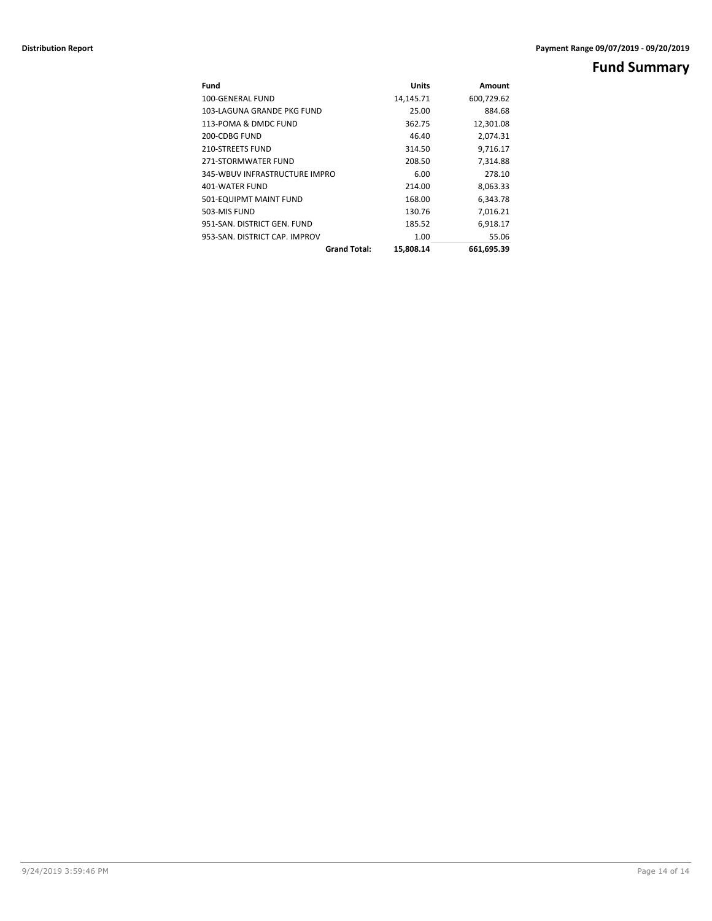# Fund Summary

| Fund | Units | Amount |
|---|---|---|
| 100-GENERAL FUND | 14,145.71 | 600,729.62 |
| 103-LAGUNA GRANDE PKG FUND | 25.00 | 884.68 |
| 113-POMA & DMDC FUND | 362.75 | 12,301.08 |
| 200-CDBG FUND | 46.40 | 2,074.31 |
| 210-STREETS FUND | 314.50 | 9,716.17 |
| 271-STORMWATER FUND | 208.50 | 7,314.88 |
| 345-WBUV INFRASTRUCTURE IMPRO | 6.00 | 278.10 |
| 401-WATER FUND | 214.00 | 8,063.33 |
| 501-EQUIPMT MAINT FUND | 168.00 | 6,343.78 |
| 503-MIS FUND | 130.76 | 7,016.21 |
| 951-SAN. DISTRICT GEN. FUND | 185.52 | 6,918.17 |
| 953-SAN. DISTRICT CAP. IMPROV | 1.00 | 55.06 |
| **Grand Total:** | **15,808.14** | **661,695.39** |